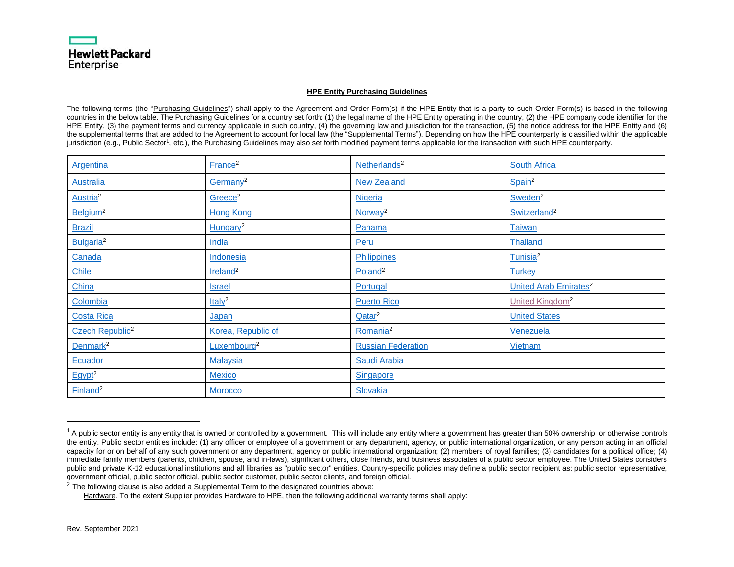Hewlett Packard Enterprise

## HPE Entity Purchasing Guidelines

The following terms (the "Purchasing Guidelines") shall apply to the Agreement and Order Form(s) if the HPE Entity that is a party to such Order Form(s) is based in the following countries in the below table. The Purchasing Guidelines for a country set forth: (1) the legal name of the HPE Entity operating in the country, (2) the HPE company code identifier for the HPE Entity, (3) the payment terms and currency applicable in such country, (4) the governing law and jurisdiction for the transaction, (5) the notice address for the HPE Entity and (6) the supplemental terms that are added to the Agreement to account for local law (the "Supplemental Terms"). Depending on how the HPE counterparty is classified within the applicable jurisdiction (e.g., Public Sector[1], etc.), the Purchasing Guidelines may also set forth modified payment terms applicable for the transaction with such HPE counterparty.

| | | | |
|---|---|---|---|
| Argentina | France[2] | Netherlands[2] | South Africa |
| Australia | Germany[2] | New Zealand | Spain[2] |
| Austria[2] | Greece[2] | Nigeria | Sweden[2] |
| Belgium[2] | Hong Kong | Norway[2] | Switzerland[2] |
| Brazil | Hungary[2] | Panama | Taiwan |
| Bulgaria[2] | India | Peru | Thailand |
| Canada | Indonesia | Philippines | Tunisia[2] |
| Chile | Ireland[2] | Poland[2] | Turkey |
| China | Israel | Portugal | United Arab Emirates[2] |
| Colombia | Italy[2] | Puerto Rico | United Kingdom[2] |
| Costa Rica | Japan | Qatar[2] | United States |
| Czech Republic[2] | Korea, Republic of | Romania[2] | Venezuela |
| Denmark[2] | Luxembourg[2] | Russian Federation | Vietnam |
| Ecuador | Malaysia | Saudi Arabia | |
| Egypt[2] | Mexico | Singapore | |
| Finland[2] | Morocco | Slovakia | |

---

[1] A public sector entity is any entity that is owned or controlled by a government. This will include any entity where a government has greater than 50% ownership, or otherwise controls the entity. Public sector entities include: (1) any officer or employee of a government or any department, agency, or public international organization, or any person acting in an official capacity for or on behalf of any such government or any department, agency or public international organization; (2) members of royal families; (3) candidates for a political office; (4) immediate family members (parents, children, spouse, and in-laws), significant others, close friends, and business associates of a public sector employee. The United States considers public and private K-12 educational institutions and all libraries as "public sector" entities. Country-specific policies may define a public sector recipient as: public sector representative, government official, public sector official, public sector customer, public sector clients, and foreign official.

[2] The following clause is also added a Supplemental Term to the designated countries above:

Hardware. To the extent Supplier provides Hardware to HPE, then the following additional warranty terms shall apply:

Rev. September 2021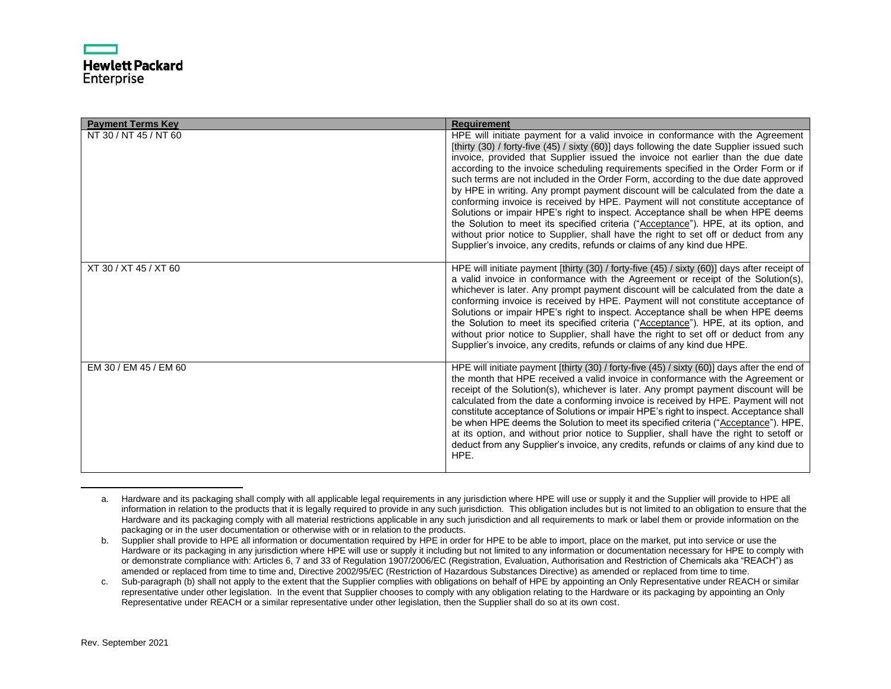| Payment Terms Key | Requirement |
| --- | --- |
| NT 30 / NT 45 / NT 60 | HPE will initiate payment for a valid invoice in conformance with the Agreement [thirty (30) / forty-five (45) / sixty (60)] days following the date Supplier issued such invoice, provided that Supplier issued the invoice not earlier than the due date according to the invoice scheduling requirements specified in the Order Form or if such terms are not included in the Order Form, according to the due date approved by HPE in writing. Any prompt payment discount will be calculated from the date a conforming invoice is received by HPE. Payment will not constitute acceptance of Solutions or impair HPE's right to inspect. Acceptance shall be when HPE deems the Solution to meet its specified criteria ("Acceptance"). HPE, at its option, and without prior notice to Supplier, shall have the right to set off or deduct from any Supplier's invoice, any credits, refunds or claims of any kind due HPE. |
| XT 30 / XT 45 / XT 60 | HPE will initiate payment [thirty (30) / forty-five (45) / sixty (60)] days after receipt of a valid invoice in conformance with the Agreement or receipt of the Solution(s), whichever is later. Any prompt payment discount will be calculated from the date a conforming invoice is received by HPE. Payment will not constitute acceptance of Solutions or impair HPE's right to inspect. Acceptance shall be when HPE deems the Solution to meet its specified criteria ("Acceptance"). HPE, at its option, and without prior notice to Supplier, shall have the right to set off or deduct from any Supplier's invoice, any credits, refunds or claims of any kind due HPE. |
| EM 30 / EM 45 / EM 60 | HPE will initiate payment [thirty (30) / forty-five (45) / sixty (60)] days after the end of the month that HPE received a valid invoice in conformance with the Agreement or receipt of the Solution(s), whichever is later. Any prompt payment discount will be calculated from the date a conforming invoice is received by HPE. Payment will not constitute acceptance of Solutions or impair HPE's right to inspect. Acceptance shall be when HPE deems the Solution to meet its specified criteria ("Acceptance"). HPE, at its option, and without prior notice to Supplier, shall have the right to setoff or deduct from any Supplier's invoice, any credits, refunds or claims of any kind due to HPE. |

---

a. Hardware and its packaging shall comply with all applicable legal requirements in any jurisdiction where HPE will use or supply it and the Supplier will provide to HPE all information in relation to the products that it is legally required to provide in any such jurisdiction. This obligation includes but is not limited to an obligation to ensure that the Hardware and its packaging comply with all material restrictions applicable in any such jurisdiction and all requirements to mark or label them or provide information on the packaging or in the user documentation or otherwise with or in relation to the products.

b. Supplier shall provide to HPE all information or documentation required by HPE in order for HPE to be able to import, place on the market, put into service or use the Hardware or its packaging in any jurisdiction where HPE will use or supply it including but not limited to any information or documentation necessary for HPE to comply with or demonstrate compliance with: Articles 6, 7 and 33 of Regulation 1907/2006/EC (Registration, Evaluation, Authorisation and Restriction of Chemicals aka "REACH") as amended or replaced from time to time and, Directive 2002/95/EC (Restriction of Hazardous Substances Directive) as amended or replaced from time to time.

c. Sub-paragraph (b) shall not apply to the extent that the Supplier complies with obligations on behalf of HPE by appointing an Only Representative under REACH or similar representative under other legislation. In the event that Supplier chooses to comply with any obligation relating to the Hardware or its packaging by appointing an Only Representative under REACH or a similar representative under other legislation, then the Supplier shall do so at its own cost.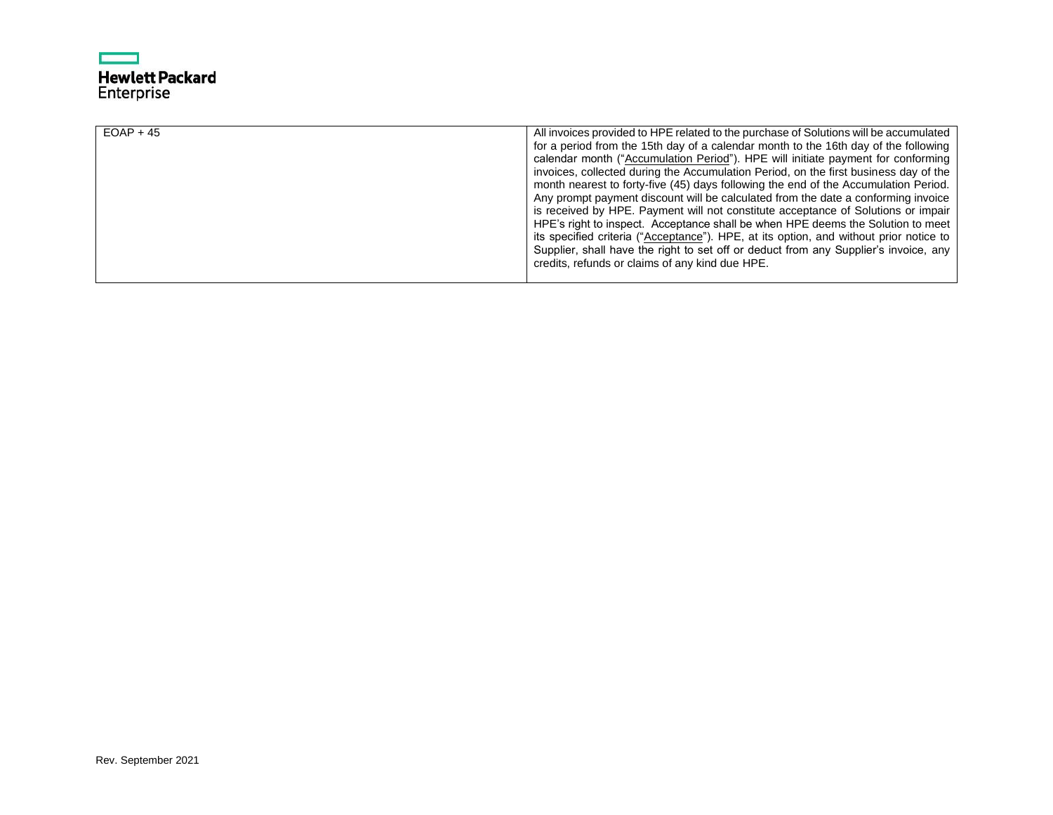| EOAP + 45 | All invoices provided to HPE related to the purchase of Solutions will be accumulated for a period from the 15th day of a calendar month to the 16th day of the following calendar month ("Accumulation Period"). HPE will initiate payment for conforming invoices, collected during the Accumulation Period, on the first business day of the month nearest to forty-five (45) days following the end of the Accumulation Period. Any prompt payment discount will be calculated from the date a conforming invoice is received by HPE. Payment will not constitute acceptance of Solutions or impair HPE's right to inspect. Acceptance shall be when HPE deems the Solution to meet its specified criteria ("Acceptance"). HPE, at its option, and without prior notice to Supplier, shall have the right to set off or deduct from any Supplier's invoice, any credits, refunds or claims of any kind due HPE. |
|---|---|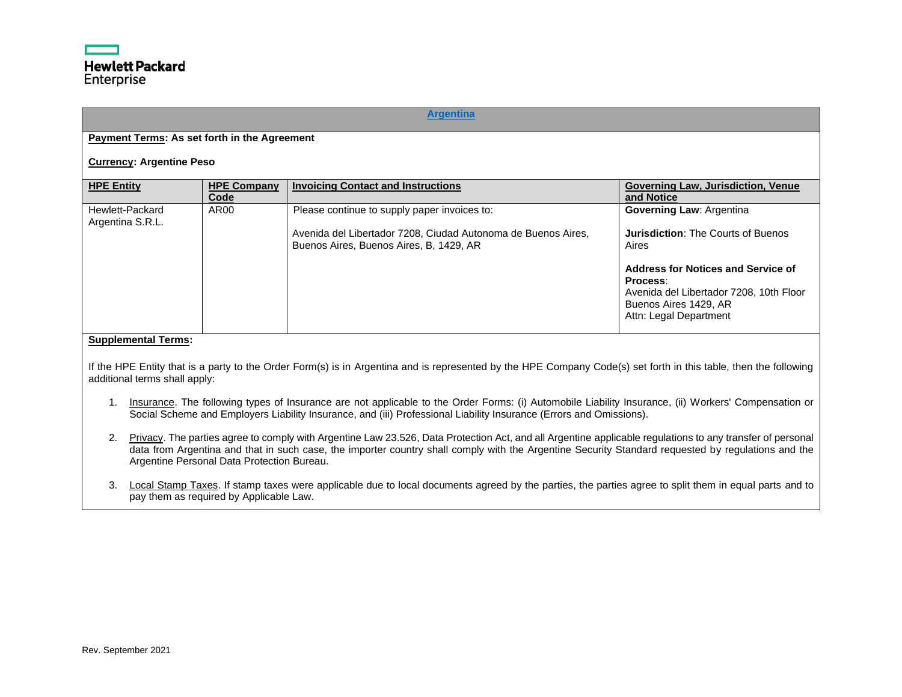## Argentina

**Payment Terms: As set forth in the Agreement**

**Currency: Argentine Peso**

| HPE Entity | HPE Company Code | Invoicing Contact and Instructions | Governing Law, Jurisdiction, Venue and Notice |
|---|---|---|---|
| Hewlett-Packard Argentina S.R.L. | AR00 | Please continue to supply paper invoices to:<br><br>Avenida del Libertador 7208, Ciudad Autonoma de Buenos Aires, Buenos Aires, Buenos Aires, B, 1429, AR | **Governing Law**: Argentina<br><br>**Jurisdiction**: The Courts of Buenos Aires<br><br>**Address for Notices and Service of Process**:<br>Avenida del Libertador 7208, 10th Floor<br>Buenos Aires 1429, AR<br>Attn: Legal Department |

**Supplemental Terms:**

If the HPE Entity that is a party to the Order Form(s) is in Argentina and is represented by the HPE Company Code(s) set forth in this table, then the following additional terms shall apply:

1. Insurance. The following types of Insurance are not applicable to the Order Forms: (i) Automobile Liability Insurance, (ii) Workers' Compensation or Social Scheme and Employers Liability Insurance, and (iii) Professional Liability Insurance (Errors and Omissions).

2. Privacy. The parties agree to comply with Argentine Law 23.526, Data Protection Act, and all Argentine applicable regulations to any transfer of personal data from Argentina and that in such case, the importer country shall comply with the Argentine Security Standard requested by regulations and the Argentine Personal Data Protection Bureau.

3. Local Stamp Taxes. If stamp taxes were applicable due to local documents agreed by the parties, the parties agree to split them in equal parts and to pay them as required by Applicable Law.

Rev. September 2021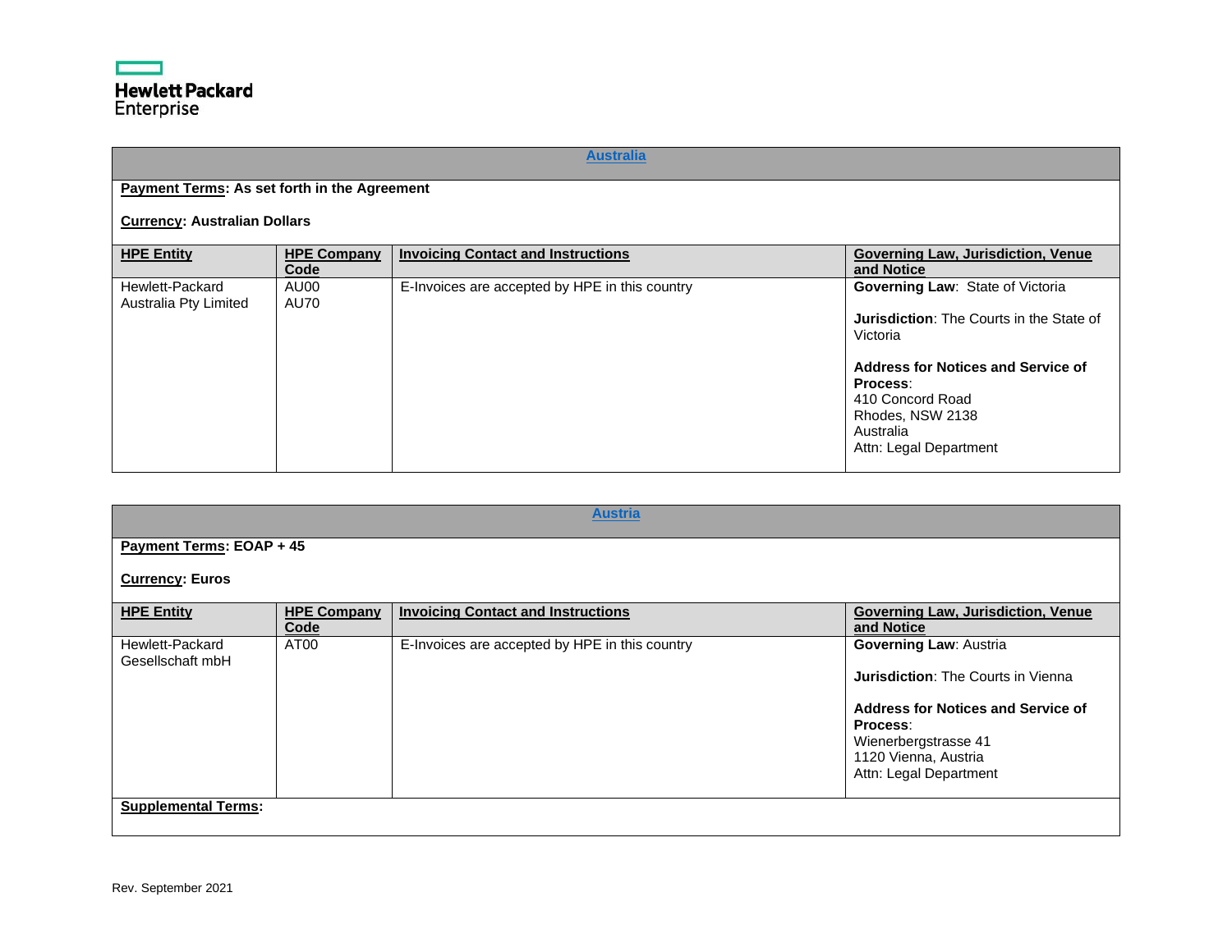## Australia

**Payment Terms: As set forth in the Agreement**

**Currency: Australian Dollars**

| HPE Entity | HPE Company Code | Invoicing Contact and Instructions | Governing Law, Jurisdiction, Venue and Notice |
|---|---|---|---|
| Hewlett-Packard Australia Pty Limited | AU00<br>AU70 | E-Invoices are accepted by HPE in this country | **Governing Law**: State of Victoria<br><br>**Jurisdiction**: The Courts in the State of Victoria<br><br>**Address for Notices and Service of Process**:<br>410 Concord Road<br>Rhodes, NSW 2138<br>Australia<br>Attn: Legal Department |

## Austria

**Payment Terms: EOAP + 45**

**Currency: Euros**

| HPE Entity | HPE Company Code | Invoicing Contact and Instructions | Governing Law, Jurisdiction, Venue and Notice |
|---|---|---|---|
| Hewlett-Packard Gesellschaft mbH | AT00 | E-Invoices are accepted by HPE in this country | **Governing Law**: Austria<br><br>**Jurisdiction**: The Courts in Vienna<br><br>**Address for Notices and Service of Process**:<br>Wienerbergstrasse 41<br>1120 Vienna, Austria<br>Attn: Legal Department |

**Supplemental Terms:**

Rev. September 2021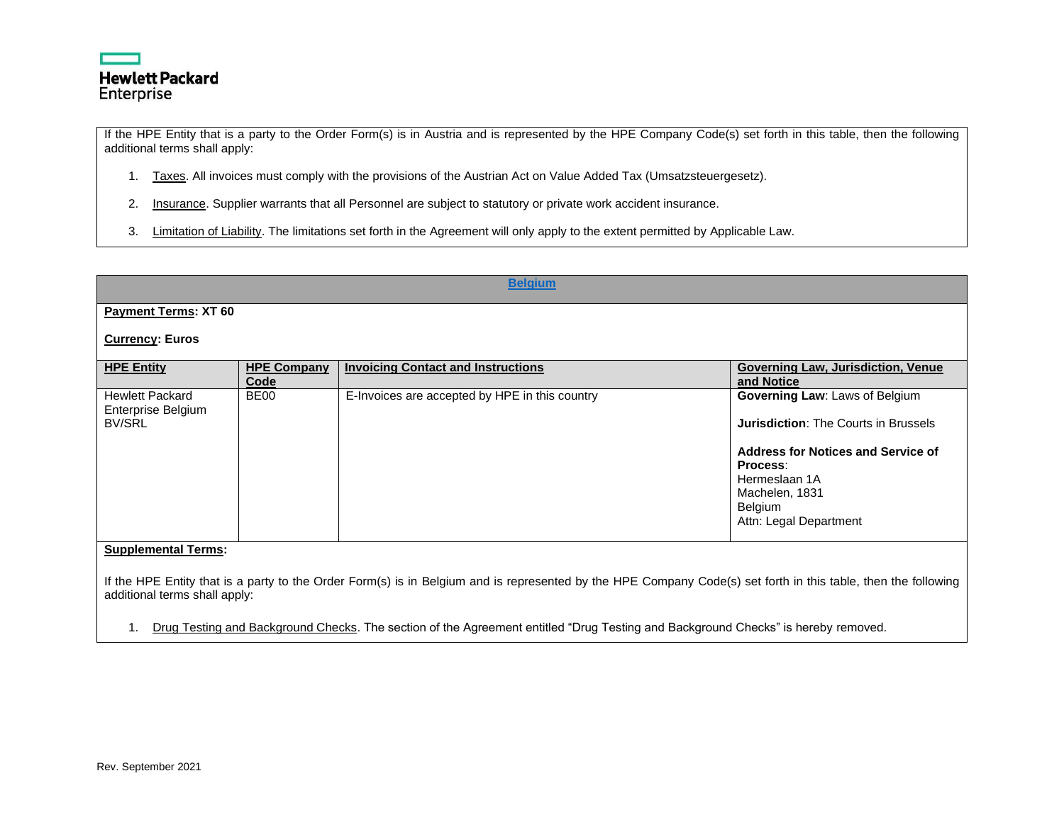If the HPE Entity that is a party to the Order Form(s) is in Austria and is represented by the HPE Company Code(s) set forth in this table, then the following additional terms shall apply:

1. Taxes. All invoices must comply with the provisions of the Austrian Act on Value Added Tax (Umsatzsteuergesetz).
2. Insurance. Supplier warrants that all Personnel are subject to statutory or private work accident insurance.
3. Limitation of Liability. The limitations set forth in the Agreement will only apply to the extent permitted by Applicable Law.

## Belgium

**Payment Terms: XT 60**

**Currency: Euros**

| HPE Entity | HPE Company Code | Invoicing Contact and Instructions | Governing Law, Jurisdiction, Venue and Notice |
|---|---|---|---|
| Hewlett Packard Enterprise Belgium BV/SRL | BE00 | E-Invoices are accepted by HPE in this country | **Governing Law**: Laws of Belgium<br><br>**Jurisdiction**: The Courts in Brussels<br><br>**Address for Notices and Service of Process**:<br>Hermeslaan 1A<br>Machelen, 1831<br>Belgium<br>Attn: Legal Department |

**Supplemental Terms:**

If the HPE Entity that is a party to the Order Form(s) is in Belgium and is represented by the HPE Company Code(s) set forth in this table, then the following additional terms shall apply:

1. Drug Testing and Background Checks. The section of the Agreement entitled "Drug Testing and Background Checks" is hereby removed.

Rev. September 2021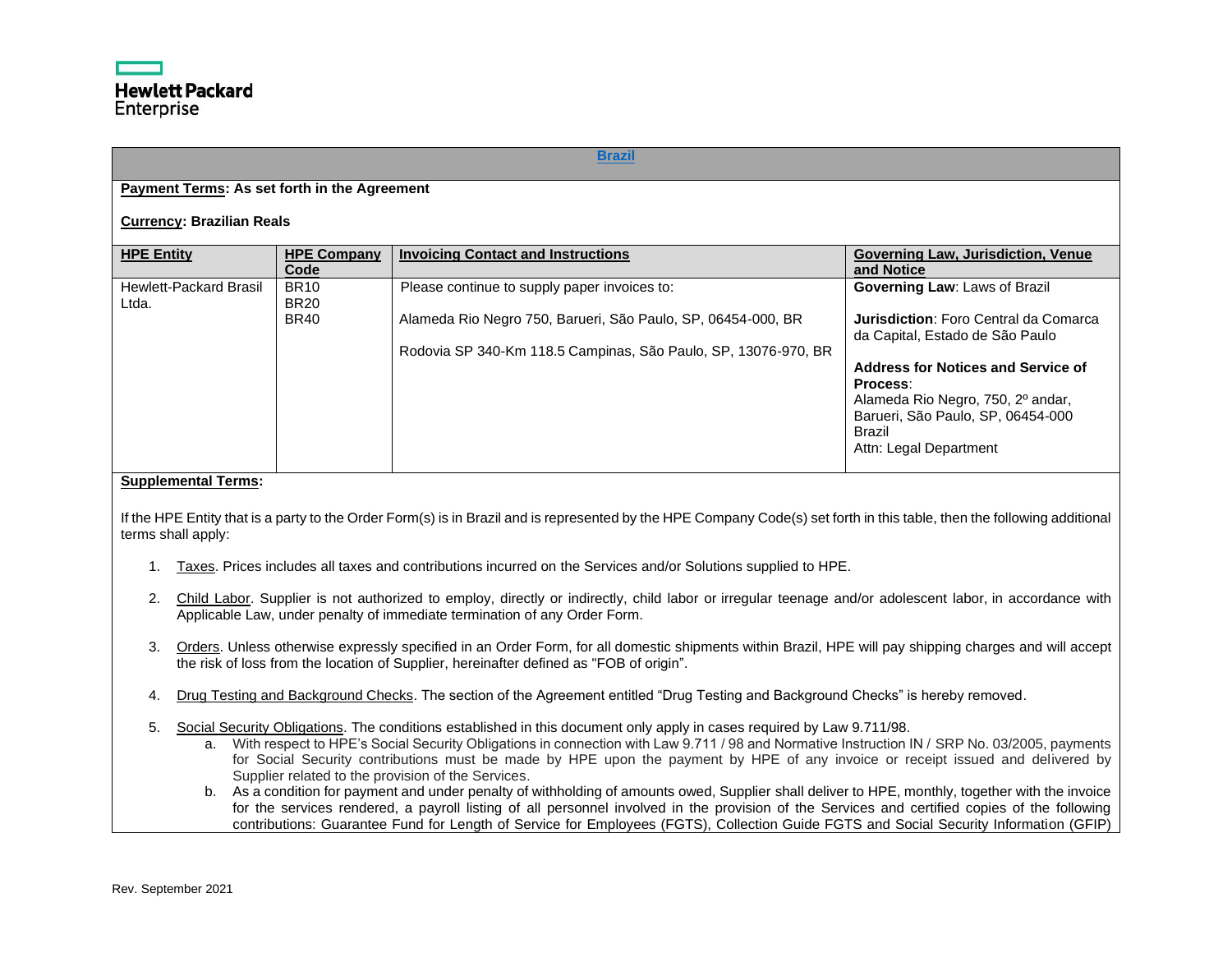## Brazil

**Payment Terms: As set forth in the Agreement**

**Currency: Brazilian Reals**

| HPE Entity | HPE Company Code | Invoicing Contact and Instructions | Governing Law, Jurisdiction, Venue and Notice |
|---|---|---|---|
| Hewlett-Packard Brasil Ltda. | BR10<br>BR20<br>BR40 | Please continue to supply paper invoices to:<br><br>Alameda Rio Negro 750, Barueri, São Paulo, SP, 06454-000, BR<br><br>Rodovia SP 340-Km 118.5 Campinas, São Paulo, SP, 13076-970, BR | **Governing Law**: Laws of Brazil<br><br>**Jurisdiction**: Foro Central da Comarca da Capital, Estado de São Paulo<br><br>**Address for Notices and Service of Process**:<br>Alameda Rio Negro, 750, 2º andar, Barueri, São Paulo, SP, 06454-000 Brazil<br>Attn: Legal Department |

**Supplemental Terms:**

If the HPE Entity that is a party to the Order Form(s) is in Brazil and is represented by the HPE Company Code(s) set forth in this table, then the following additional terms shall apply:

1. Taxes. Prices includes all taxes and contributions incurred on the Services and/or Solutions supplied to HPE.
2. Child Labor. Supplier is not authorized to employ, directly or indirectly, child labor or irregular teenage and/or adolescent labor, in accordance with Applicable Law, under penalty of immediate termination of any Order Form.
3. Orders. Unless otherwise expressly specified in an Order Form, for all domestic shipments within Brazil, HPE will pay shipping charges and will accept the risk of loss from the location of Supplier, hereinafter defined as "FOB of origin".
4. Drug Testing and Background Checks. The section of the Agreement entitled "Drug Testing and Background Checks" is hereby removed.
5. Social Security Obligations. The conditions established in this document only apply in cases required by Law 9.711/98.
   a. With respect to HPE's Social Security Obligations in connection with Law 9.711 / 98 and Normative Instruction IN / SRP No. 03/2005, payments for Social Security contributions must be made by HPE upon the payment by HPE of any invoice or receipt issued and delivered by Supplier related to the provision of the Services.
   b. As a condition for payment and under penalty of withholding of amounts owed, Supplier shall deliver to HPE, monthly, together with the invoice for the services rendered, a payroll listing of all personnel involved in the provision of the Services and certified copies of the following contributions: Guarantee Fund for Length of Service for Employees (FGTS), Collection Guide FGTS and Social Security Information (GFIP)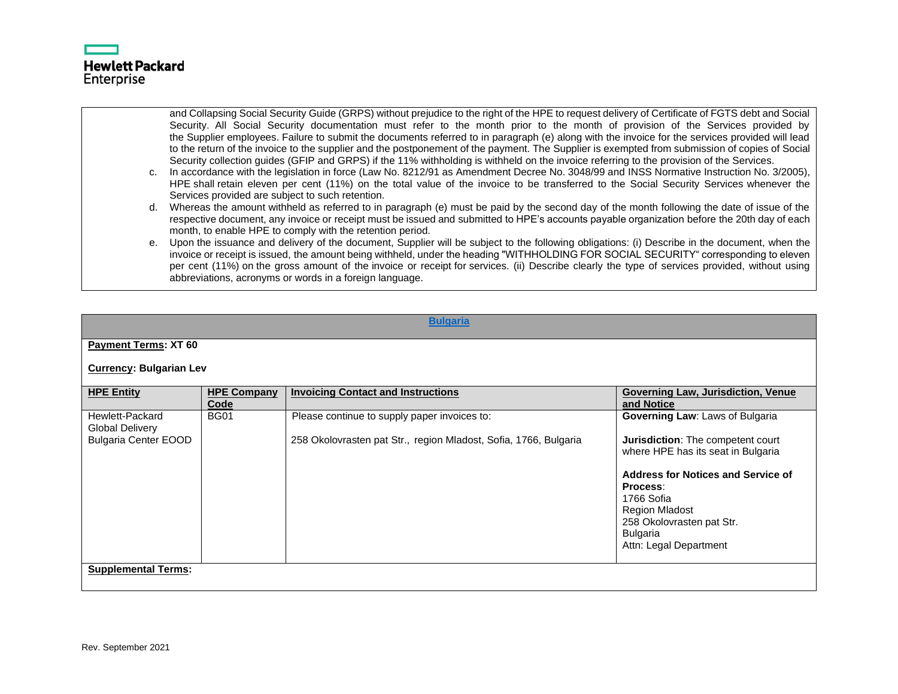and Collapsing Social Security Guide (GRPS) without prejudice to the right of the HPE to request delivery of Certificate of FGTS debt and Social Security. All Social Security documentation must refer to the month prior to the month of provision of the Services provided by the Supplier employees. Failure to submit the documents referred to in paragraph (e) along with the invoice for the services provided will lead to the return of the invoice to the supplier and the postponement of the payment. The Supplier is exempted from submission of copies of Social Security collection guides (GFIP and GRPS) if the 11% withholding is withheld on the invoice referring to the provision of the Services.

c. In accordance with the legislation in force (Law No. 8212/91 as Amendment Decree No. 3048/99 and INSS Normative Instruction No. 3/2005), HPE shall retain eleven per cent (11%) on the total value of the invoice to be transferred to the Social Security Services whenever the Services provided are subject to such retention.

d. Whereas the amount withheld as referred to in paragraph (e) must be paid by the second day of the month following the date of issue of the respective document, any invoice or receipt must be issued and submitted to HPE's accounts payable organization before the 20th day of each month, to enable HPE to comply with the retention period.

e. Upon the issuance and delivery of the document, Supplier will be subject to the following obligations: (i) Describe in the document, when the invoice or receipt is issued, the amount being withheld, under the heading "WITHHOLDING FOR SOCIAL SECURITY" corresponding to eleven per cent (11%) on the gross amount of the invoice or receipt for services. (ii) Describe clearly the type of services provided, without using abbreviations, acronyms or words in a foreign language.

## Bulgaria

**Payment Terms: XT 60**

**Currency: Bulgarian Lev**

| HPE Entity | HPE Company Code | Invoicing Contact and Instructions | Governing Law, Jurisdiction, Venue and Notice |
|---|---|---|---|
| Hewlett-Packard Global Delivery Bulgaria Center EOOD | BG01 | Please continue to supply paper invoices to:<br><br>258 Okolovrasten pat Str., region Mladost, Sofia, 1766, Bulgaria | **Governing Law**: Laws of Bulgaria<br><br>**Jurisdiction**: The competent court where HPE has its seat in Bulgaria<br><br>**Address for Notices and Service of Process**:<br>1766 Sofia<br>Region Mladost<br>258 Okolovrasten pat Str.<br>Bulgaria<br>Attn: Legal Department |

**Supplemental Terms:**

Rev. September 2021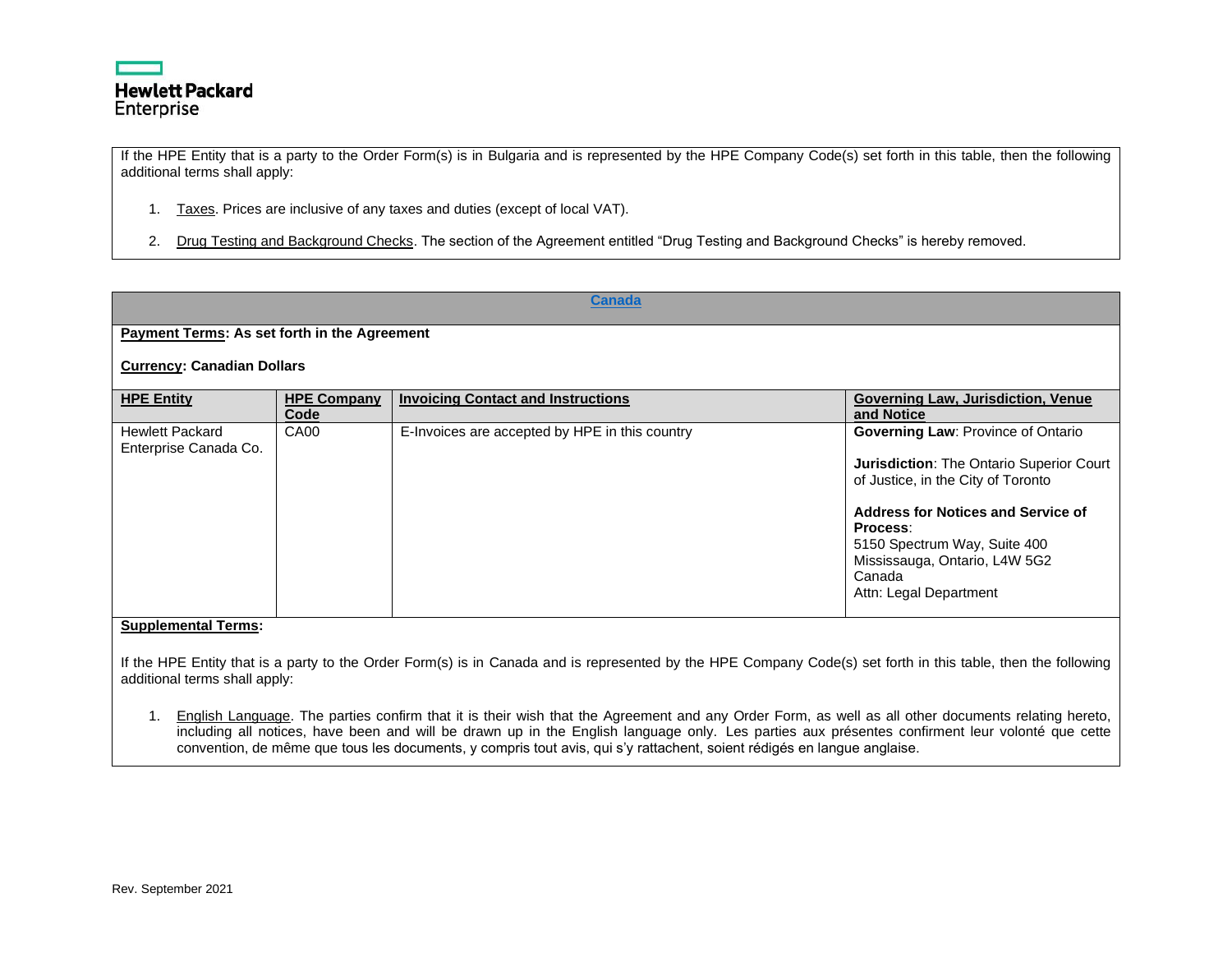If the HPE Entity that is a party to the Order Form(s) is in Bulgaria and is represented by the HPE Company Code(s) set forth in this table, then the following additional terms shall apply:

1. Taxes. Prices are inclusive of any taxes and duties (except of local VAT).

2. Drug Testing and Background Checks. The section of the Agreement entitled "Drug Testing and Background Checks" is hereby removed.

## Canada

**Payment Terms: As set forth in the Agreement**

**Currency: Canadian Dollars**

| HPE Entity | HPE Company Code | Invoicing Contact and Instructions | Governing Law, Jurisdiction, Venue and Notice |
|---|---|---|---|
| Hewlett Packard Enterprise Canada Co. | CA00 | E-Invoices are accepted by HPE in this country | **Governing Law**: Province of Ontario<br><br>**Jurisdiction**: The Ontario Superior Court of Justice, in the City of Toronto<br><br>**Address for Notices and Service of Process**:<br>5150 Spectrum Way, Suite 400<br>Mississauga, Ontario, L4W 5G2<br>Canada<br>Attn: Legal Department |

**Supplemental Terms:**

If the HPE Entity that is a party to the Order Form(s) is in Canada and is represented by the HPE Company Code(s) set forth in this table, then the following additional terms shall apply:

1. English Language. The parties confirm that it is their wish that the Agreement and any Order Form, as well as all other documents relating hereto, including all notices, have been and will be drawn up in the English language only. Les parties aux présentes confirment leur volonté que cette convention, de même que tous les documents, y compris tout avis, qui s'y rattachent, soient rédigés en langue anglaise.

Rev. September 2021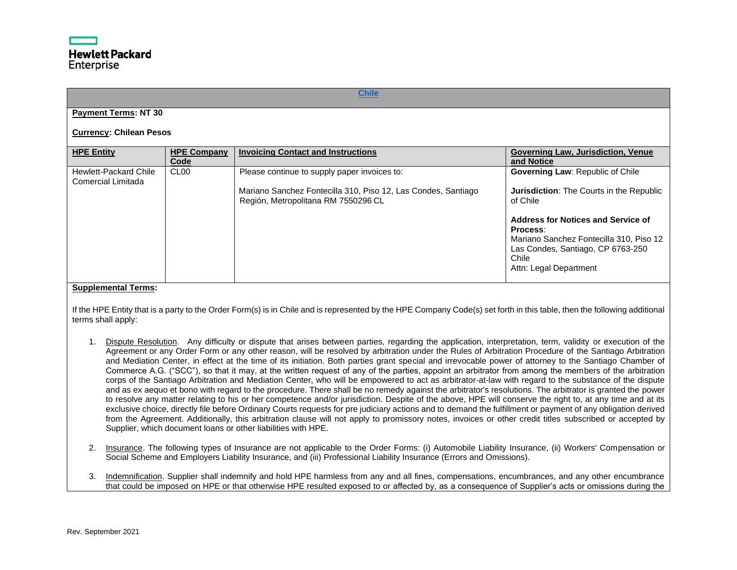## Chile

**Payment Terms: NT 30**

**Currency: Chilean Pesos**

| HPE Entity | HPE Company Code | Invoicing Contact and Instructions | Governing Law, Jurisdiction, Venue and Notice |
|---|---|---|---|
| Hewlett-Packard Chile Comercial Limitada | CL00 | Please continue to supply paper invoices to:<br><br>Mariano Sanchez Fontecilla 310, Piso 12, Las Condes, Santiago Región, Metropolitana RM 7550296 CL | **Governing Law**: Republic of Chile<br><br>**Jurisdiction**: The Courts in the Republic of Chile<br><br>**Address for Notices and Service of Process**:<br>Mariano Sanchez Fontecilla 310, Piso 12<br>Las Condes, Santiago, CP 6763-250<br>Chile<br>Attn: Legal Department |

**Supplemental Terms:**

If the HPE Entity that is a party to the Order Form(s) is in Chile and is represented by the HPE Company Code(s) set forth in this table, then the following additional terms shall apply:

1. Dispute Resolution. Any difficulty or dispute that arises between parties, regarding the application, interpretation, term, validity or execution of the Agreement or any Order Form or any other reason, will be resolved by arbitration under the Rules of Arbitration Procedure of the Santiago Arbitration and Mediation Center, in effect at the time of its initiation. Both parties grant special and irrevocable power of attorney to the Santiago Chamber of Commerce A.G. ("SCC"), so that it may, at the written request of any of the parties, appoint an arbitrator from among the members of the arbitration corps of the Santiago Arbitration and Mediation Center, who will be empowered to act as arbitrator-at-law with regard to the substance of the dispute and as ex aequo et bono with regard to the procedure. There shall be no remedy against the arbitrator's resolutions. The arbitrator is granted the power to resolve any matter relating to his or her competence and/or jurisdiction. Despite of the above, HPE will conserve the right to, at any time and at its exclusive choice, directly file before Ordinary Courts requests for pre judiciary actions and to demand the fulfillment or payment of any obligation derived from the Agreement. Additionally, this arbitration clause will not apply to promissory notes, invoices or other credit titles subscribed or accepted by Supplier, which document loans or other liabilities with HPE.

2. Insurance. The following types of Insurance are not applicable to the Order Forms: (i) Automobile Liability Insurance, (ii) Workers' Compensation or Social Scheme and Employers Liability Insurance, and (iii) Professional Liability Insurance (Errors and Omissions).

3. Indemnification. Supplier shall indemnify and hold HPE harmless from any and all fines, compensations, encumbrances, and any other encumbrance that could be imposed on HPE or that otherwise HPE resulted exposed to or affected by, as a consequence of Supplier's acts or omissions during the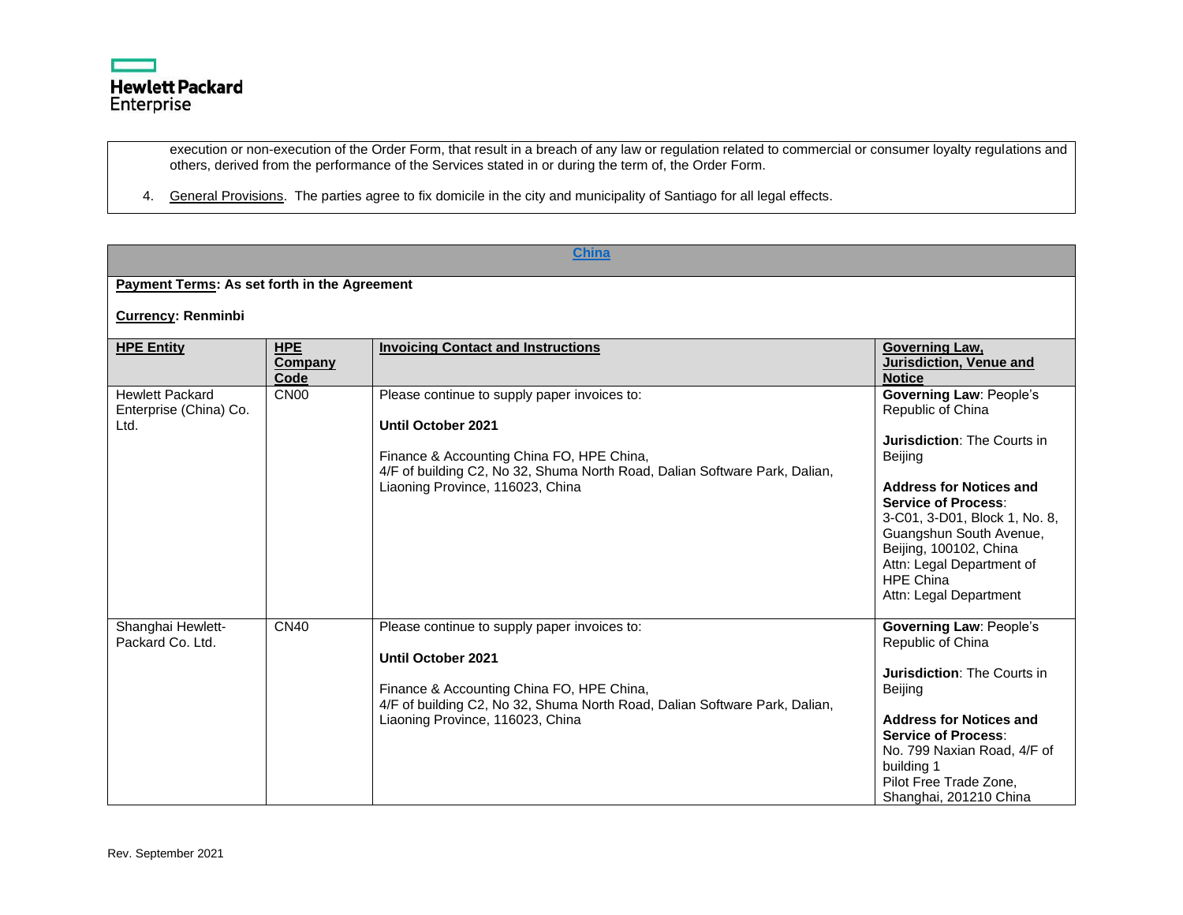execution or non-execution of the Order Form, that result in a breach of any law or regulation related to commercial or consumer loyalty regulations and others, derived from the performance of the Services stated in or during the term of, the Order Form.

4. General Provisions. The parties agree to fix domicile in the city and municipality of Santiago for all legal effects.

## China

**Payment Terms: As set forth in the Agreement**

**Currency: Renminbi**

| HPE Entity | HPE Company Code | Invoicing Contact and Instructions | Governing Law, Jurisdiction, Venue and Notice |
|---|---|---|---|
| Hewlett Packard Enterprise (China) Co. Ltd. | CN00 | Please continue to supply paper invoices to:<br><br>**Until October 2021**<br><br>Finance & Accounting China FO, HPE China,<br>4/F of building C2, No 32, Shuma North Road, Dalian Software Park, Dalian, Liaoning Province, 116023, China | **Governing Law**: People's Republic of China<br><br>**Jurisdiction**: The Courts in Beijing<br><br>**Address for Notices and Service of Process**:<br>3-C01, 3-D01, Block 1, No. 8, Guangshun South Avenue, Beijing, 100102, China<br>Attn: Legal Department of HPE China<br>Attn: Legal Department |
| Shanghai Hewlett-Packard Co. Ltd. | CN40 | Please continue to supply paper invoices to:<br><br>**Until October 2021**<br><br>Finance & Accounting China FO, HPE China,<br>4/F of building C2, No 32, Shuma North Road, Dalian Software Park, Dalian, Liaoning Province, 116023, China | **Governing Law**: People's Republic of China<br><br>**Jurisdiction**: The Courts in Beijing<br><br>**Address for Notices and Service of Process**:<br>No. 799 Naxian Road, 4/F of building 1<br>Pilot Free Trade Zone, Shanghai, 201210 China |

Rev. September 2021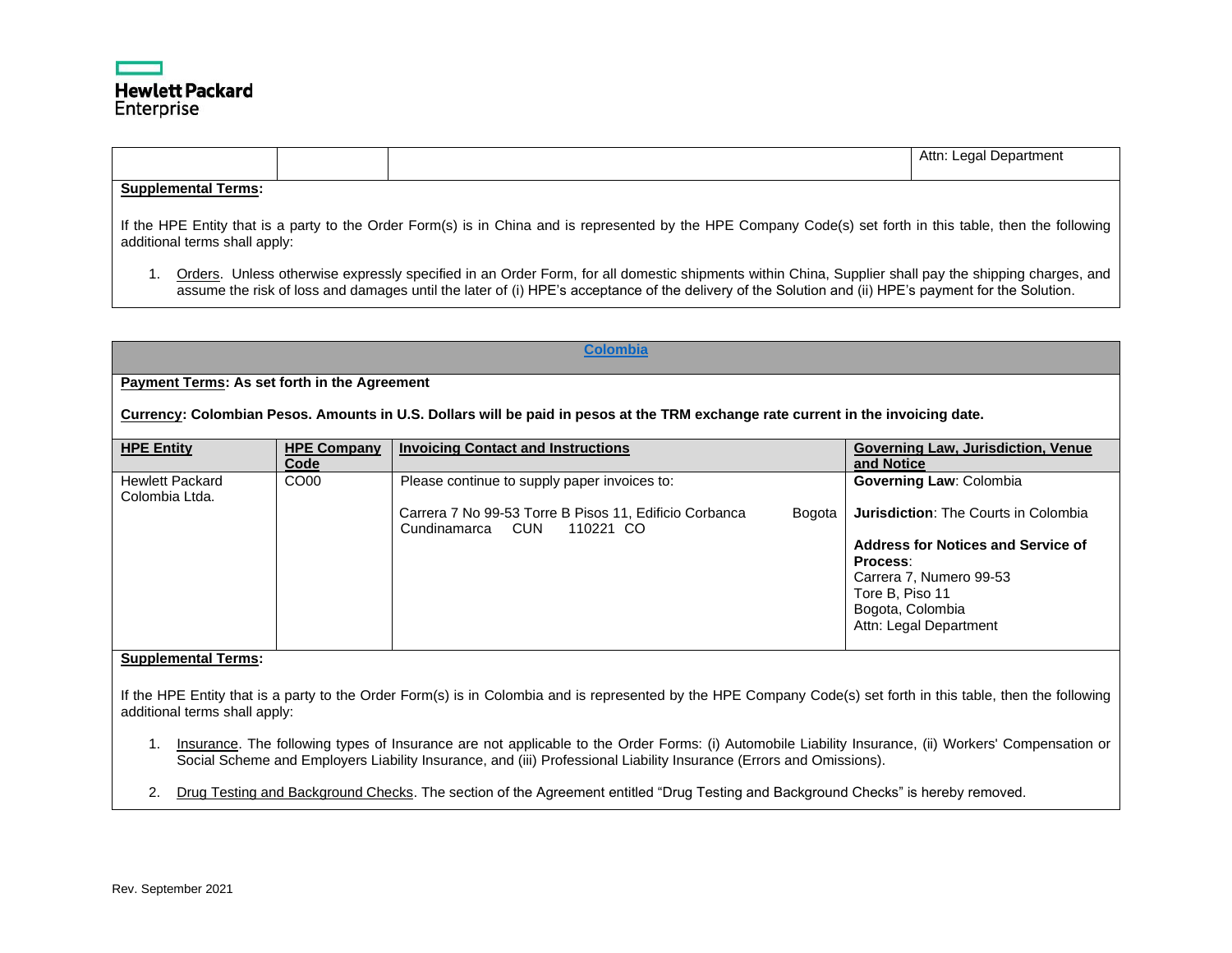| | | | Attn: Legal Department |
|---|---|---|---|

**Supplemental Terms:**

If the HPE Entity that is a party to the Order Form(s) is in China and is represented by the HPE Company Code(s) set forth in this table, then the following additional terms shall apply:

1. Orders. Unless otherwise expressly specified in an Order Form, for all domestic shipments within China, Supplier shall pay the shipping charges, and assume the risk of loss and damages until the later of (i) HPE's acceptance of the delivery of the Solution and (ii) HPE's payment for the Solution.

## Colombia

**Payment Terms: As set forth in the Agreement**

**Currency: Colombian Pesos. Amounts in U.S. Dollars will be paid in pesos at the TRM exchange rate current in the invoicing date.**

| HPE Entity | HPE Company Code | Invoicing Contact and Instructions | Governing Law, Jurisdiction, Venue and Notice |
|---|---|---|---|
| Hewlett Packard Colombia Ltda. | CO00 | Please continue to supply paper invoices to:<br><br>Carrera 7 No 99-53 Torre B Pisos 11, Edificio Corbanca Bogota Cundinamarca CUN 110221 CO | **Governing Law**: Colombia<br><br>**Jurisdiction**: The Courts in Colombia<br><br>**Address for Notices and Service of Process**:<br>Carrera 7, Numero 99-53<br>Tore B, Piso 11<br>Bogota, Colombia<br>Attn: Legal Department |

**Supplemental Terms:**

If the HPE Entity that is a party to the Order Form(s) is in Colombia and is represented by the HPE Company Code(s) set forth in this table, then the following additional terms shall apply:

1. Insurance. The following types of Insurance are not applicable to the Order Forms: (i) Automobile Liability Insurance, (ii) Workers' Compensation or Social Scheme and Employers Liability Insurance, and (iii) Professional Liability Insurance (Errors and Omissions).

2. Drug Testing and Background Checks. The section of the Agreement entitled "Drug Testing and Background Checks" is hereby removed.

Rev. September 2021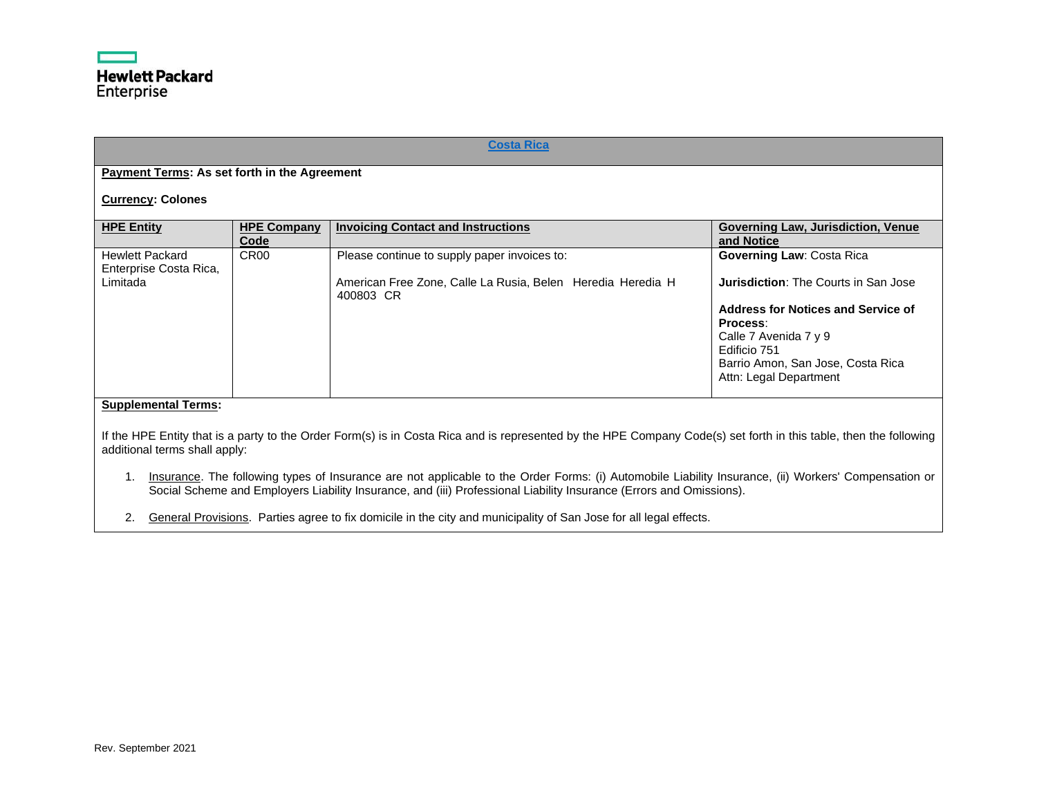## Costa Rica

**Payment Terms: As set forth in the Agreement**

**Currency: Colones**

| HPE Entity | HPE Company Code | Invoicing Contact and Instructions | Governing Law, Jurisdiction, Venue and Notice |
|---|---|---|---|
| Hewlett Packard Enterprise Costa Rica, Limitada | CR00 | Please continue to supply paper invoices to:<br><br>American Free Zone, Calle La Rusia, Belen Heredia Heredia H 400803 CR | **Governing Law**: Costa Rica<br><br>**Jurisdiction**: The Courts in San Jose<br><br>**Address for Notices and Service of Process**:<br>Calle 7 Avenida 7 y 9<br>Edificio 751<br>Barrio Amon, San Jose, Costa Rica<br>Attn: Legal Department |

**Supplemental Terms:**

If the HPE Entity that is a party to the Order Form(s) is in Costa Rica and is represented by the HPE Company Code(s) set forth in this table, then the following additional terms shall apply:

1. Insurance. The following types of Insurance are not applicable to the Order Forms: (i) Automobile Liability Insurance, (ii) Workers' Compensation or Social Scheme and Employers Liability Insurance, and (iii) Professional Liability Insurance (Errors and Omissions).
2. General Provisions. Parties agree to fix domicile in the city and municipality of San Jose for all legal effects.

Rev. September 2021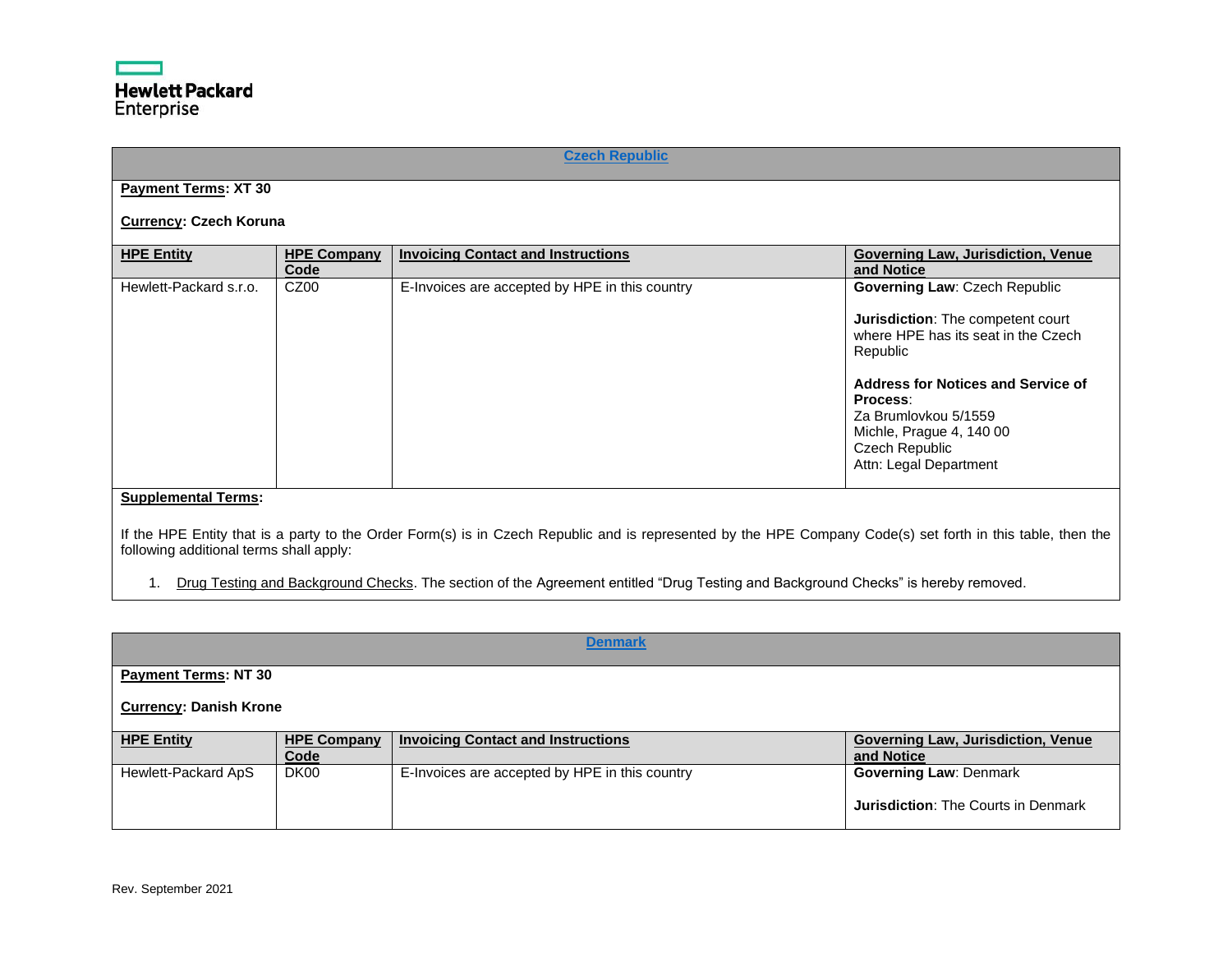## Czech Republic

**Payment Terms: XT 30**

**Currency: Czech Koruna**

| HPE Entity | HPE Company Code | Invoicing Contact and Instructions | Governing Law, Jurisdiction, Venue and Notice |
|---|---|---|---|
| Hewlett-Packard s.r.o. | CZ00 | E-Invoices are accepted by HPE in this country | **Governing Law**: Czech Republic<br><br>**Jurisdiction**: The competent court where HPE has its seat in the Czech Republic<br><br>**Address for Notices and Service of Process**:<br>Za Brumlovkou 5/1559<br>Michle, Prague 4, 140 00<br>Czech Republic<br>Attn: Legal Department |

**Supplemental Terms:**

If the HPE Entity that is a party to the Order Form(s) is in Czech Republic and is represented by the HPE Company Code(s) set forth in this table, then the following additional terms shall apply:

1. Drug Testing and Background Checks. The section of the Agreement entitled "Drug Testing and Background Checks" is hereby removed.

## Denmark

**Payment Terms: NT 30**

**Currency: Danish Krone**

| HPE Entity | HPE Company Code | Invoicing Contact and Instructions | Governing Law, Jurisdiction, Venue and Notice |
|---|---|---|---|
| Hewlett-Packard ApS | DK00 | E-Invoices are accepted by HPE in this country | **Governing Law**: Denmark<br><br>**Jurisdiction**: The Courts in Denmark |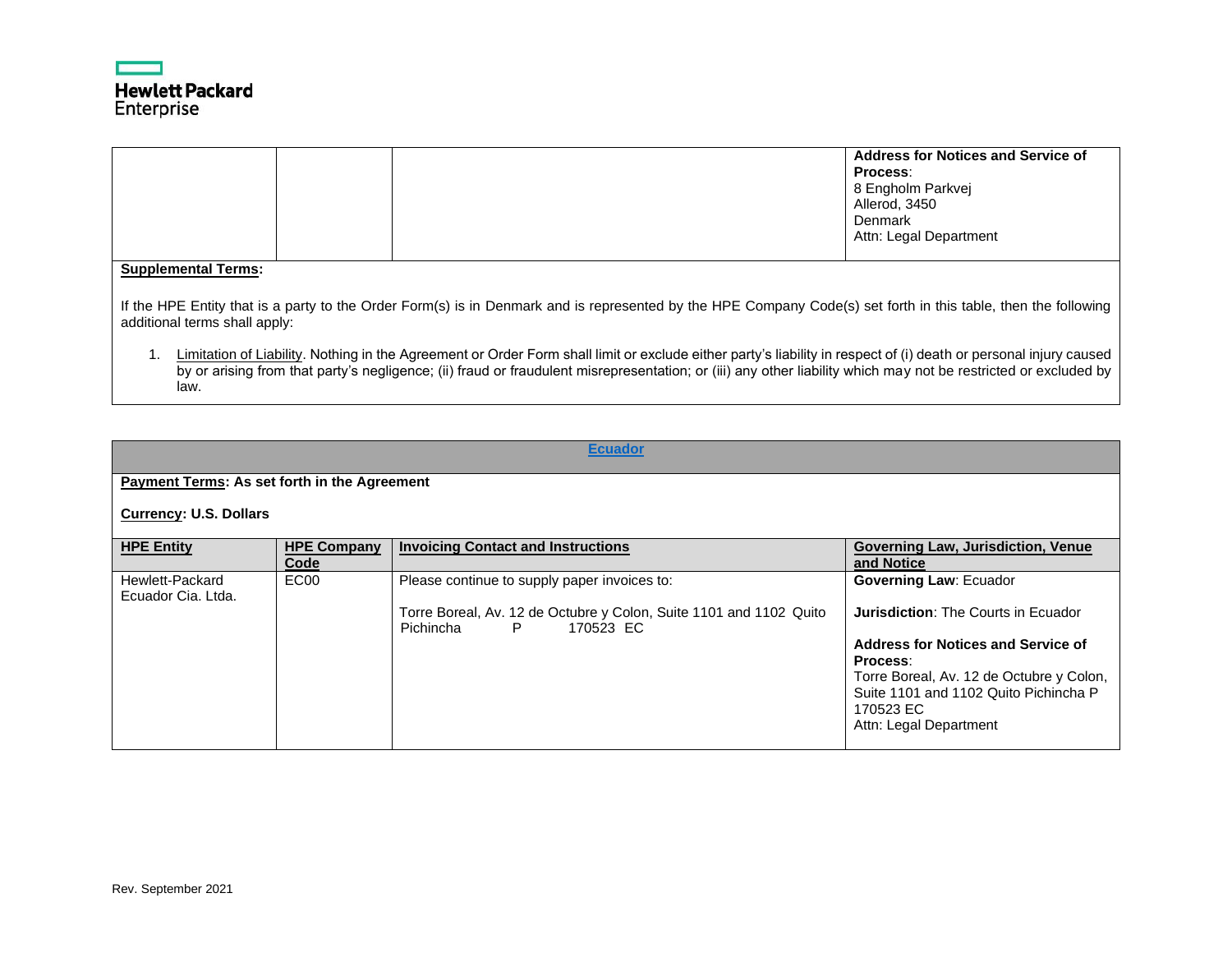| | | | **Address for Notices and Service of Process**:<br>8 Engholm Parkvej<br>Allerod, 3450<br>Denmark<br>Attn: Legal Department |
|---|---|---|---|

**Supplemental Terms:**

If the HPE Entity that is a party to the Order Form(s) is in Denmark and is represented by the HPE Company Code(s) set forth in this table, then the following additional terms shall apply:

1. Limitation of Liability. Nothing in the Agreement or Order Form shall limit or exclude either party's liability in respect of (i) death or personal injury caused by or arising from that party's negligence; (ii) fraud or fraudulent misrepresentation; or (iii) any other liability which may not be restricted or excluded by law.

## Ecuador

**Payment Terms: As set forth in the Agreement**

**Currency: U.S. Dollars**

| HPE Entity | HPE Company Code | Invoicing Contact and Instructions | Governing Law, Jurisdiction, Venue and Notice |
|---|---|---|---|
| Hewlett-Packard Ecuador Cia. Ltda. | EC00 | Please continue to supply paper invoices to:<br><br>Torre Boreal, Av. 12 de Octubre y Colon, Suite 1101 and 1102 Quito Pichincha P 170523 EC | **Governing Law**: Ecuador<br><br>**Jurisdiction**: The Courts in Ecuador<br><br>**Address for Notices and Service of Process**:<br>Torre Boreal, Av. 12 de Octubre y Colon, Suite 1101 and 1102 Quito Pichincha P 170523 EC<br>Attn: Legal Department |

Rev. September 2021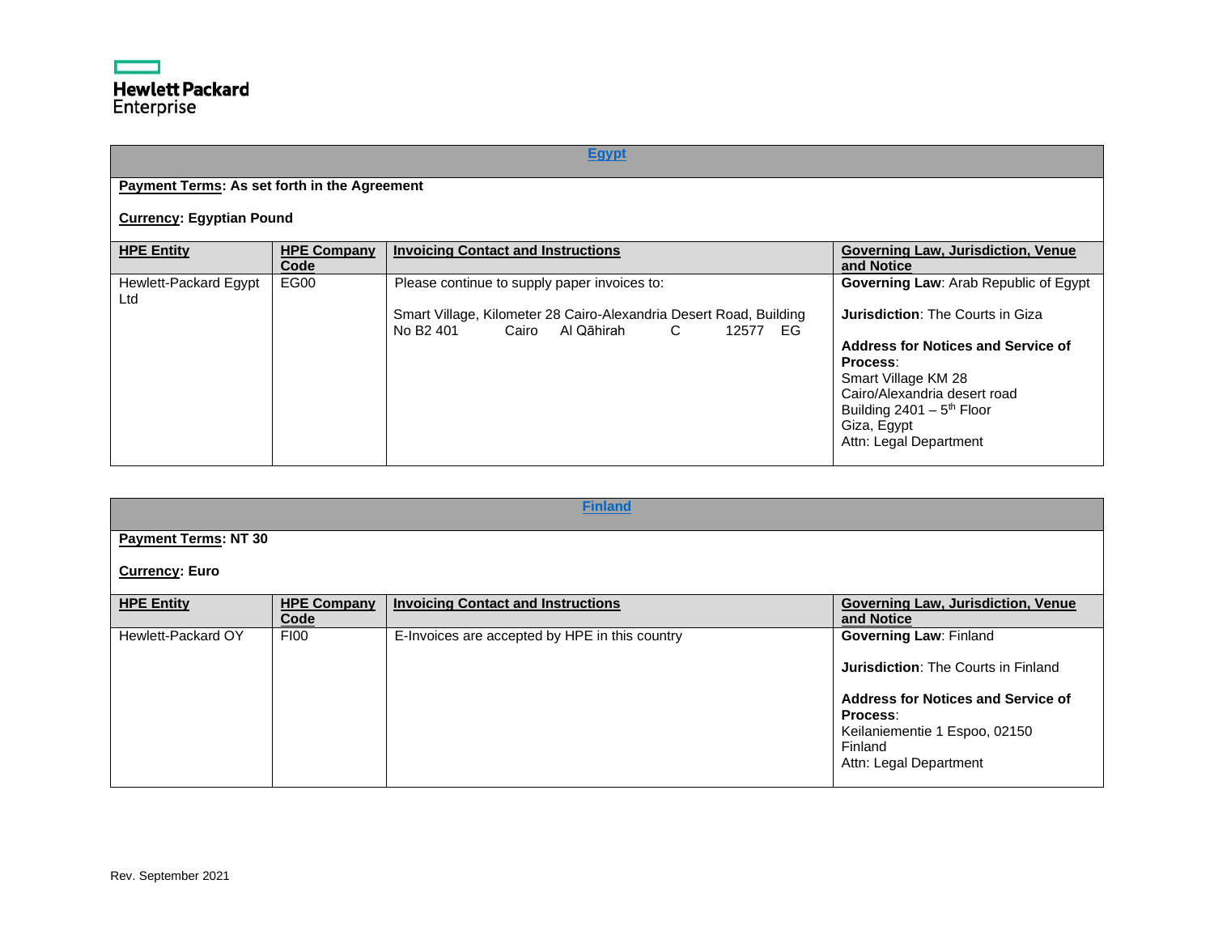## Egypt

**Payment Terms: As set forth in the Agreement**

**Currency: Egyptian Pound**

| HPE Entity | HPE Company Code | Invoicing Contact and Instructions | Governing Law, Jurisdiction, Venue and Notice |
|---|---|---|---|
| Hewlett-Packard Egypt Ltd | EG00 | Please continue to supply paper invoices to:<br><br>Smart Village, Kilometer 28 Cairo-Alexandria Desert Road, Building No B2 401 Cairo Al Qāhirah C 12577 EG | **Governing Law**: Arab Republic of Egypt<br><br>**Jurisdiction**: The Courts in Giza<br><br>**Address for Notices and Service of Process**:<br>Smart Village KM 28<br>Cairo/Alexandria desert road<br>Building 2401 – 5th Floor<br>Giza, Egypt<br>Attn: Legal Department |

## Finland

**Payment Terms: NT 30**

**Currency: Euro**

| HPE Entity | HPE Company Code | Invoicing Contact and Instructions | Governing Law, Jurisdiction, Venue and Notice |
|---|---|---|---|
| Hewlett-Packard OY | FI00 | E-Invoices are accepted by HPE in this country | **Governing Law**: Finland<br><br>**Jurisdiction**: The Courts in Finland<br><br>**Address for Notices and Service of Process**:<br>Keilaniementie 1 Espoo, 02150<br>Finland<br>Attn: Legal Department |

Rev. September 2021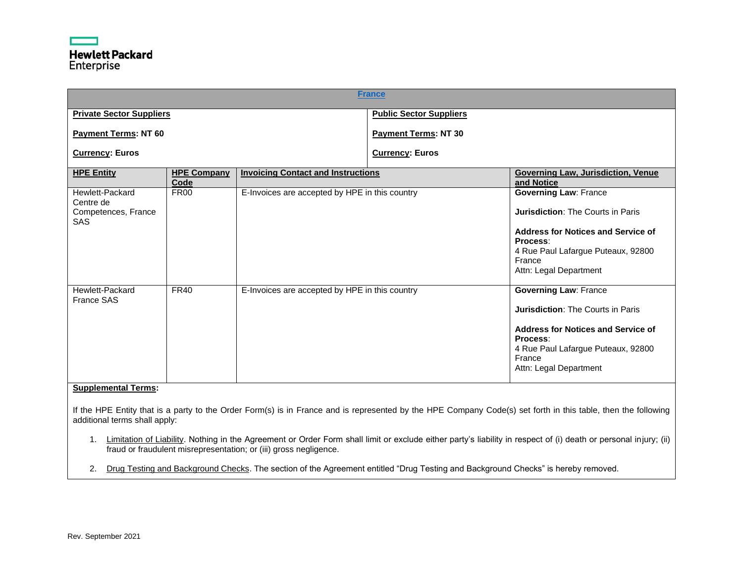## France

| Private Sector Suppliers | | Public Sector Suppliers | |
|---|---|---|---|
| **Payment Terms: NT 60** | | **Payment Terms: NT 30** | |
| **Currency: Euros** | | **Currency: Euros** | |

| HPE Entity | HPE Company Code | Invoicing Contact and Instructions | Governing Law, Jurisdiction, Venue and Notice |
|---|---|---|---|
| Hewlett-Packard Centre de Competences, France SAS | FR00 | E-Invoices are accepted by HPE in this country | **Governing Law**: France<br><br>**Jurisdiction**: The Courts in Paris<br><br>**Address for Notices and Service of Process**:<br>4 Rue Paul Lafargue Puteaux, 92800 France<br>Attn: Legal Department |
| Hewlett-Packard France SAS | FR40 | E-Invoices are accepted by HPE in this country | **Governing Law**: France<br><br>**Jurisdiction**: The Courts in Paris<br><br>**Address for Notices and Service of Process**:<br>4 Rue Paul Lafargue Puteaux, 92800 France<br>Attn: Legal Department |

**Supplemental Terms:**

If the HPE Entity that is a party to the Order Form(s) is in France and is represented by the HPE Company Code(s) set forth in this table, then the following additional terms shall apply:

1. Limitation of Liability. Nothing in the Agreement or Order Form shall limit or exclude either party's liability in respect of (i) death or personal injury; (ii) fraud or fraudulent misrepresentation; or (iii) gross negligence.
2. Drug Testing and Background Checks. The section of the Agreement entitled "Drug Testing and Background Checks" is hereby removed.

Rev. September 2021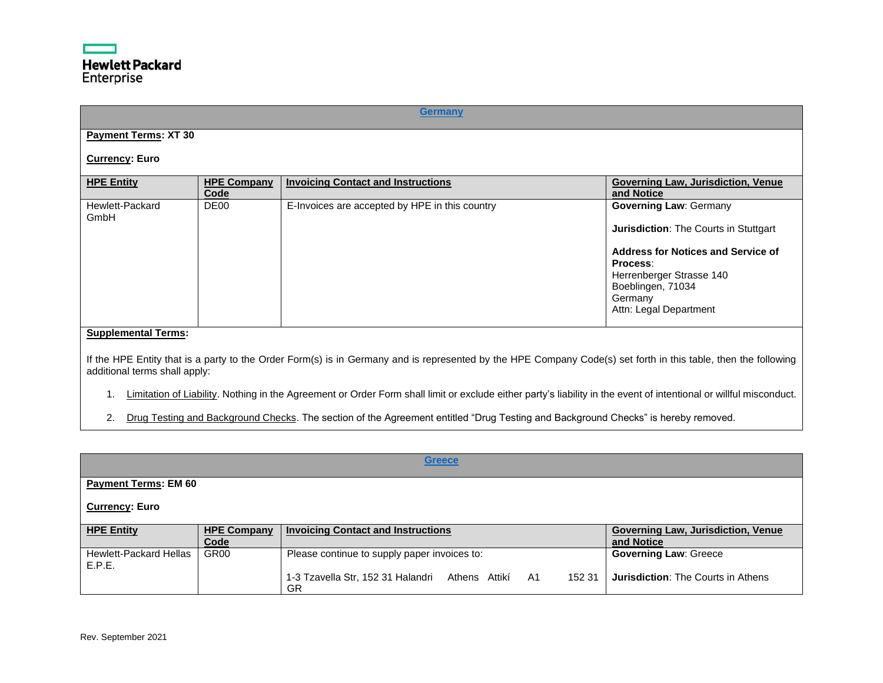## Germany

**Payment Terms: XT 30**

**Currency: Euro**

| HPE Entity | HPE Company Code | Invoicing Contact and Instructions | Governing Law, Jurisdiction, Venue and Notice |
|---|---|---|---|
| Hewlett-Packard GmbH | DE00 | E-Invoices are accepted by HPE in this country | **Governing Law**: Germany<br><br>**Jurisdiction**: The Courts in Stuttgart<br><br>**Address for Notices and Service of Process**:<br>Herrenberger Strasse 140<br>Boeblingen, 71034<br>Germany<br>Attn: Legal Department |

**Supplemental Terms:**

If the HPE Entity that is a party to the Order Form(s) is in Germany and is represented by the HPE Company Code(s) set forth in this table, then the following additional terms shall apply:

1. Limitation of Liability. Nothing in the Agreement or Order Form shall limit or exclude either party's liability in the event of intentional or willful misconduct.
2. Drug Testing and Background Checks. The section of the Agreement entitled "Drug Testing and Background Checks" is hereby removed.

## Greece

**Payment Terms: EM 60**

**Currency: Euro**

| HPE Entity | HPE Company Code | Invoicing Contact and Instructions | Governing Law, Jurisdiction, Venue and Notice |
|---|---|---|---|
| Hewlett-Packard Hellas E.P.E. | GR00 | Please continue to supply paper invoices to:<br><br>1-3 Tzavella Str, 152 31 Halandri Athens Attikí A1 152 31 GR | **Governing Law**: Greece<br><br>**Jurisdiction**: The Courts in Athens |

Rev. September 2021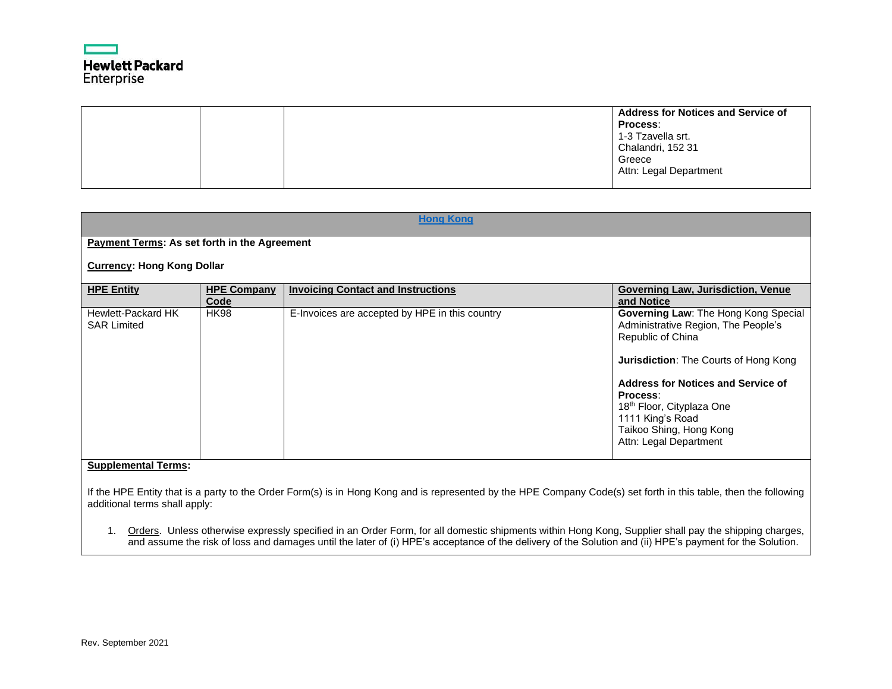| | | | **Address for Notices and Service of Process**:<br>1-3 Tzavella srt.<br>Chalandri, 152 31<br>Greece<br>Attn: Legal Department |
|---|---|---|---|

## Hong Kong

**Payment Terms: As set forth in the Agreement**

**Currency: Hong Kong Dollar**

| HPE Entity | HPE Company Code | Invoicing Contact and Instructions | Governing Law, Jurisdiction, Venue and Notice |
|---|---|---|---|
| Hewlett-Packard HK SAR Limited | HK98 | E-Invoices are accepted by HPE in this country | **Governing Law**: The Hong Kong Special Administrative Region, The People's Republic of China<br><br>**Jurisdiction**: The Courts of Hong Kong<br><br>**Address for Notices and Service of Process**:<br>18th Floor, Cityplaza One<br>1111 King's Road<br>Taikoo Shing, Hong Kong<br>Attn: Legal Department |

**Supplemental Terms:**

If the HPE Entity that is a party to the Order Form(s) is in Hong Kong and is represented by the HPE Company Code(s) set forth in this table, then the following additional terms shall apply:

1. Orders. Unless otherwise expressly specified in an Order Form, for all domestic shipments within Hong Kong, Supplier shall pay the shipping charges, and assume the risk of loss and damages until the later of (i) HPE's acceptance of the delivery of the Solution and (ii) HPE's payment for the Solution.

Rev. September 2021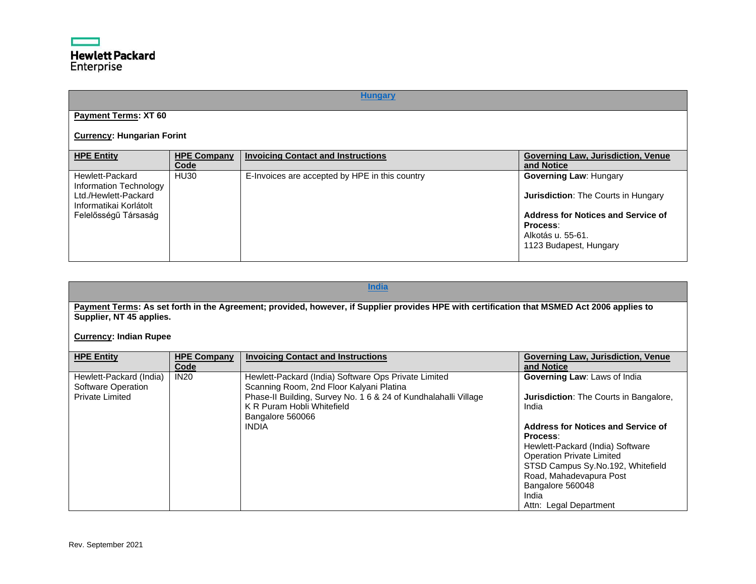## Hungary

**Payment Terms: XT 60**

**Currency: Hungarian Forint**

| HPE Entity | HPE Company Code | Invoicing Contact and Instructions | Governing Law, Jurisdiction, Venue and Notice |
|---|---|---|---|
| Hewlett-Packard Information Technology Ltd./Hewlett-Packard Informatikai Korlátolt Felelősségű Társaság | HU30 | E-Invoices are accepted by HPE in this country | **Governing Law**: Hungary<br><br>**Jurisdiction**: The Courts in Hungary<br><br>**Address for Notices and Service of Process**:<br>Alkotás u. 55-61.<br>1123 Budapest, Hungary |

## India

**Payment Terms: As set forth in the Agreement; provided, however, if Supplier provides HPE with certification that MSMED Act 2006 applies to Supplier, NT 45 applies.**

**Currency: Indian Rupee**

| HPE Entity | HPE Company Code | Invoicing Contact and Instructions | Governing Law, Jurisdiction, Venue and Notice |
|---|---|---|---|
| Hewlett-Packard (India) Software Operation Private Limited | IN20 | Hewlett-Packard (India) Software Ops Private Limited<br>Scanning Room, 2nd Floor Kalyani Platina<br>Phase-II Building, Survey No. 1 6 & 24 of Kundhalahalli Village<br>K R Puram Hobli Whitefield<br>Bangalore 560066<br>INDIA | **Governing Law**: Laws of India<br><br>**Jurisdiction**: The Courts in Bangalore, India<br><br>**Address for Notices and Service of Process**:<br>Hewlett-Packard (India) Software Operation Private Limited<br>STSD Campus Sy.No.192, Whitefield Road, Mahadevapura Post<br>Bangalore 560048<br>India<br>Attn: Legal Department |

Rev. September 2021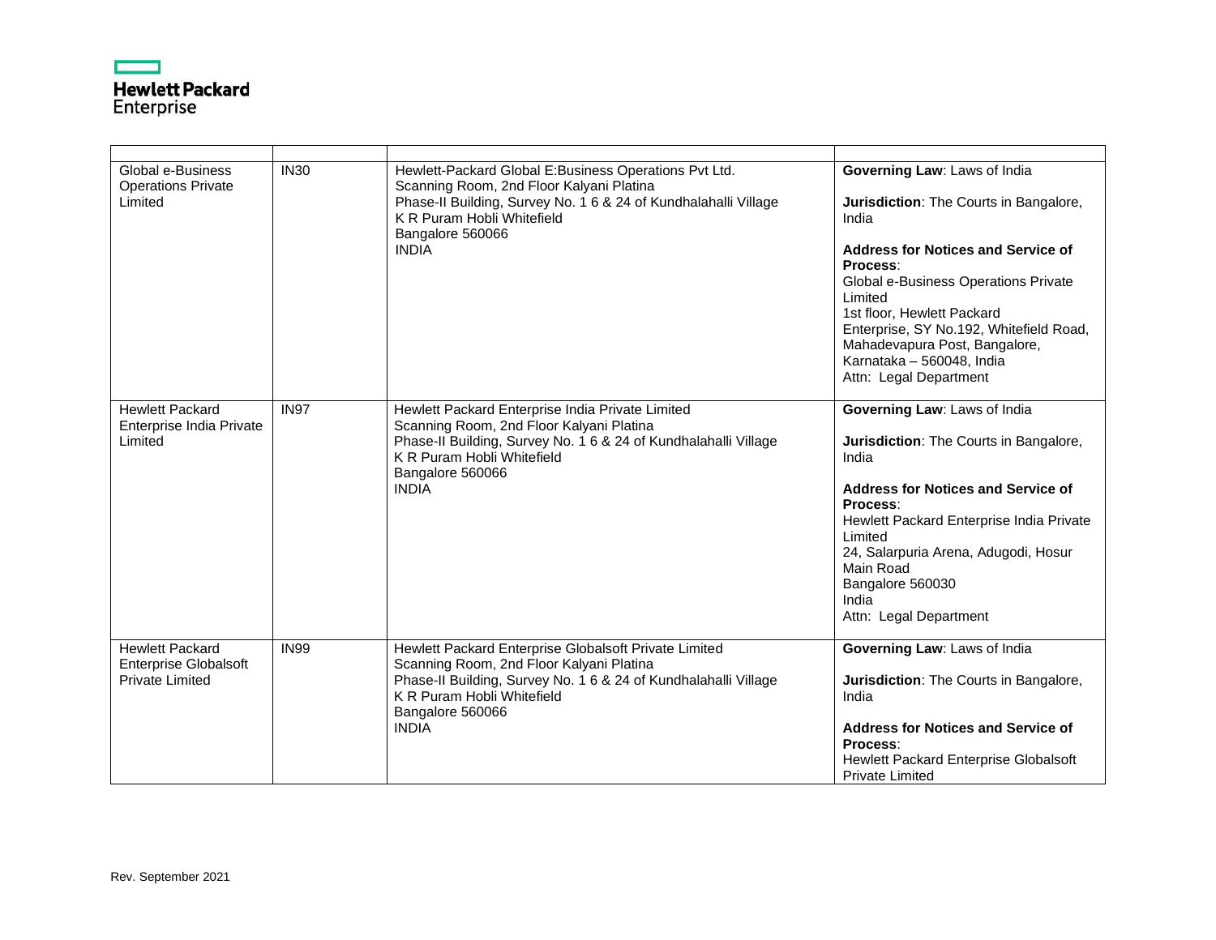| | | | |
|---|---|---|---|
| Global e-Business Operations Private Limited | IN30 | Hewlett-Packard Global E:Business Operations Pvt Ltd.<br>Scanning Room, 2nd Floor Kalyani Platina<br>Phase-II Building, Survey No. 1 6 & 24 of Kundhalahalli Village<br>K R Puram Hobli Whitefield<br>Bangalore 560066<br>INDIA | **Governing Law**: Laws of India<br><br>**Jurisdiction**: The Courts in Bangalore, India<br><br>**Address for Notices and Service of Process**:<br>Global e-Business Operations Private Limited<br>1st floor, Hewlett Packard Enterprise, SY No.192, Whitefield Road, Mahadevapura Post, Bangalore, Karnataka – 560048, India<br>Attn: Legal Department |
| Hewlett Packard Enterprise India Private Limited | IN97 | Hewlett Packard Enterprise India Private Limited<br>Scanning Room, 2nd Floor Kalyani Platina<br>Phase-II Building, Survey No. 1 6 & 24 of Kundhalahalli Village<br>K R Puram Hobli Whitefield<br>Bangalore 560066<br>INDIA | **Governing Law**: Laws of India<br><br>**Jurisdiction**: The Courts in Bangalore, India<br><br>**Address for Notices and Service of Process**:<br>Hewlett Packard Enterprise India Private Limited<br>24, Salarpuria Arena, Adugodi, Hosur Main Road<br>Bangalore 560030<br>India<br>Attn: Legal Department |
| Hewlett Packard Enterprise Globalsoft Private Limited | IN99 | Hewlett Packard Enterprise Globalsoft Private Limited<br>Scanning Room, 2nd Floor Kalyani Platina<br>Phase-II Building, Survey No. 1 6 & 24 of Kundhalahalli Village<br>K R Puram Hobli Whitefield<br>Bangalore 560066<br>INDIA | **Governing Law**: Laws of India<br><br>**Jurisdiction**: The Courts in Bangalore, India<br><br>**Address for Notices and Service of Process**:<br>Hewlett Packard Enterprise Globalsoft Private Limited |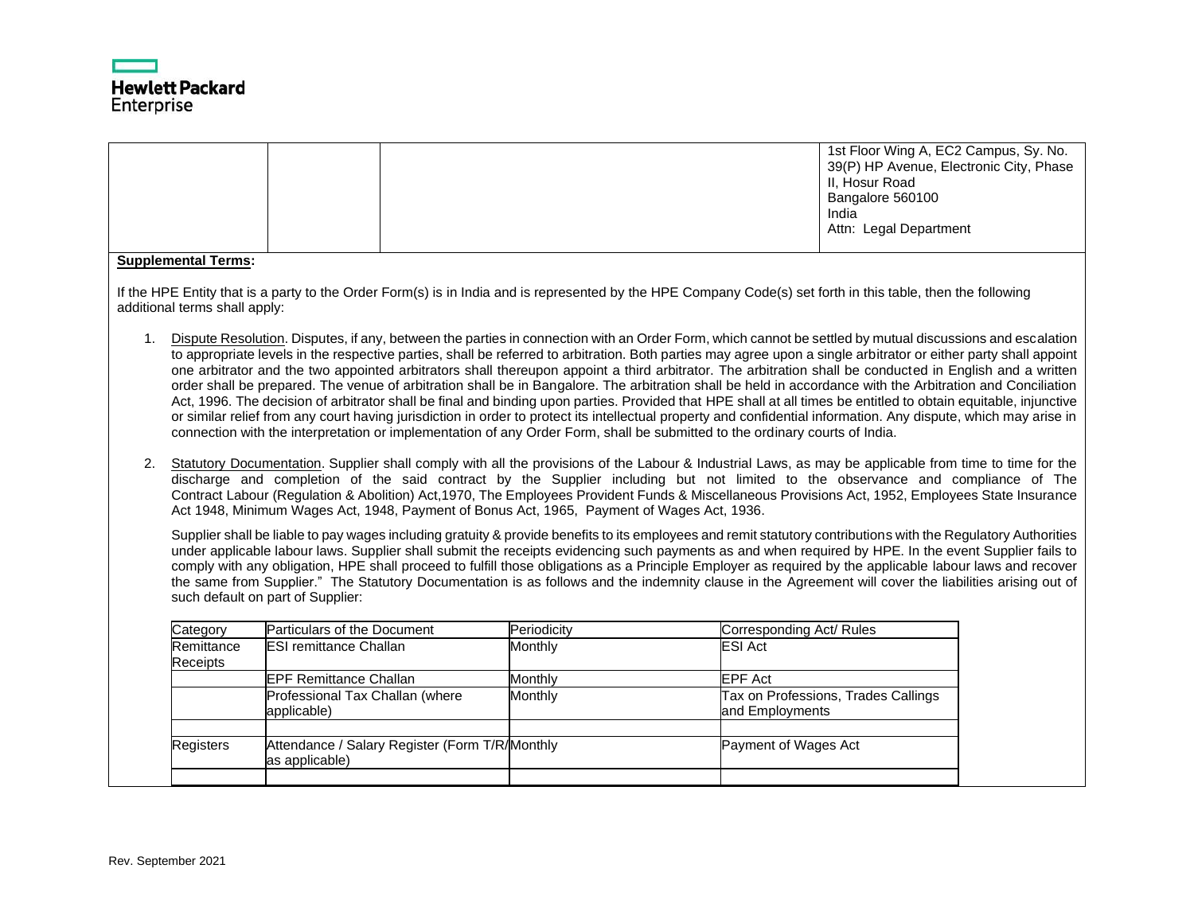| | | | 1st Floor Wing A, EC2 Campus, Sy. No. 39(P) HP Avenue, Electronic City, Phase II, Hosur Road<br>Bangalore 560100<br>India<br>Attn: Legal Department |
|---|---|---|---|

**Supplemental Terms:**

If the HPE Entity that is a party to the Order Form(s) is in India and is represented by the HPE Company Code(s) set forth in this table, then the following additional terms shall apply:

1. Dispute Resolution. Disputes, if any, between the parties in connection with an Order Form, which cannot be settled by mutual discussions and escalation to appropriate levels in the respective parties, shall be referred to arbitration. Both parties may agree upon a single arbitrator or either party shall appoint one arbitrator and the two appointed arbitrators shall thereupon appoint a third arbitrator. The arbitration shall be conducted in English and a written order shall be prepared. The venue of arbitration shall be in Bangalore. The arbitration shall be held in accordance with the Arbitration and Conciliation Act, 1996. The decision of arbitrator shall be final and binding upon parties. Provided that HPE shall at all times be entitled to obtain equitable, injunctive or similar relief from any court having jurisdiction in order to protect its intellectual property and confidential information. Any dispute, which may arise in connection with the interpretation or implementation of any Order Form, shall be submitted to the ordinary courts of India.

2. Statutory Documentation. Supplier shall comply with all the provisions of the Labour & Industrial Laws, as may be applicable from time to time for the discharge and completion of the said contract by the Supplier including but not limited to the observance and compliance of The Contract Labour (Regulation & Abolition) Act,1970, The Employees Provident Funds & Miscellaneous Provisions Act, 1952, Employees State Insurance Act 1948, Minimum Wages Act, 1948, Payment of Bonus Act, 1965, Payment of Wages Act, 1936.

   Supplier shall be liable to pay wages including gratuity & provide benefits to its employees and remit statutory contributions with the Regulatory Authorities under applicable labour laws. Supplier shall submit the receipts evidencing such payments as and when required by HPE. In the event Supplier fails to comply with any obligation, HPE shall proceed to fulfill those obligations as a Principle Employer as required by the applicable labour laws and recover the same from Supplier." The Statutory Documentation is as follows and the indemnity clause in the Agreement will cover the liabilities arising out of such default on part of Supplier:

| Category | Particulars of the Document | Periodicity | Corresponding Act/ Rules |
|---|---|---|---|
| Remittance Receipts | ESI remittance Challan | Monthly | ESI Act |
| | EPF Remittance Challan | Monthly | EPF Act |
| | Professional Tax Challan (where applicable) | Monthly | Tax on Professions, Trades Callings and Employments |
| | | | |
| Registers | Attendance / Salary Register (Form T/R/ as applicable) | Monthly | Payment of Wages Act |
| | | | |

Rev. September 2021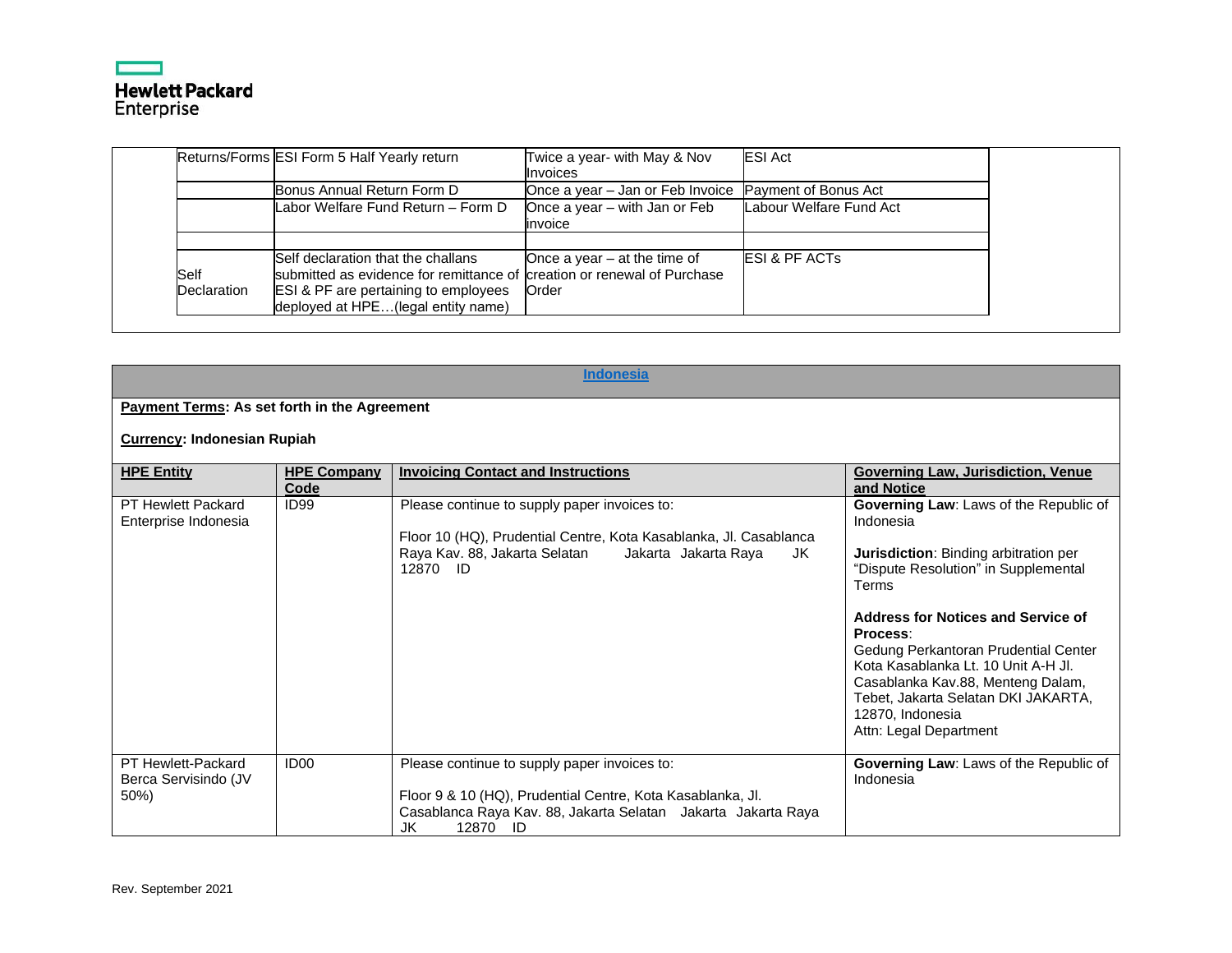| | | | | |
|---|---|---|---|---|
| | Returns/Forms | ESI Form 5 Half Yearly return | Twice a year- with May & Nov Invoices | ESI Act |
| | | Bonus Annual Return Form D | Once a year – Jan or Feb Invoice | Payment of Bonus Act |
| | | Labor Welfare Fund Return – Form D | Once a year – with Jan or Feb invoice | Labour Welfare Fund Act |
| | | | | |
| | Self Declaration | Self declaration that the challans submitted as evidence for remittance of ESI & PF are pertaining to employees deployed at HPE…(legal entity name) | Once a year – at the time of creation or renewal of Purchase Order | ESI & PF ACTs |

## Indonesia

**Payment Terms: As set forth in the Agreement**

**Currency: Indonesian Rupiah**

| HPE Entity | HPE Company Code | Invoicing Contact and Instructions | Governing Law, Jurisdiction, Venue and Notice |
|---|---|---|---|
| PT Hewlett Packard Enterprise Indonesia | ID99 | Please continue to supply paper invoices to:<br><br>Floor 10 (HQ), Prudential Centre, Kota Kasablanka, Jl. Casablanca Raya Kav. 88, Jakarta Selatan Jakarta Jakarta Raya JK 12870 ID | **Governing Law**: Laws of the Republic of Indonesia<br><br>**Jurisdiction**: Binding arbitration per "Dispute Resolution" in Supplemental Terms<br><br>**Address for Notices and Service of Process**:<br>Gedung Perkantoran Prudential Center Kota Kasablanka Lt. 10 Unit A-H Jl. Casablanka Kav.88, Menteng Dalam, Tebet, Jakarta Selatan DKI JAKARTA, 12870, Indonesia<br>Attn: Legal Department |
| PT Hewlett-Packard Berca Servisindo (JV 50%) | ID00 | Please continue to supply paper invoices to:<br><br>Floor 9 & 10 (HQ), Prudential Centre, Kota Kasablanka, Jl. Casablanca Raya Kav. 88, Jakarta Selatan Jakarta Jakarta Raya JK 12870 ID | **Governing Law**: Laws of the Republic of Indonesia |

Rev. September 2021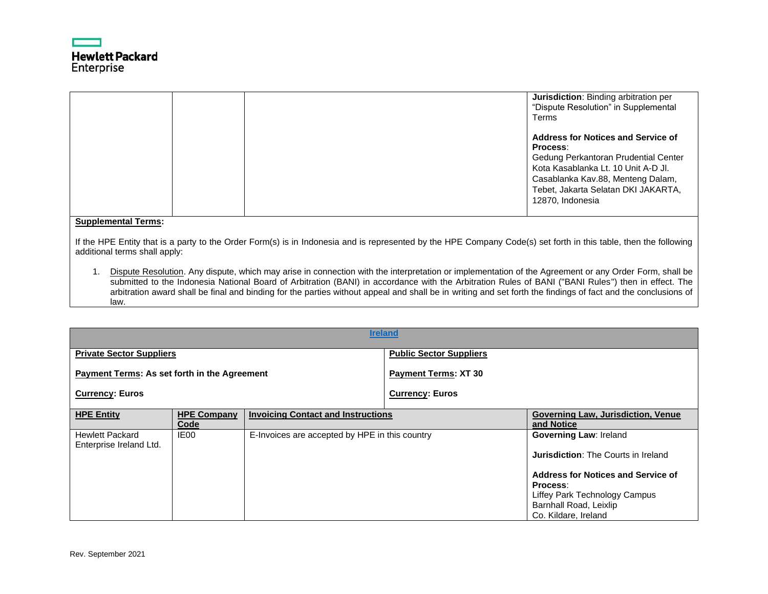| | | | **Jurisdiction**: Binding arbitration per "Dispute Resolution" in Supplemental Terms<br><br>**Address for Notices and Service of Process**:<br>Gedung Perkantoran Prudential Center Kota Kasablanka Lt. 10 Unit A-D Jl. Casablanka Kav.88, Menteng Dalam, Tebet, Jakarta Selatan DKI JAKARTA, 12870, Indonesia |
|---|---|---|---|

**Supplemental Terms:**

If the HPE Entity that is a party to the Order Form(s) is in Indonesia and is represented by the HPE Company Code(s) set forth in this table, then the following additional terms shall apply:

1. Dispute Resolution. Any dispute, which may arise in connection with the interpretation or implementation of the Agreement or any Order Form, shall be submitted to the Indonesia National Board of Arbitration (BANI) in accordance with the Arbitration Rules of BANI ("BANI Rules") then in effect. The arbitration award shall be final and binding for the parties without appeal and shall be in writing and set forth the findings of fact and the conclusions of law.

## Ireland

| **Private Sector Suppliers** | **Public Sector Suppliers** |
|---|---|
| **Payment Terms: As set forth in the Agreement** | **Payment Terms: XT 30** |
| **Currency: Euros** | **Currency: Euros** |

| **HPE Entity** | **HPE Company Code** | **Invoicing Contact and Instructions** | **Governing Law, Jurisdiction, Venue and Notice** |
|---|---|---|---|
| Hewlett Packard Enterprise Ireland Ltd. | IE00 | E-Invoices are accepted by HPE in this country | **Governing Law**: Ireland<br><br>**Jurisdiction**: The Courts in Ireland<br><br>**Address for Notices and Service of Process**:<br>Liffey Park Technology Campus<br>Barnhall Road, Leixlip<br>Co. Kildare, Ireland |

Rev. September 2021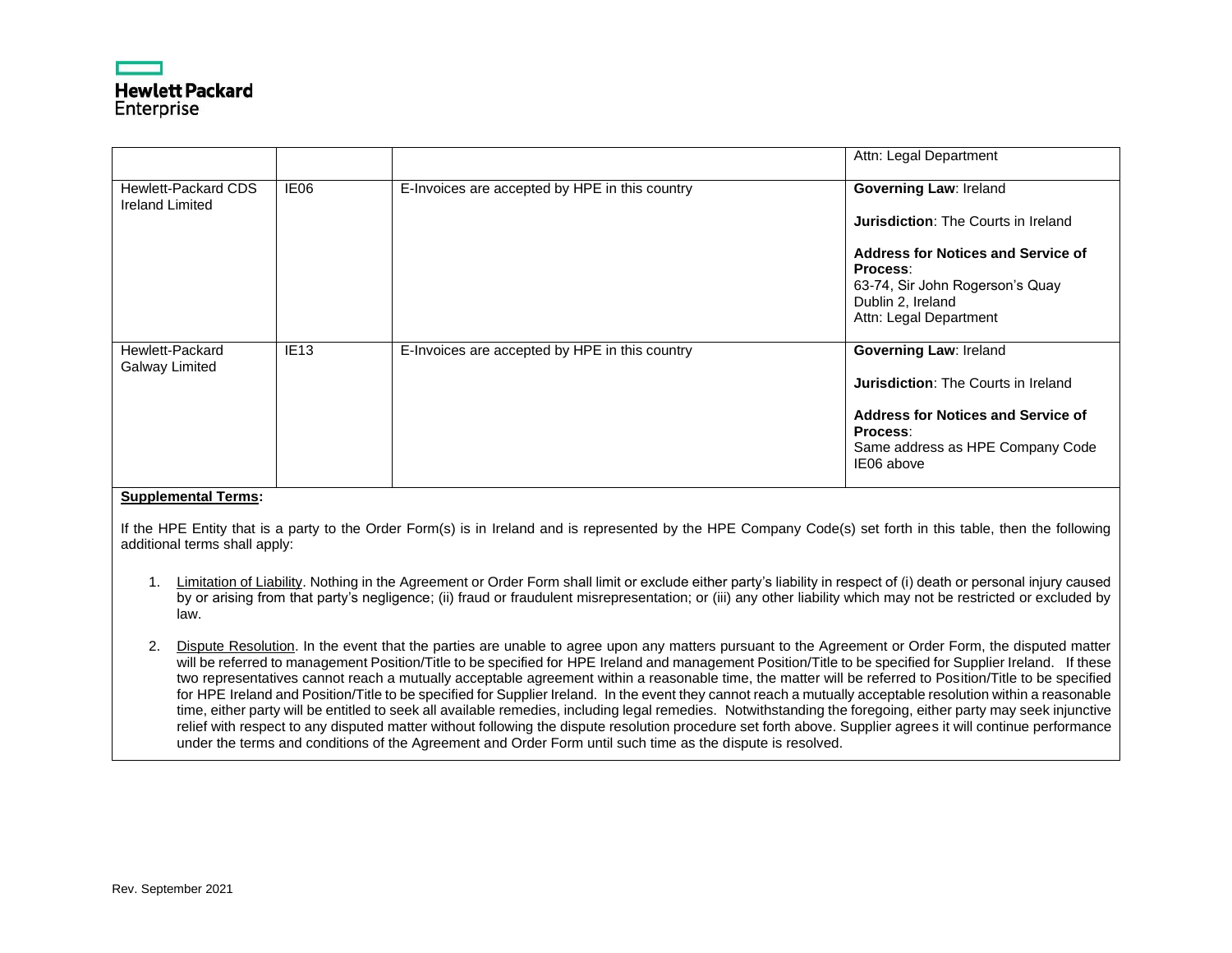| | | | Attn: Legal Department |
|---|---|---|---|
| Hewlett-Packard CDS Ireland Limited | IE06 | E-Invoices are accepted by HPE in this country | **Governing Law**: Ireland<br><br>**Jurisdiction**: The Courts in Ireland<br><br>**Address for Notices and Service of Process**:<br>63-74, Sir John Rogerson's Quay<br>Dublin 2, Ireland<br>Attn: Legal Department |
| Hewlett-Packard Galway Limited | IE13 | E-Invoices are accepted by HPE in this country | **Governing Law**: Ireland<br><br>**Jurisdiction**: The Courts in Ireland<br><br>**Address for Notices and Service of Process**:<br>Same address as HPE Company Code IE06 above |

**Supplemental Terms:**

If the HPE Entity that is a party to the Order Form(s) is in Ireland and is represented by the HPE Company Code(s) set forth in this table, then the following additional terms shall apply:

1. Limitation of Liability. Nothing in the Agreement or Order Form shall limit or exclude either party's liability in respect of (i) death or personal injury caused by or arising from that party's negligence; (ii) fraud or fraudulent misrepresentation; or (iii) any other liability which may not be restricted or excluded by law.

2. Dispute Resolution. In the event that the parties are unable to agree upon any matters pursuant to the Agreement or Order Form, the disputed matter will be referred to management Position/Title to be specified for HPE Ireland and management Position/Title to be specified for Supplier Ireland. If these two representatives cannot reach a mutually acceptable agreement within a reasonable time, the matter will be referred to Position/Title to be specified for HPE Ireland and Position/Title to be specified for Supplier Ireland. In the event they cannot reach a mutually acceptable resolution within a reasonable time, either party will be entitled to seek all available remedies, including legal remedies. Notwithstanding the foregoing, either party may seek injunctive relief with respect to any disputed matter without following the dispute resolution procedure set forth above. Supplier agrees it will continue performance under the terms and conditions of the Agreement and Order Form until such time as the dispute is resolved.

Rev. September 2021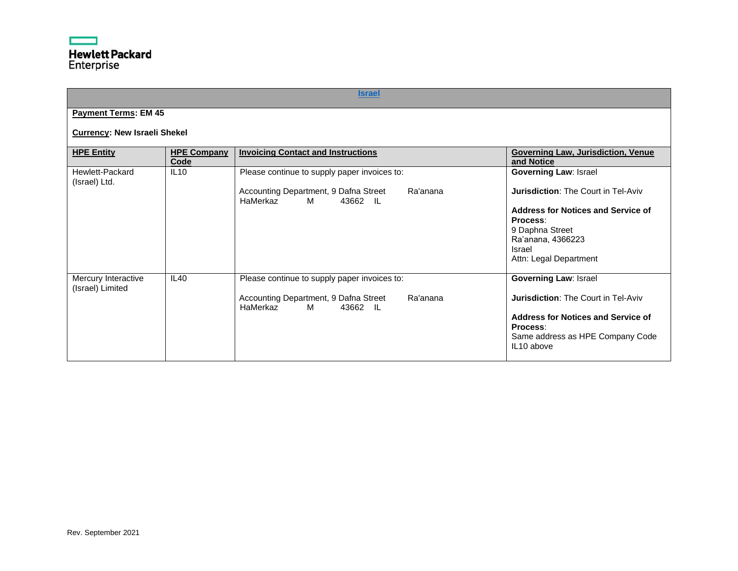## Israel

**Payment Terms: EM 45**

**Currency: New Israeli Shekel**

| HPE Entity | HPE Company Code | Invoicing Contact and Instructions | Governing Law, Jurisdiction, Venue and Notice |
|---|---|---|---|
| Hewlett-Packard (Israel) Ltd. | IL10 | Please continue to supply paper invoices to:<br><br>Accounting Department, 9 Dafna Street Ra'anana HaMerkaz M 43662 IL | **Governing Law**: Israel<br><br>**Jurisdiction**: The Court in Tel-Aviv<br><br>**Address for Notices and Service of Process**:<br>9 Daphna Street<br>Ra'anana, 4366223<br>Israel<br>Attn: Legal Department |
| Mercury Interactive (Israel) Limited | IL40 | Please continue to supply paper invoices to:<br><br>Accounting Department, 9 Dafna Street Ra'anana HaMerkaz M 43662 IL | **Governing Law**: Israel<br><br>**Jurisdiction**: The Court in Tel-Aviv<br><br>**Address for Notices and Service of Process**:<br>Same address as HPE Company Code IL10 above |

Rev. September 2021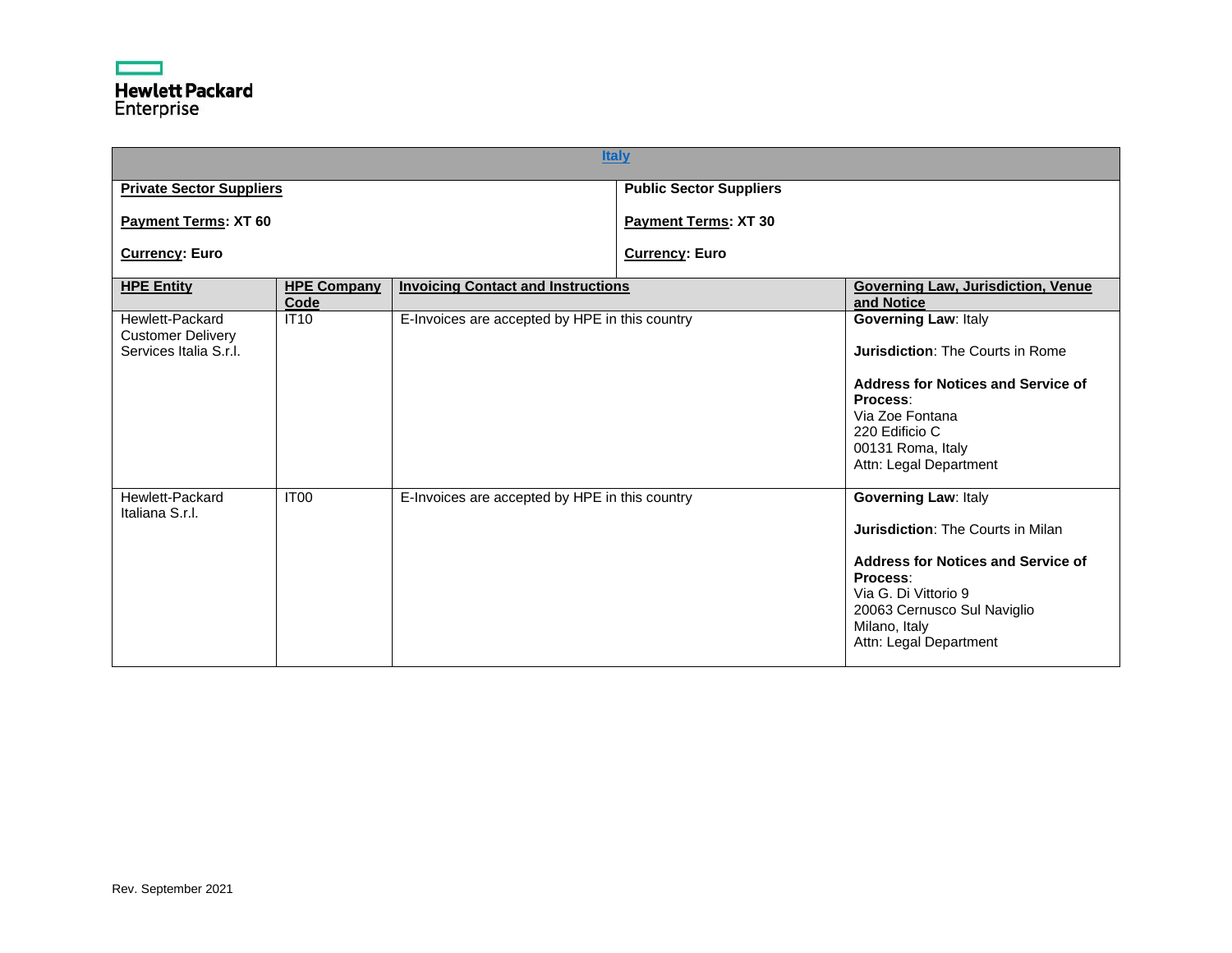**Hewlett Packard Enterprise**

## Italy

| **Private Sector Suppliers** | **Public Sector Suppliers** |
|---|---|
| **Payment Terms: XT 60** | **Payment Terms: XT 30** |
| **Currency: Euro** | **Currency: Euro** |

| **HPE Entity** | **HPE Company Code** | **Invoicing Contact and Instructions** | **Governing Law, Jurisdiction, Venue and Notice** |
|---|---|---|---|
| Hewlett-Packard Customer Delivery Services Italia S.r.l. | IT10 | E-Invoices are accepted by HPE in this country | **Governing Law**: Italy<br><br>**Jurisdiction**: The Courts in Rome<br><br>**Address for Notices and Service of Process**:<br>Via Zoe Fontana<br>220 Edificio C<br>00131 Roma, Italy<br>Attn: Legal Department |
| Hewlett-Packard Italiana S.r.l. | IT00 | E-Invoices are accepted by HPE in this country | **Governing Law**: Italy<br><br>**Jurisdiction**: The Courts in Milan<br><br>**Address for Notices and Service of Process**:<br>Via G. Di Vittorio 9<br>20063 Cernusco Sul Naviglio<br>Milano, Italy<br>Attn: Legal Department |

Rev. September 2021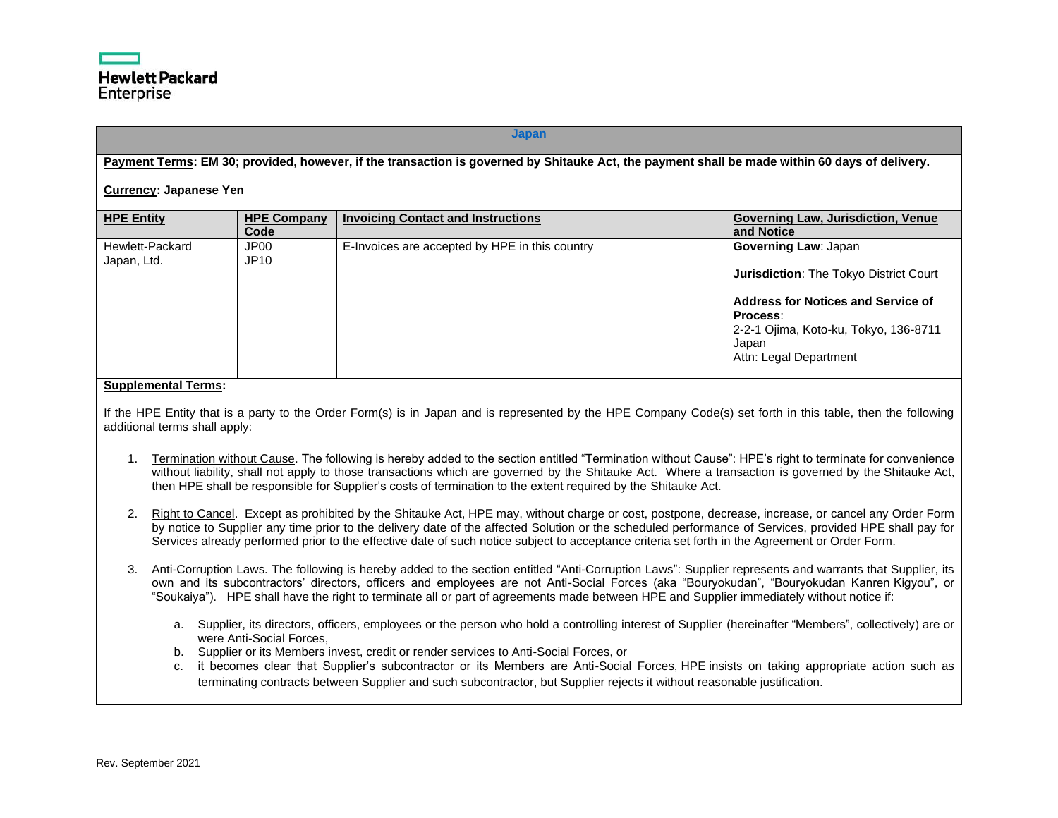## Japan

**Payment Terms: EM 30; provided, however, if the transaction is governed by Shitauke Act, the payment shall be made within 60 days of delivery.**

**Currency: Japanese Yen**

| HPE Entity | HPE Company Code | Invoicing Contact and Instructions | Governing Law, Jurisdiction, Venue and Notice |
|---|---|---|---|
| Hewlett-Packard Japan, Ltd. | JP00<br>JP10 | E-Invoices are accepted by HPE in this country | **Governing Law**: Japan<br><br>**Jurisdiction**: The Tokyo District Court<br><br>**Address for Notices and Service of Process**:<br>2-2-1 Ojima, Koto-ku, Tokyo, 136-8711 Japan<br>Attn: Legal Department |

**Supplemental Terms:**

If the HPE Entity that is a party to the Order Form(s) is in Japan and is represented by the HPE Company Code(s) set forth in this table, then the following additional terms shall apply:

1. Termination without Cause. The following is hereby added to the section entitled "Termination without Cause": HPE's right to terminate for convenience without liability, shall not apply to those transactions which are governed by the Shitauke Act. Where a transaction is governed by the Shitauke Act, then HPE shall be responsible for Supplier's costs of termination to the extent required by the Shitauke Act.

2. Right to Cancel. Except as prohibited by the Shitauke Act, HPE may, without charge or cost, postpone, decrease, increase, or cancel any Order Form by notice to Supplier any time prior to the delivery date of the affected Solution or the scheduled performance of Services, provided HPE shall pay for Services already performed prior to the effective date of such notice subject to acceptance criteria set forth in the Agreement or Order Form.

3. Anti-Corruption Laws. The following is hereby added to the section entitled "Anti-Corruption Laws": Supplier represents and warrants that Supplier, its own and its subcontractors' directors, officers and employees are not Anti-Social Forces (aka "Bouryokudan", "Bouryokudan Kanren Kigyou", or "Soukaiya"). HPE shall have the right to terminate all or part of agreements made between HPE and Supplier immediately without notice if:

   a. Supplier, its directors, officers, employees or the person who hold a controlling interest of Supplier (hereinafter "Members", collectively) are or were Anti-Social Forces,
   b. Supplier or its Members invest, credit or render services to Anti-Social Forces, or
   c. it becomes clear that Supplier's subcontractor or its Members are Anti-Social Forces, HPE insists on taking appropriate action such as terminating contracts between Supplier and such subcontractor, but Supplier rejects it without reasonable justification.

Rev. September 2021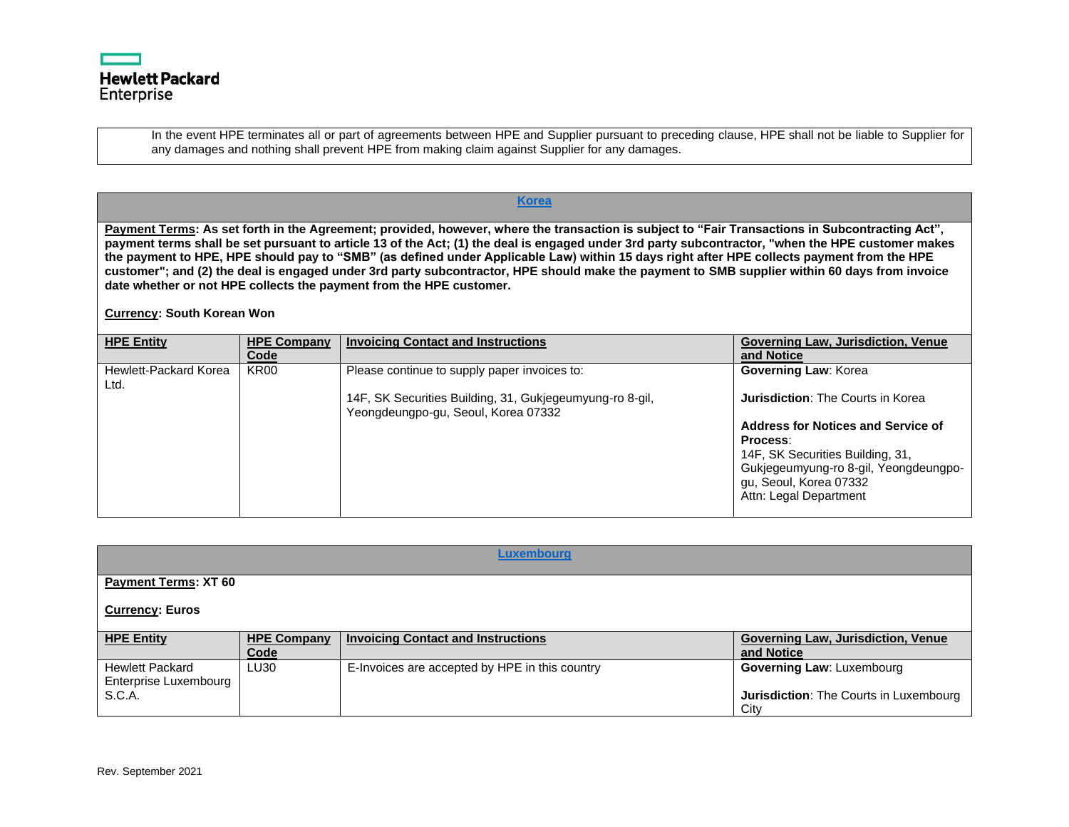In the event HPE terminates all or part of agreements between HPE and Supplier pursuant to preceding clause, HPE shall not be liable to Supplier for any damages and nothing shall prevent HPE from making claim against Supplier for any damages.

## Korea

**Payment Terms: As set forth in the Agreement; provided, however, where the transaction is subject to "Fair Transactions in Subcontracting Act", payment terms shall be set pursuant to article 13 of the Act; (1) the deal is engaged under 3rd party subcontractor, "when the HPE customer makes the payment to HPE, HPE should pay to "SMB" (as defined under Applicable Law) within 15 days right after HPE collects payment from the HPE customer"; and (2) the deal is engaged under 3rd party subcontractor, HPE should make the payment to SMB supplier within 60 days from invoice date whether or not HPE collects the payment from the HPE customer.**

**Currency: South Korean Won**

| HPE Entity | HPE Company Code | Invoicing Contact and Instructions | Governing Law, Jurisdiction, Venue and Notice |
|---|---|---|---|
| Hewlett-Packard Korea Ltd. | KR00 | Please continue to supply paper invoices to:<br><br>14F, SK Securities Building, 31, Gukjegeumyung-ro 8-gil, Yeongdeungpo-gu, Seoul, Korea 07332 | **Governing Law**: Korea<br><br>**Jurisdiction**: The Courts in Korea<br><br>**Address for Notices and Service of Process**:<br>14F, SK Securities Building, 31, Gukjegeumyung-ro 8-gil, Yeongdeungpo-gu, Seoul, Korea 07332<br>Attn: Legal Department |

## Luxembourg

**Payment Terms: XT 60**

**Currency: Euros**

| HPE Entity | HPE Company Code | Invoicing Contact and Instructions | Governing Law, Jurisdiction, Venue and Notice |
|---|---|---|---|
| Hewlett Packard Enterprise Luxembourg S.C.A. | LU30 | E-Invoices are accepted by HPE in this country | **Governing Law**: Luxembourg<br><br>**Jurisdiction**: The Courts in Luxembourg City |

Rev. September 2021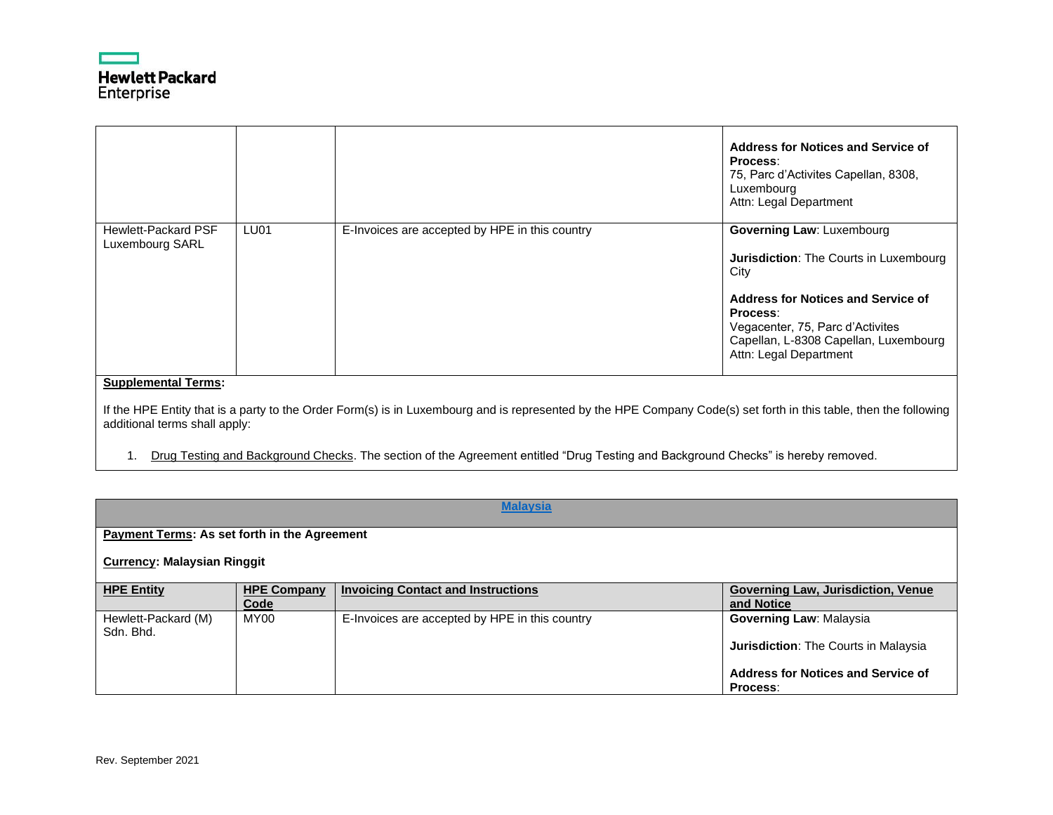| | | | |
|---|---|---|---|
| | | | **Address for Notices and Service of Process**:<br>75, Parc d'Activites Capellan, 8308, Luxembourg<br>Attn: Legal Department |
| Hewlett-Packard PSF Luxembourg SARL | LU01 | E-Invoices are accepted by HPE in this country | **Governing Law**: Luxembourg<br><br>**Jurisdiction**: The Courts in Luxembourg City<br><br>**Address for Notices and Service of Process**:<br>Vegacenter, 75, Parc d'Activites Capellan, L-8308 Capellan, Luxembourg<br>Attn: Legal Department |

**Supplemental Terms:**

If the HPE Entity that is a party to the Order Form(s) is in Luxembourg and is represented by the HPE Company Code(s) set forth in this table, then the following additional terms shall apply:

1. Drug Testing and Background Checks. The section of the Agreement entitled "Drug Testing and Background Checks" is hereby removed.

## Malaysia

**Payment Terms: As set forth in the Agreement**

**Currency: Malaysian Ringgit**

| HPE Entity | HPE Company Code | Invoicing Contact and Instructions | Governing Law, Jurisdiction, Venue and Notice |
|---|---|---|---|
| Hewlett-Packard (M) Sdn. Bhd. | MY00 | E-Invoices are accepted by HPE in this country | **Governing Law**: Malaysia<br><br>**Jurisdiction**: The Courts in Malaysia<br><br>**Address for Notices and Service of Process**: |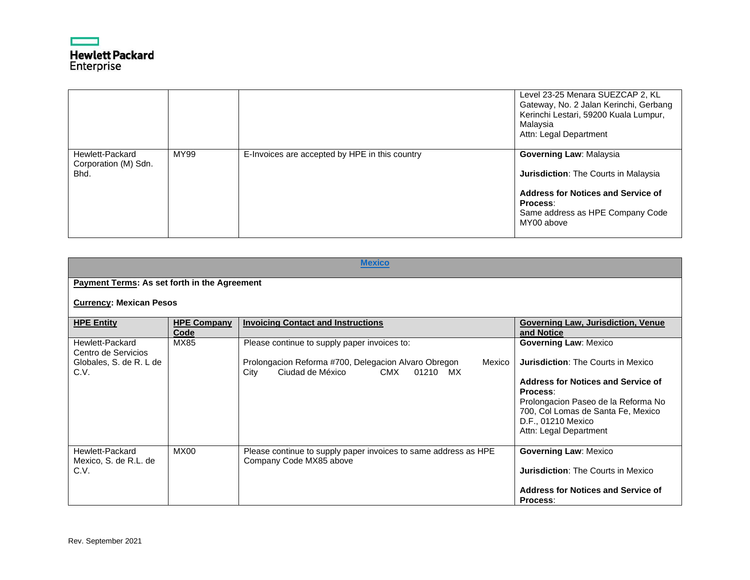| | | | Level 23-25 Menara SUEZCAP 2, KL Gateway, No. 2 Jalan Kerinchi, Gerbang Kerinchi Lestari, 59200 Kuala Lumpur, Malaysia<br>Attn: Legal Department |
|---|---|---|---|
| Hewlett-Packard Corporation (M) Sdn. Bhd. | MY99 | E-Invoices are accepted by HPE in this country | **Governing Law**: Malaysia<br><br>**Jurisdiction**: The Courts in Malaysia<br><br>**Address for Notices and Service of Process**:<br>Same address as HPE Company Code MY00 above |

## Mexico

**Payment Terms: As set forth in the Agreement**

**Currency: Mexican Pesos**

| HPE Entity | HPE Company Code | Invoicing Contact and Instructions | Governing Law, Jurisdiction, Venue and Notice |
|---|---|---|---|
| Hewlett-Packard Centro de Servicios Globales, S. de R. L de C.V. | MX85 | Please continue to supply paper invoices to:<br><br>Prolongacion Reforma #700, Delegacion Alvaro Obregon Mexico City Ciudad de México CMX 01210 MX | **Governing Law**: Mexico<br><br>**Jurisdiction**: The Courts in Mexico<br><br>**Address for Notices and Service of Process**:<br>Prolongacion Paseo de la Reforma No 700, Col Lomas de Santa Fe, Mexico D.F., 01210 Mexico<br>Attn: Legal Department |
| Hewlett-Packard Mexico, S. de R.L. de C.V. | MX00 | Please continue to supply paper invoices to same address as HPE Company Code MX85 above | **Governing Law**: Mexico<br><br>**Jurisdiction**: The Courts in Mexico<br><br>**Address for Notices and Service of Process**: |

Rev. September 2021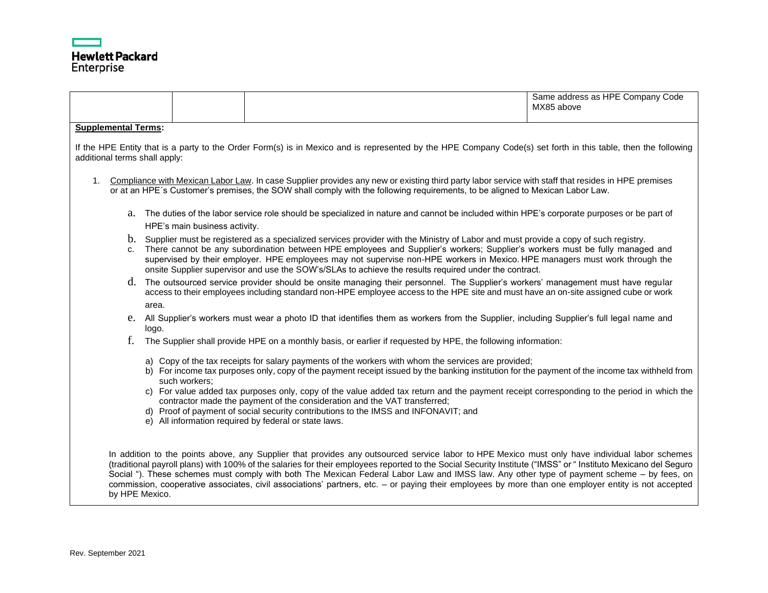| | | | Same address as HPE Company Code MX85 above |
|---|---|---|---|

**Supplemental Terms:**

If the HPE Entity that is a party to the Order Form(s) is in Mexico and is represented by the HPE Company Code(s) set forth in this table, then the following additional terms shall apply:

1. Compliance with Mexican Labor Law. In case Supplier provides any new or existing third party labor service with staff that resides in HPE premises or at an HPE´s Customer's premises, the SOW shall comply with the following requirements, to be aligned to Mexican Labor Law.

   a. The duties of the labor service role should be specialized in nature and cannot be included within HPE's corporate purposes or be part of HPE's main business activity.

   b. Supplier must be registered as a specialized services provider with the Ministry of Labor and must provide a copy of such registry.

   c. There cannot be any subordination between HPE employees and Supplier's workers; Supplier's workers must be fully managed and supervised by their employer. HPE employees may not supervise non-HPE workers in Mexico. HPE managers must work through the onsite Supplier supervisor and use the SOW's/SLAs to achieve the results required under the contract.

   d. The outsourced service provider should be onsite managing their personnel. The Supplier's workers' management must have regular access to their employees including standard non-HPE employee access to the HPE site and must have an on-site assigned cube or work area.

   e. All Supplier's workers must wear a photo ID that identifies them as workers from the Supplier, including Supplier's full legal name and logo.

   f. The Supplier shall provide HPE on a monthly basis, or earlier if requested by HPE, the following information:

      a) Copy of the tax receipts for salary payments of the workers with whom the services are provided;
      b) For income tax purposes only, copy of the payment receipt issued by the banking institution for the payment of the income tax withheld from such workers;
      c) For value added tax purposes only, copy of the value added tax return and the payment receipt corresponding to the period in which the contractor made the payment of the consideration and the VAT transferred;
      d) Proof of payment of social security contributions to the IMSS and INFONAVIT; and
      e) All information required by federal or state laws.

   In addition to the points above, any Supplier that provides any outsourced service labor to HPE Mexico must only have individual labor schemes (traditional payroll plans) with 100% of the salaries for their employees reported to the Social Security Institute ("IMSS" or " Instituto Mexicano del Seguro Social "). These schemes must comply with both The Mexican Federal Labor Law and IMSS law. Any other type of payment scheme – by fees, on commission, cooperative associates, civil associations' partners, etc. – or paying their employees by more than one employer entity is not accepted by HPE Mexico.

Rev. September 2021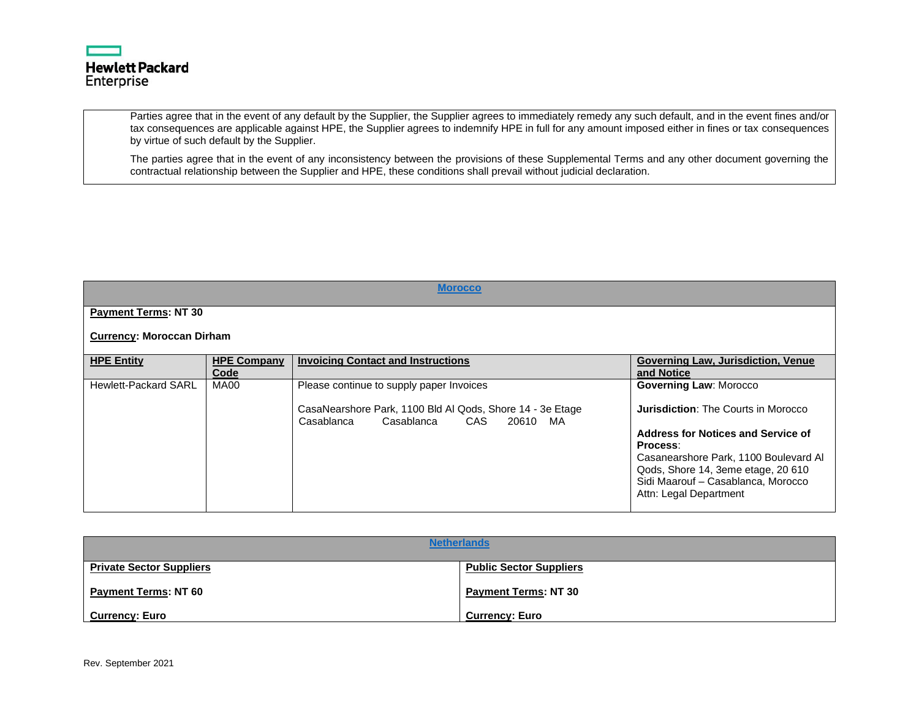Parties agree that in the event of any default by the Supplier, the Supplier agrees to immediately remedy any such default, and in the event fines and/or tax consequences are applicable against HPE, the Supplier agrees to indemnify HPE in full for any amount imposed either in fines or tax consequences by virtue of such default by the Supplier.

The parties agree that in the event of any inconsistency between the provisions of these Supplemental Terms and any other document governing the contractual relationship between the Supplier and HPE, these conditions shall prevail without judicial declaration.

## Morocco

**Payment Terms: NT 30**

**Currency: Moroccan Dirham**

| HPE Entity | HPE Company Code | Invoicing Contact and Instructions | Governing Law, Jurisdiction, Venue and Notice |
| --- | --- | --- | --- |
| Hewlett-Packard SARL | MA00 | Please continue to supply paper Invoices<br><br>CasaNearshore Park, 1100 Bld Al Qods, Shore 14 - 3e Etage Casablanca Casablanca CAS 20610 MA | **Governing Law**: Morocco<br><br>**Jurisdiction**: The Courts in Morocco<br><br>**Address for Notices and Service of Process**:<br>Casanearshore Park, 1100 Boulevard Al Qods, Shore 14, 3eme etage, 20 610 Sidi Maarouf – Casablanca, Morocco<br>Attn: Legal Department |

## Netherlands

| Private Sector Suppliers | Public Sector Suppliers |
| --- | --- |
| **Payment Terms: NT 60** | **Payment Terms: NT 30** |
| **Currency: Euro** | **Currency: Euro** |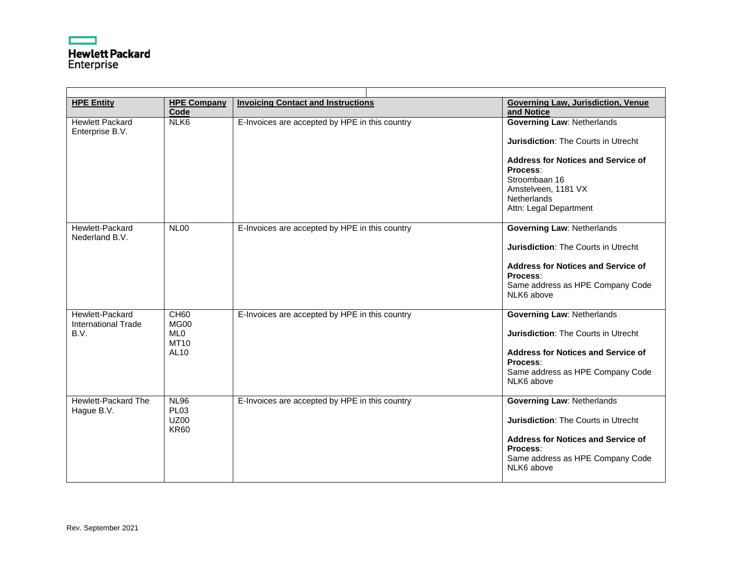| HPE Entity | HPE Company Code | Invoicing Contact and Instructions | Governing Law, Jurisdiction, Venue and Notice |
| --- | --- | --- | --- |
| Hewlett Packard Enterprise B.V. | NLK6 | E-Invoices are accepted by HPE in this country | **Governing Law**: Netherlands<br><br>**Jurisdiction**: The Courts in Utrecht<br><br>**Address for Notices and Service of Process**:<br>Stroombaan 16<br>Amstelveen, 1181 VX<br>Netherlands<br>Attn: Legal Department |
| Hewlett-Packard Nederland B.V. | NL00 | E-Invoices are accepted by HPE in this country | **Governing Law**: Netherlands<br><br>**Jurisdiction**: The Courts in Utrecht<br><br>**Address for Notices and Service of Process**:<br>Same address as HPE Company Code NLK6 above |
| Hewlett-Packard International Trade B.V. | CH60<br>MG00<br>ML0<br>MT10<br>AL10 | E-Invoices are accepted by HPE in this country | **Governing Law**: Netherlands<br><br>**Jurisdiction**: The Courts in Utrecht<br><br>**Address for Notices and Service of Process**:<br>Same address as HPE Company Code NLK6 above |
| Hewlett-Packard The Hague B.V. | NL96<br>PL03<br>UZ00<br>KR60 | E-Invoices are accepted by HPE in this country | **Governing Law**: Netherlands<br><br>**Jurisdiction**: The Courts in Utrecht<br><br>**Address for Notices and Service of Process**:<br>Same address as HPE Company Code NLK6 above |

Rev. September 2021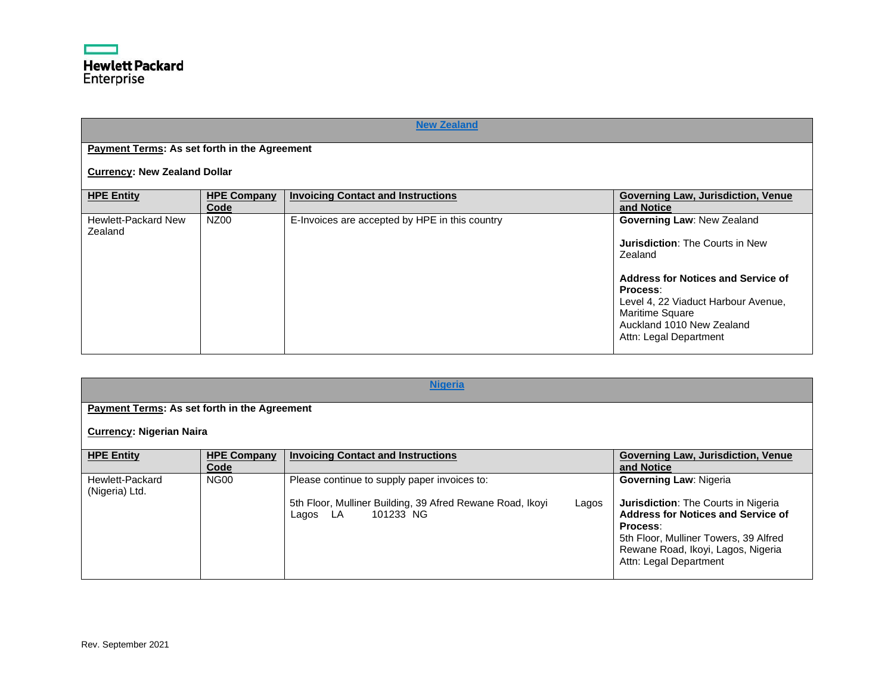## New Zealand

**Payment Terms: As set forth in the Agreement**

**Currency: New Zealand Dollar**

| HPE Entity | HPE Company Code | Invoicing Contact and Instructions | Governing Law, Jurisdiction, Venue and Notice |
|---|---|---|---|
| Hewlett-Packard New Zealand | NZ00 | E-Invoices are accepted by HPE in this country | **Governing Law**: New Zealand<br><br>**Jurisdiction**: The Courts in New Zealand<br><br>**Address for Notices and Service of Process**:<br>Level 4, 22 Viaduct Harbour Avenue, Maritime Square<br>Auckland 1010 New Zealand<br>Attn: Legal Department |

## Nigeria

**Payment Terms: As set forth in the Agreement**

**Currency: Nigerian Naira**

| HPE Entity | HPE Company Code | Invoicing Contact and Instructions | Governing Law, Jurisdiction, Venue and Notice |
|---|---|---|---|
| Hewlett-Packard (Nigeria) Ltd. | NG00 | Please continue to supply paper invoices to:<br><br>5th Floor, Mulliner Building, 39 Afred Rewane Road, Ikoyi Lagos Lagos LA 101233 NG | **Governing Law**: Nigeria<br><br>**Jurisdiction**: The Courts in Nigeria<br>**Address for Notices and Service of Process**:<br>5th Floor, Mulliner Towers, 39 Alfred Rewane Road, Ikoyi, Lagos, Nigeria<br>Attn: Legal Department |

Rev. September 2021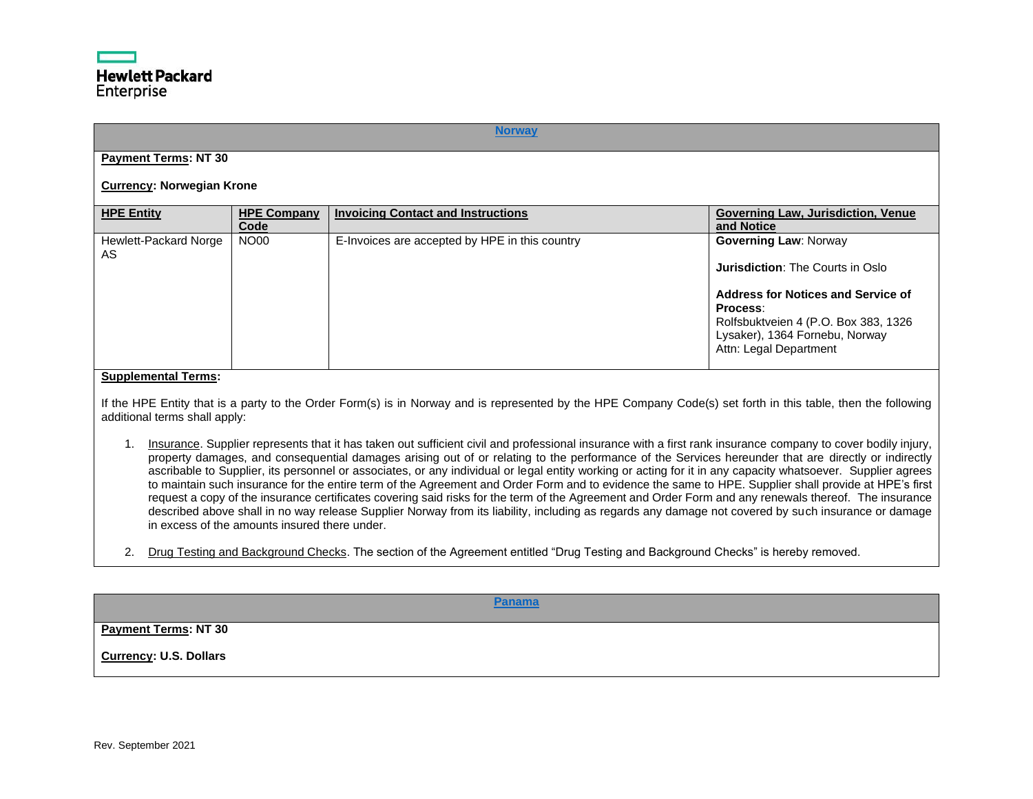## Norway

**Payment Terms: NT 30**

**Currency: Norwegian Krone**

| HPE Entity | HPE Company Code | Invoicing Contact and Instructions | Governing Law, Jurisdiction, Venue and Notice |
|---|---|---|---|
| Hewlett-Packard Norge AS | NO00 | E-Invoices are accepted by HPE in this country | **Governing Law**: Norway<br><br>**Jurisdiction**: The Courts in Oslo<br><br>**Address for Notices and Service of Process**:<br>Rolfsbuktveien 4 (P.O. Box 383, 1326 Lysaker), 1364 Fornebu, Norway<br>Attn: Legal Department |

**Supplemental Terms:**

If the HPE Entity that is a party to the Order Form(s) is in Norway and is represented by the HPE Company Code(s) set forth in this table, then the following additional terms shall apply:

1. Insurance. Supplier represents that it has taken out sufficient civil and professional insurance with a first rank insurance company to cover bodily injury, property damages, and consequential damages arising out of or relating to the performance of the Services hereunder that are directly or indirectly ascribable to Supplier, its personnel or associates, or any individual or legal entity working or acting for it in any capacity whatsoever. Supplier agrees to maintain such insurance for the entire term of the Agreement and Order Form and to evidence the same to HPE. Supplier shall provide at HPE's first request a copy of the insurance certificates covering said risks for the term of the Agreement and Order Form and any renewals thereof. The insurance described above shall in no way release Supplier Norway from its liability, including as regards any damage not covered by such insurance or damage in excess of the amounts insured there under.

2. Drug Testing and Background Checks. The section of the Agreement entitled "Drug Testing and Background Checks" is hereby removed.

## Panama

**Payment Terms: NT 30**

**Currency: U.S. Dollars**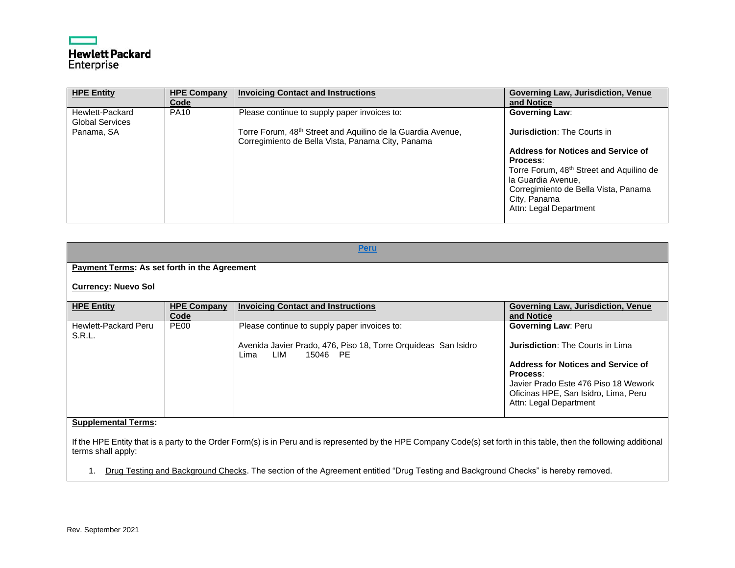| HPE Entity | HPE Company Code | Invoicing Contact and Instructions | Governing Law, Jurisdiction, Venue and Notice |
|---|---|---|---|
| Hewlett-Packard Global Services Panama, SA | PA10 | Please continue to supply paper invoices to:<br><br>Torre Forum, 48th Street and Aquilino de la Guardia Avenue, Corregimiento de Bella Vista, Panama City, Panama | **Governing Law**:<br><br>**Jurisdiction**: The Courts in<br><br>**Address for Notices and Service of Process**:<br>Torre Forum, 48th Street and Aquilino de la Guardia Avenue,<br>Corregimiento de Bella Vista, Panama City, Panama<br>Attn: Legal Department |

## Peru

**Payment Terms: As set forth in the Agreement**

**Currency: Nuevo Sol**

| HPE Entity | HPE Company Code | Invoicing Contact and Instructions | Governing Law, Jurisdiction, Venue and Notice |
|---|---|---|---|
| Hewlett-Packard Peru S.R.L. | PE00 | Please continue to supply paper invoices to:<br><br>Avenida Javier Prado, 476, Piso 18, Torre Orquídeas San Isidro Lima LIM 15046 PE | **Governing Law**: Peru<br><br>**Jurisdiction**: The Courts in Lima<br><br>**Address for Notices and Service of Process**:<br>Javier Prado Este 476 Piso 18 Wework Oficinas HPE, San Isidro, Lima, Peru<br>Attn: Legal Department |

**Supplemental Terms:**

If the HPE Entity that is a party to the Order Form(s) is in Peru and is represented by the HPE Company Code(s) set forth in this table, then the following additional terms shall apply:

1. Drug Testing and Background Checks. The section of the Agreement entitled "Drug Testing and Background Checks" is hereby removed.

Rev. September 2021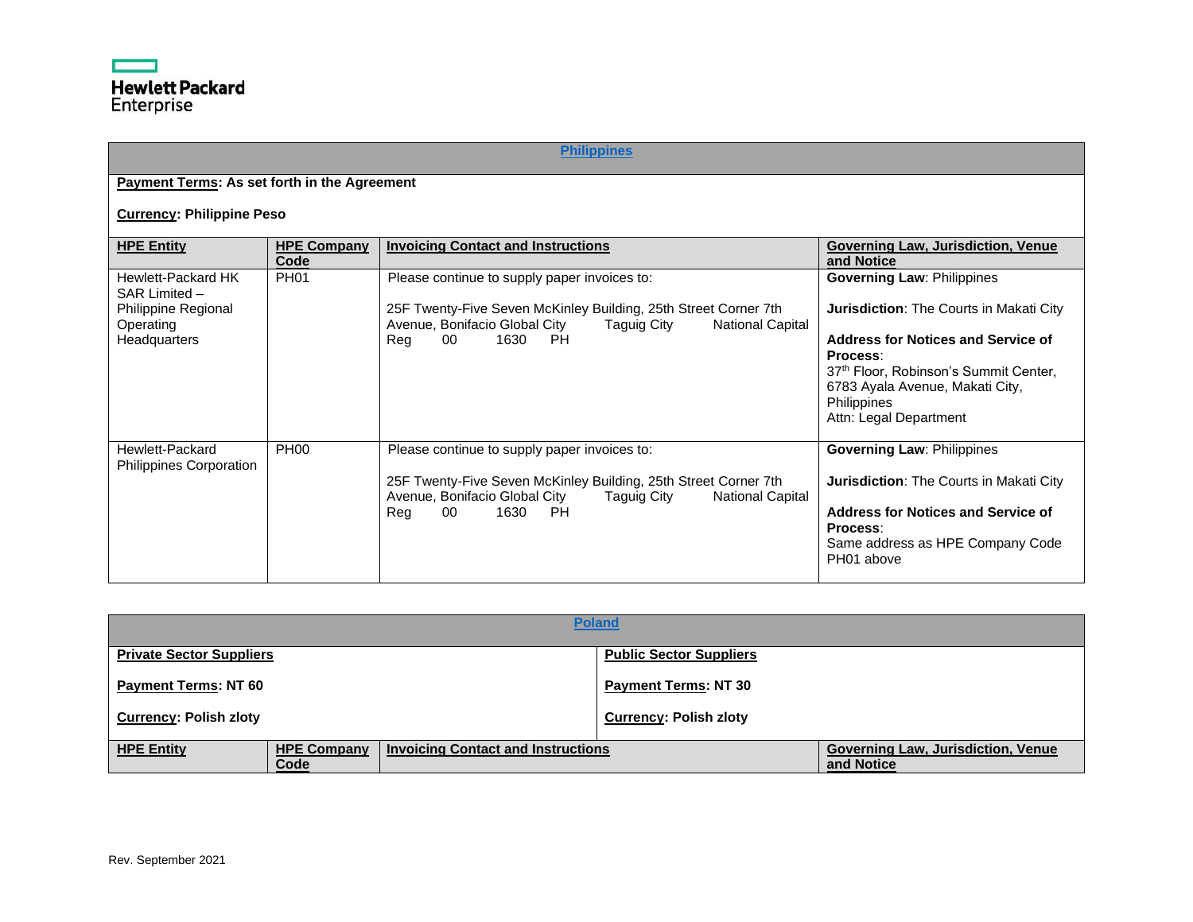| **Philippines** | | | |
|---|---|---|---|
| **Payment Terms: As set forth in the Agreement**<br><br>**Currency: Philippine Peso** | | | |
| **HPE Entity** | **HPE Company Code** | **Invoicing Contact and Instructions** | **Governing Law, Jurisdiction, Venue and Notice** |
| Hewlett-Packard HK SAR Limited – Philippine Regional Operating Headquarters | PH01 | Please continue to supply paper invoices to:<br><br>25F Twenty-Five Seven McKinley Building, 25th Street Corner 7th Avenue, Bonifacio Global City Taguig City National Capital Reg 00 1630 PH | **Governing Law**: Philippines<br><br>**Jurisdiction**: The Courts in Makati City<br><br>**Address for Notices and Service of Process**:<br>37th Floor, Robinson's Summit Center, 6783 Ayala Avenue, Makati City, Philippines<br>Attn: Legal Department |
| Hewlett-Packard Philippines Corporation | PH00 | Please continue to supply paper invoices to:<br><br>25F Twenty-Five Seven McKinley Building, 25th Street Corner 7th Avenue, Bonifacio Global City Taguig City National Capital Reg 00 1630 PH | **Governing Law**: Philippines<br><br>**Jurisdiction**: The Courts in Makati City<br><br>**Address for Notices and Service of Process**:<br>Same address as HPE Company Code PH01 above |

| **Poland** | | | |
|---|---|---|---|
| **Private Sector Suppliers**<br><br>**Payment Terms: NT 60**<br><br>**Currency: Polish zloty** | | **Public Sector Suppliers**<br><br>**Payment Terms: NT 30**<br><br>**Currency: Polish zloty** | |
| **HPE Entity** | **HPE Company Code** | **Invoicing Contact and Instructions** | **Governing Law, Jurisdiction, Venue and Notice** |

Rev. September 2021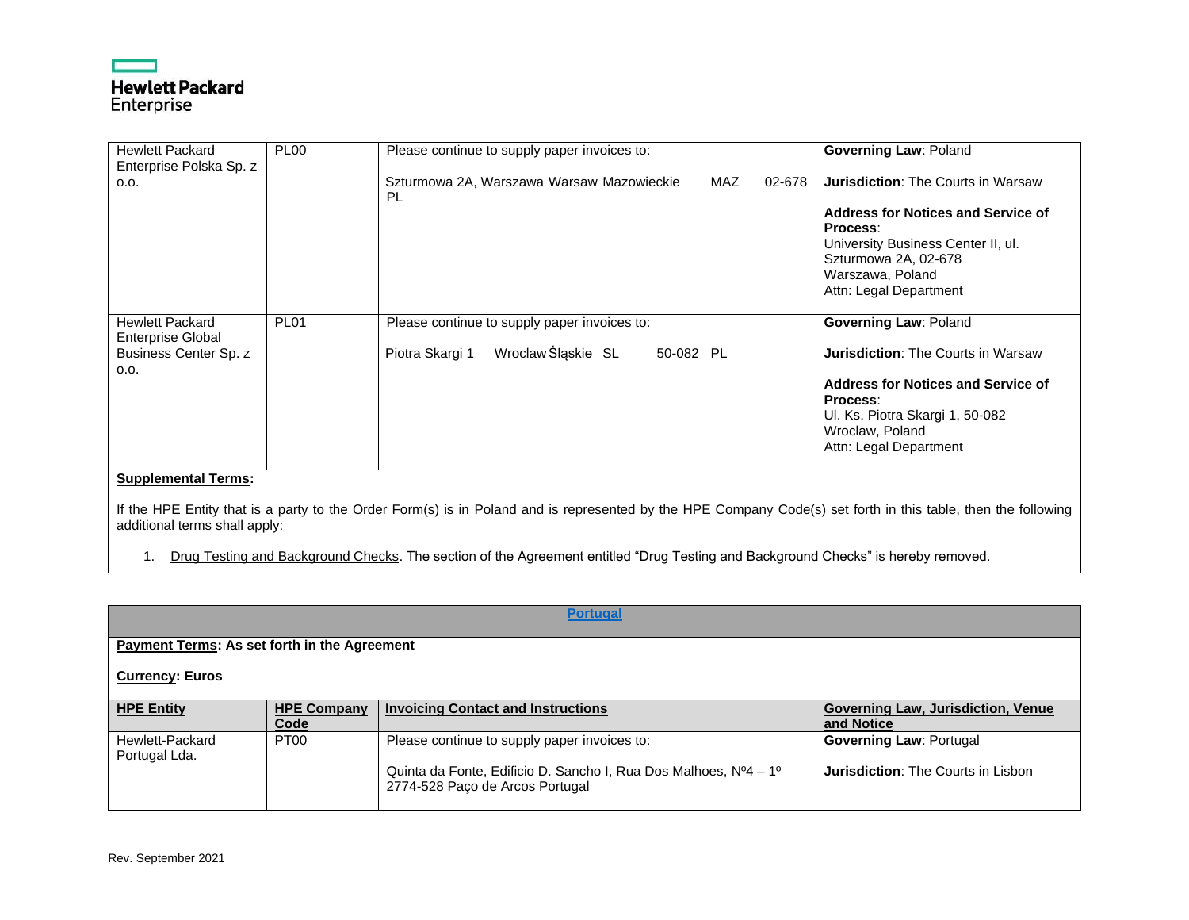| | | | |
|---|---|---|---|
| Hewlett Packard Enterprise Polska Sp. z o.o. | PL00 | Please continue to supply paper invoices to:<br><br>Szturmowa 2A, Warszawa Warsaw Mazowieckie MAZ 02-678 PL | **Governing Law**: Poland<br><br>**Jurisdiction**: The Courts in Warsaw<br><br>**Address for Notices and Service of Process**:<br>University Business Center II, ul. Szturmowa 2A, 02-678<br>Warszawa, Poland<br>Attn: Legal Department |
| Hewlett Packard Enterprise Global Business Center Sp. z o.o. | PL01 | Please continue to supply paper invoices to:<br><br>Piotra Skargi 1 Wroclaw Śląskie SL 50-082 PL | **Governing Law**: Poland<br><br>**Jurisdiction**: The Courts in Warsaw<br><br>**Address for Notices and Service of Process**:<br>Ul. Ks. Piotra Skargi 1, 50-082<br>Wroclaw, Poland<br>Attn: Legal Department |

**Supplemental Terms:**

If the HPE Entity that is a party to the Order Form(s) is in Poland and is represented by the HPE Company Code(s) set forth in this table, then the following additional terms shall apply:

1. Drug Testing and Background Checks. The section of the Agreement entitled "Drug Testing and Background Checks" is hereby removed.

## Portugal

**Payment Terms: As set forth in the Agreement**

**Currency: Euros**

| HPE Entity | HPE Company Code | Invoicing Contact and Instructions | Governing Law, Jurisdiction, Venue and Notice |
|---|---|---|---|
| Hewlett-Packard Portugal Lda. | PT00 | Please continue to supply paper invoices to:<br><br>Quinta da Fonte, Edificio D. Sancho I, Rua Dos Malhoes, Nº4 – 1º 2774-528 Paço de Arcos Portugal | **Governing Law**: Portugal<br><br>**Jurisdiction**: The Courts in Lisbon |

Rev. September 2021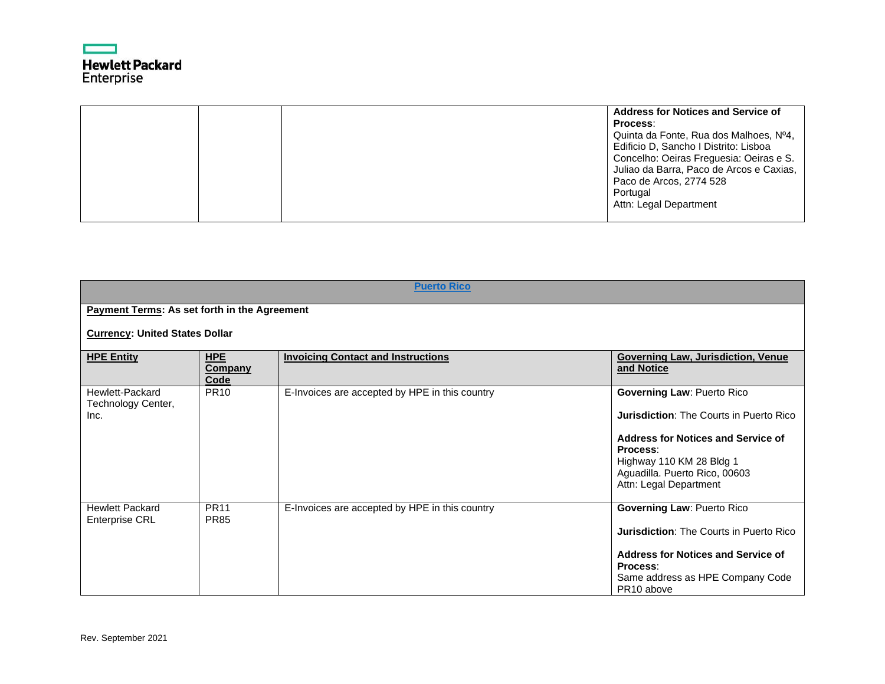| | | | Address for Notices and Service of Process:<br>Quinta da Fonte, Rua dos Malhoes, Nº4, Edificio D, Sancho I Distrito: Lisboa Concelho: Oeiras Freguesia: Oeiras e S. Juliao da Barra, Paco de Arcos e Caxias, Paco de Arcos, 2774 528<br>Portugal<br>Attn: Legal Department |
|---|---|---|---|

| **Puerto Rico** | | | |
|---|---|---|---|
| **Payment Terms: As set forth in the Agreement**<br><br>**Currency: United States Dollar** | | | |
| **HPE Entity** | **HPE Company Code** | **Invoicing Contact and Instructions** | **Governing Law, Jurisdiction, Venue and Notice** |
| Hewlett-Packard Technology Center, Inc. | PR10 | E-Invoices are accepted by HPE in this country | **Governing Law**: Puerto Rico<br><br>**Jurisdiction**: The Courts in Puerto Rico<br><br>**Address for Notices and Service of Process**:<br>Highway 110 KM 28 Bldg 1<br>Aguadilla. Puerto Rico, 00603<br>Attn: Legal Department |
| Hewlett Packard Enterprise CRL | PR11<br>PR85 | E-Invoices are accepted by HPE in this country | **Governing Law**: Puerto Rico<br><br>**Jurisdiction**: The Courts in Puerto Rico<br><br>**Address for Notices and Service of Process**:<br>Same address as HPE Company Code PR10 above |

Rev. September 2021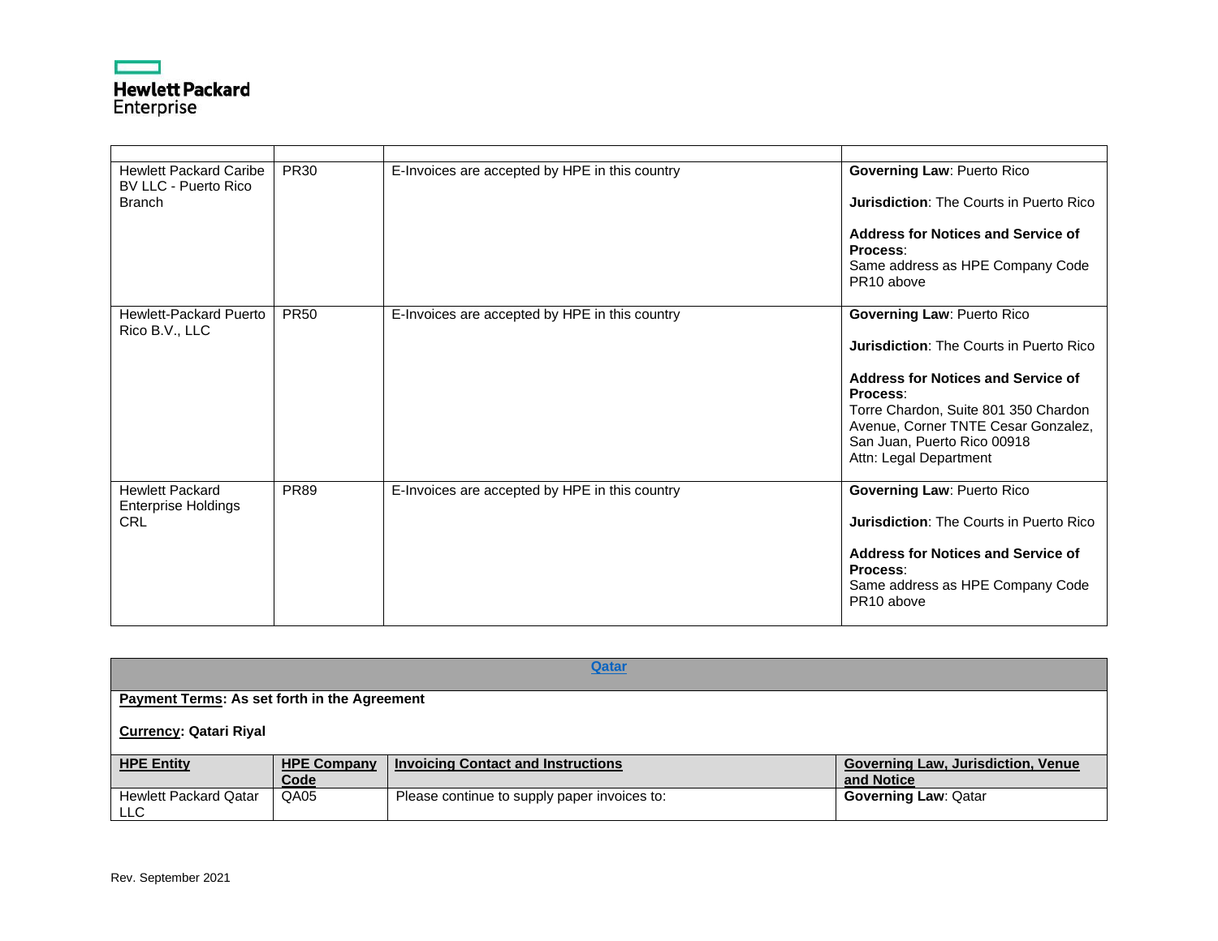| | | | |
|---|---|---|---|
| Hewlett Packard Caribe BV LLC - Puerto Rico Branch | PR30 | E-Invoices are accepted by HPE in this country | **Governing Law**: Puerto Rico<br><br>**Jurisdiction**: The Courts in Puerto Rico<br><br>**Address for Notices and Service of Process**:<br>Same address as HPE Company Code PR10 above |
| Hewlett-Packard Puerto Rico B.V., LLC | PR50 | E-Invoices are accepted by HPE in this country | **Governing Law**: Puerto Rico<br><br>**Jurisdiction**: The Courts in Puerto Rico<br><br>**Address for Notices and Service of Process**:<br>Torre Chardon, Suite 801 350 Chardon Avenue, Corner TNTE Cesar Gonzalez, San Juan, Puerto Rico 00918<br>Attn: Legal Department |
| Hewlett Packard Enterprise Holdings CRL | PR89 | E-Invoices are accepted by HPE in this country | **Governing Law**: Puerto Rico<br><br>**Jurisdiction**: The Courts in Puerto Rico<br><br>**Address for Notices and Service of Process**:<br>Same address as HPE Company Code PR10 above |

## Qatar

**Payment Terms: As set forth in the Agreement**

**Currency: Qatari Riyal**

| HPE Entity | HPE Company Code | Invoicing Contact and Instructions | Governing Law, Jurisdiction, Venue and Notice |
|---|---|---|---|
| Hewlett Packard Qatar LLC | QA05 | Please continue to supply paper invoices to: | **Governing Law**: Qatar |

Rev. September 2021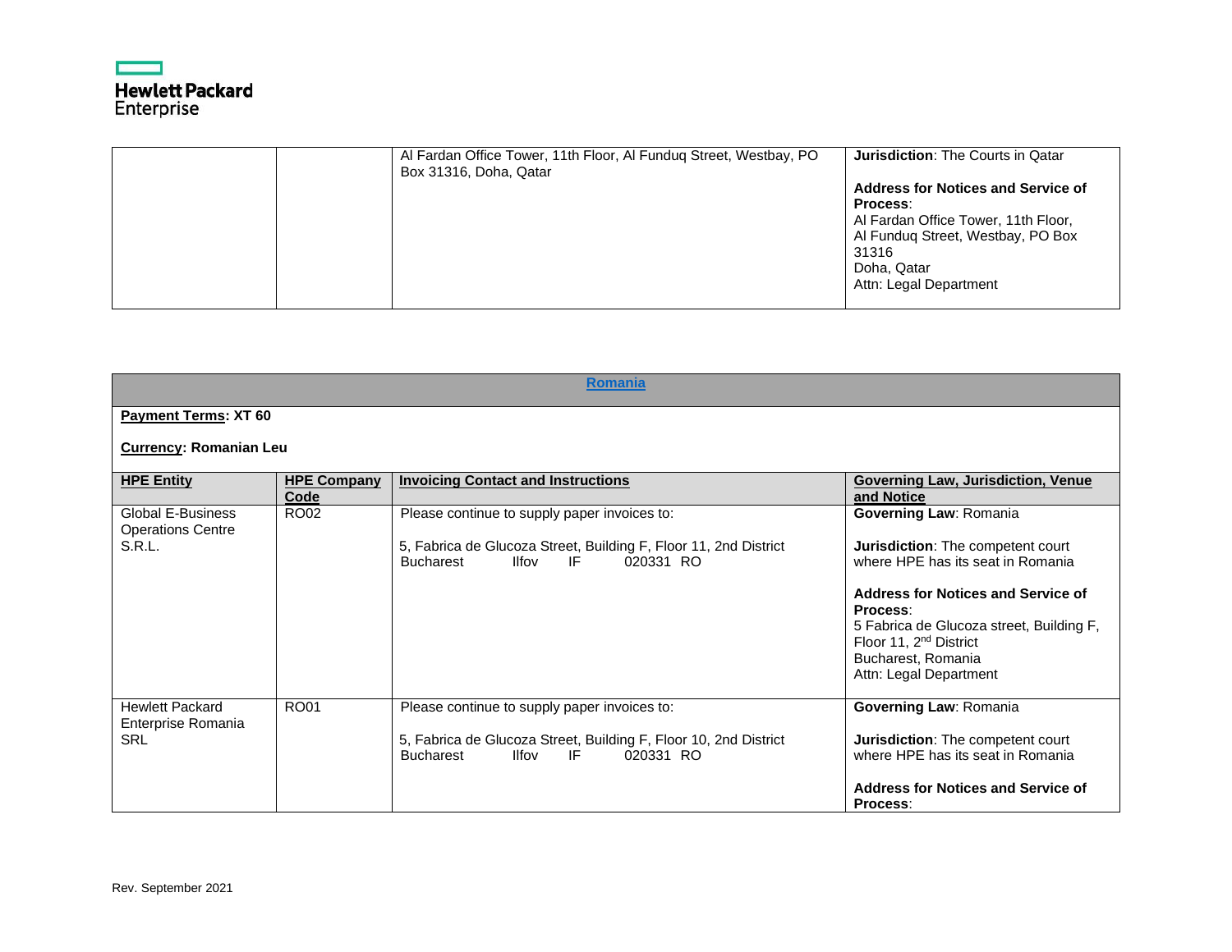| | | Al Fardan Office Tower, 11th Floor, Al Funduq Street, Westbay, PO Box 31316, Doha, Qatar | **Jurisdiction**: The Courts in Qatar<br><br>**Address for Notices and Service of Process**:<br>Al Fardan Office Tower, 11th Floor, Al Funduq Street, Westbay, PO Box 31316<br>Doha, Qatar<br>Attn: Legal Department |
|---|---|---|---|

| **Romania** | | | |
|---|---|---|---|
| **Payment Terms: XT 60**<br><br>**Currency: Romanian Leu** | | | |
| **HPE Entity** | **HPE Company Code** | **Invoicing Contact and Instructions** | **Governing Law, Jurisdiction, Venue and Notice** |
| Global E-Business Operations Centre S.R.L. | RO02 | Please continue to supply paper invoices to:<br><br>5, Fabrica de Glucoza Street, Building F, Floor 11, 2nd District<br>Bucharest Ilfov IF 020331 RO | **Governing Law**: Romania<br><br>**Jurisdiction**: The competent court where HPE has its seat in Romania<br><br>**Address for Notices and Service of Process**:<br>5 Fabrica de Glucoza street, Building F, Floor 11, 2nd District<br>Bucharest, Romania<br>Attn: Legal Department |
| Hewlett Packard Enterprise Romania SRL | RO01 | Please continue to supply paper invoices to:<br><br>5, Fabrica de Glucoza Street, Building F, Floor 10, 2nd District<br>Bucharest Ilfov IF 020331 RO | **Governing Law**: Romania<br><br>**Jurisdiction**: The competent court where HPE has its seat in Romania<br><br>**Address for Notices and Service of Process**: |

Rev. September 2021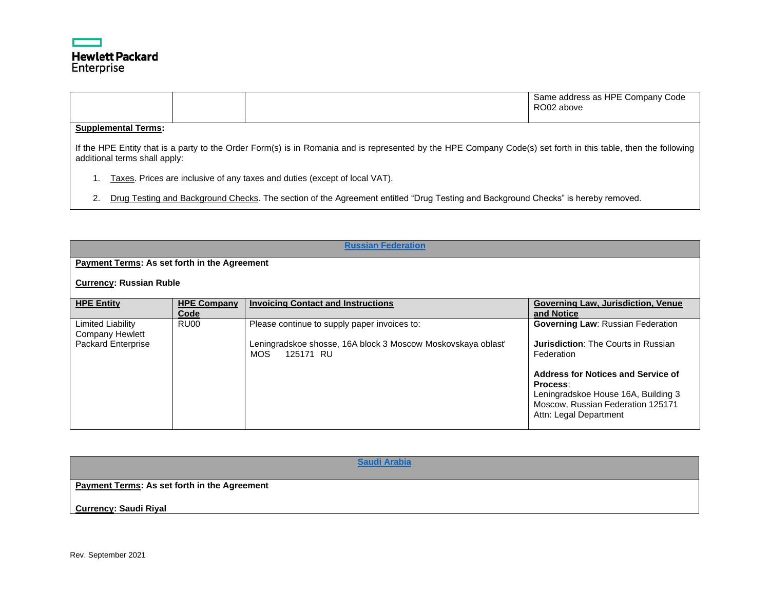| | | | Same address as HPE Company Code RO02 above |
|---|---|---|---|

**Supplemental Terms:**

If the HPE Entity that is a party to the Order Form(s) is in Romania and is represented by the HPE Company Code(s) set forth in this table, then the following additional terms shall apply:

1. Taxes. Prices are inclusive of any taxes and duties (except of local VAT).
2. Drug Testing and Background Checks. The section of the Agreement entitled "Drug Testing and Background Checks" is hereby removed.

## Russian Federation

**Payment Terms: As set forth in the Agreement**

**Currency: Russian Ruble**

| HPE Entity | HPE Company Code | Invoicing Contact and Instructions | Governing Law, Jurisdiction, Venue and Notice |
|---|---|---|---|
| Limited Liability Company Hewlett Packard Enterprise | RU00 | Please continue to supply paper invoices to:<br><br>Leningradskoe shosse, 16A block 3 Moscow Moskovskaya oblast' MOS 125171 RU | **Governing Law**: Russian Federation<br><br>**Jurisdiction**: The Courts in Russian Federation<br><br>**Address for Notices and Service of Process**:<br>Leningradskoe House 16A, Building 3 Moscow, Russian Federation 125171<br>Attn: Legal Department |

## Saudi Arabia

**Payment Terms: As set forth in the Agreement**

**Currency: Saudi Riyal**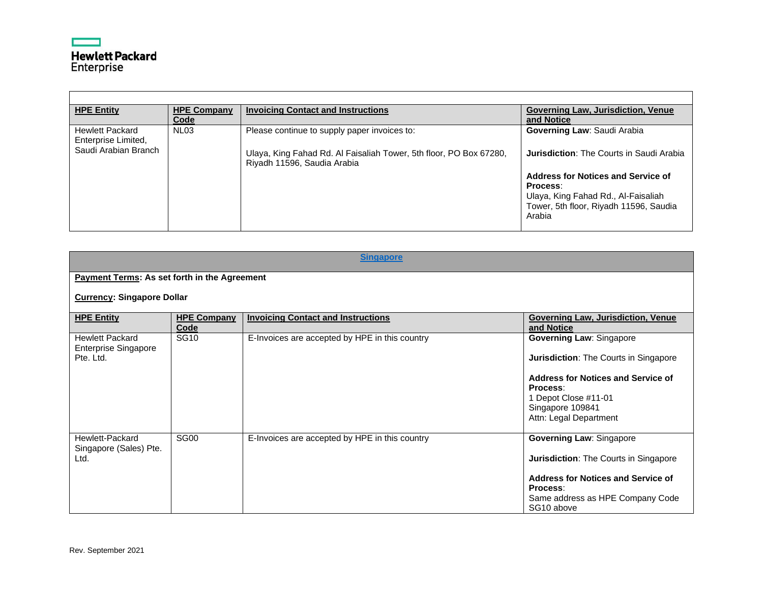| HPE Entity | HPE Company Code | Invoicing Contact and Instructions | Governing Law, Jurisdiction, Venue and Notice |
|---|---|---|---|
| Hewlett Packard Enterprise Limited, Saudi Arabian Branch | NL03 | Please continue to supply paper invoices to:<br><br>Ulaya, King Fahad Rd. Al Faisaliah Tower, 5th floor, PO Box 67280, Riyadh 11596, Saudia Arabia | **Governing Law**: Saudi Arabia<br><br>**Jurisdiction**: The Courts in Saudi Arabia<br><br>**Address for Notices and Service of Process**:<br>Ulaya, King Fahad Rd., Al-Faisaliah Tower, 5th floor, Riyadh 11596, Saudia Arabia |

## Singapore

**Payment Terms: As set forth in the Agreement**

**Currency: Singapore Dollar**

| HPE Entity | HPE Company Code | Invoicing Contact and Instructions | Governing Law, Jurisdiction, Venue and Notice |
|---|---|---|---|
| Hewlett Packard Enterprise Singapore Pte. Ltd. | SG10 | E-Invoices are accepted by HPE in this country | **Governing Law**: Singapore<br><br>**Jurisdiction**: The Courts in Singapore<br><br>**Address for Notices and Service of Process**:<br>1 Depot Close #11-01<br>Singapore 109841<br>Attn: Legal Department |
| Hewlett-Packard Singapore (Sales) Pte. Ltd. | SG00 | E-Invoices are accepted by HPE in this country | **Governing Law**: Singapore<br><br>**Jurisdiction**: The Courts in Singapore<br><br>**Address for Notices and Service of Process**:<br>Same address as HPE Company Code SG10 above |

Rev. September 2021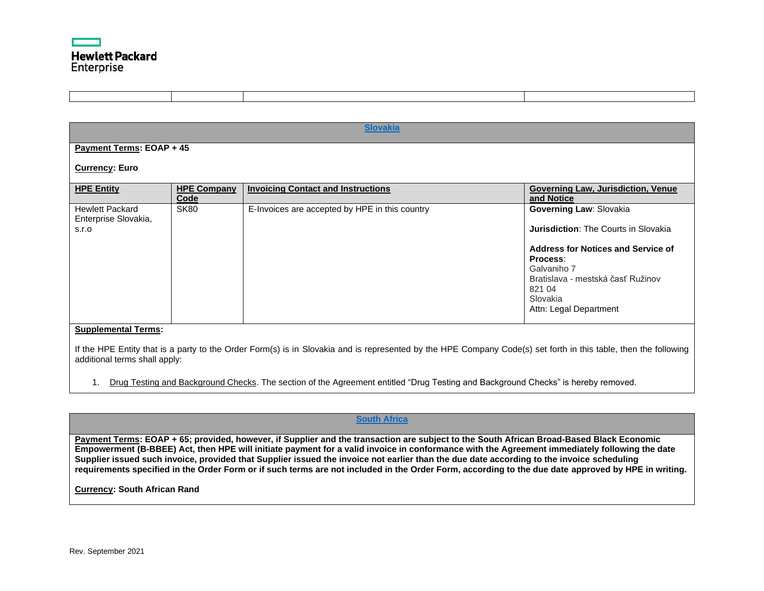| | | | |
|---|---|---|---|

## Slovakia

**Payment Terms: EOAP + 45**

**Currency: Euro**

| **HPE Entity** | **HPE Company Code** | **Invoicing Contact and Instructions** | **Governing Law, Jurisdiction, Venue and Notice** |
|---|---|---|---|
| Hewlett Packard Enterprise Slovakia, s.r.o | SK80 | E-Invoices are accepted by HPE in this country | **Governing Law**: Slovakia<br><br>**Jurisdiction**: The Courts in Slovakia<br><br>**Address for Notices and Service of Process**:<br>Galvaniho 7<br>Bratislava - mestská časť Ružinov<br>821 04<br>Slovakia<br>Attn: Legal Department |

**Supplemental Terms:**

If the HPE Entity that is a party to the Order Form(s) is in Slovakia and is represented by the HPE Company Code(s) set forth in this table, then the following additional terms shall apply:

1. Drug Testing and Background Checks. The section of the Agreement entitled "Drug Testing and Background Checks" is hereby removed.

## South Africa

**Payment Terms: EOAP + 65; provided, however, if Supplier and the transaction are subject to the South African Broad-Based Black Economic Empowerment (B-BBEE) Act, then HPE will initiate payment for a valid invoice in conformance with the Agreement immediately following the date Supplier issued such invoice, provided that Supplier issued the invoice not earlier than the due date according to the invoice scheduling requirements specified in the Order Form or if such terms are not included in the Order Form, according to the due date approved by HPE in writing.**

**Currency: South African Rand**

Rev. September 2021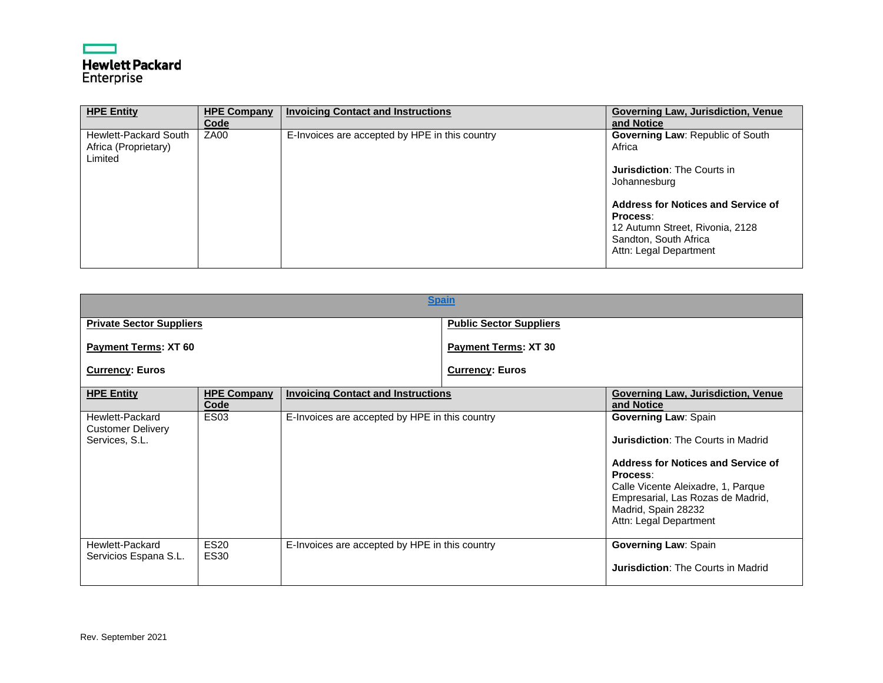| HPE Entity | HPE Company Code | Invoicing Contact and Instructions | Governing Law, Jurisdiction, Venue and Notice |
|---|---|---|---|
| Hewlett-Packard South Africa (Proprietary) Limited | ZA00 | E-Invoices are accepted by HPE in this country | **Governing Law**: Republic of South Africa<br><br>**Jurisdiction**: The Courts in Johannesburg<br><br>**Address for Notices and Service of Process**:<br>12 Autumn Street, Rivonia, 2128 Sandton, South Africa<br>Attn: Legal Department |

## Spain

| **Private Sector Suppliers** | **Public Sector Suppliers** |
|---|---|
| **Payment Terms: XT 60** | **Payment Terms: XT 30** |
| **Currency: Euros** | **Currency: Euros** |

| HPE Entity | HPE Company Code | Invoicing Contact and Instructions | Governing Law, Jurisdiction, Venue and Notice |
|---|---|---|---|
| Hewlett-Packard Customer Delivery Services, S.L. | ES03 | E-Invoices are accepted by HPE in this country | **Governing Law**: Spain<br><br>**Jurisdiction**: The Courts in Madrid<br><br>**Address for Notices and Service of Process**:<br>Calle Vicente Aleixadre, 1, Parque Empresarial, Las Rozas de Madrid, Madrid, Spain 28232<br>Attn: Legal Department |
| Hewlett-Packard Servicios Espana S.L. | ES20<br>ES30 | E-Invoices are accepted by HPE in this country | **Governing Law**: Spain<br><br>**Jurisdiction**: The Courts in Madrid |

Rev. September 2021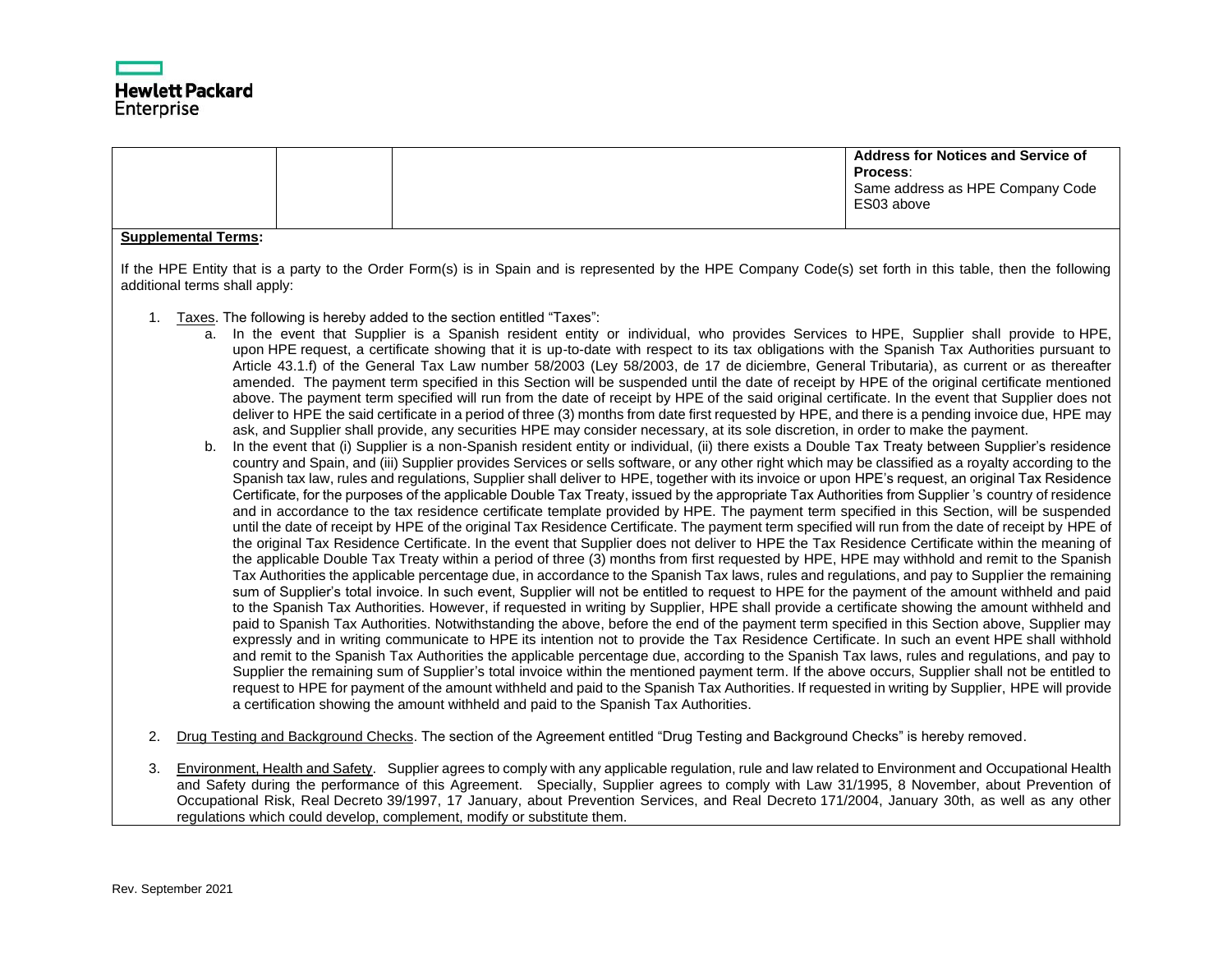| | | | Address for Notices and Service of Process: Same address as HPE Company Code ES03 above |
|---|---|---|---|

**Supplemental Terms:**

If the HPE Entity that is a party to the Order Form(s) is in Spain and is represented by the HPE Company Code(s) set forth in this table, then the following additional terms shall apply:

1. Taxes. The following is hereby added to the section entitled "Taxes":
   a. In the event that Supplier is a Spanish resident entity or individual, who provides Services to HPE, Supplier shall provide to HPE, upon HPE request, a certificate showing that it is up-to-date with respect to its tax obligations with the Spanish Tax Authorities pursuant to Article 43.1.f) of the General Tax Law number 58/2003 (Ley 58/2003, de 17 de diciembre, General Tributaria), as current or as thereafter amended. The payment term specified in this Section will be suspended until the date of receipt by HPE of the original certificate mentioned above. The payment term specified will run from the date of receipt by HPE of the said original certificate. In the event that Supplier does not deliver to HPE the said certificate in a period of three (3) months from date first requested by HPE, and there is a pending invoice due, HPE may ask, and Supplier shall provide, any securities HPE may consider necessary, at its sole discretion, in order to make the payment.
   b. In the event that (i) Supplier is a non-Spanish resident entity or individual, (ii) there exists a Double Tax Treaty between Supplier's residence country and Spain, and (iii) Supplier provides Services or sells software, or any other right which may be classified as a royalty according to the Spanish tax law, rules and regulations, Supplier shall deliver to HPE, together with its invoice or upon HPE's request, an original Tax Residence Certificate, for the purposes of the applicable Double Tax Treaty, issued by the appropriate Tax Authorities from Supplier 's country of residence and in accordance to the tax residence certificate template provided by HPE. The payment term specified in this Section, will be suspended until the date of receipt by HPE of the original Tax Residence Certificate. The payment term specified will run from the date of receipt by HPE of the original Tax Residence Certificate. In the event that Supplier does not deliver to HPE the Tax Residence Certificate within the meaning of the applicable Double Tax Treaty within a period of three (3) months from first requested by HPE, HPE may withhold and remit to the Spanish Tax Authorities the applicable percentage due, in accordance to the Spanish Tax laws, rules and regulations, and pay to Supplier the remaining sum of Supplier's total invoice. In such event, Supplier will not be entitled to request to HPE for the payment of the amount withheld and paid to the Spanish Tax Authorities. However, if requested in writing by Supplier, HPE shall provide a certificate showing the amount withheld and paid to Spanish Tax Authorities. Notwithstanding the above, before the end of the payment term specified in this Section above, Supplier may expressly and in writing communicate to HPE its intention not to provide the Tax Residence Certificate. In such an event HPE shall withhold and remit to the Spanish Tax Authorities the applicable percentage due, according to the Spanish Tax laws, rules and regulations, and pay to Supplier the remaining sum of Supplier's total invoice within the mentioned payment term. If the above occurs, Supplier shall not be entitled to request to HPE for payment of the amount withheld and paid to the Spanish Tax Authorities. If requested in writing by Supplier, HPE will provide a certification showing the amount withheld and paid to the Spanish Tax Authorities.
2. Drug Testing and Background Checks. The section of the Agreement entitled "Drug Testing and Background Checks" is hereby removed.
3. Environment, Health and Safety. Supplier agrees to comply with any applicable regulation, rule and law related to Environment and Occupational Health and Safety during the performance of this Agreement. Specially, Supplier agrees to comply with Law 31/1995, 8 November, about Prevention of Occupational Risk, Real Decreto 39/1997, 17 January, about Prevention Services, and Real Decreto 171/2004, January 30th, as well as any other regulations which could develop, complement, modify or substitute them.

Rev. September 2021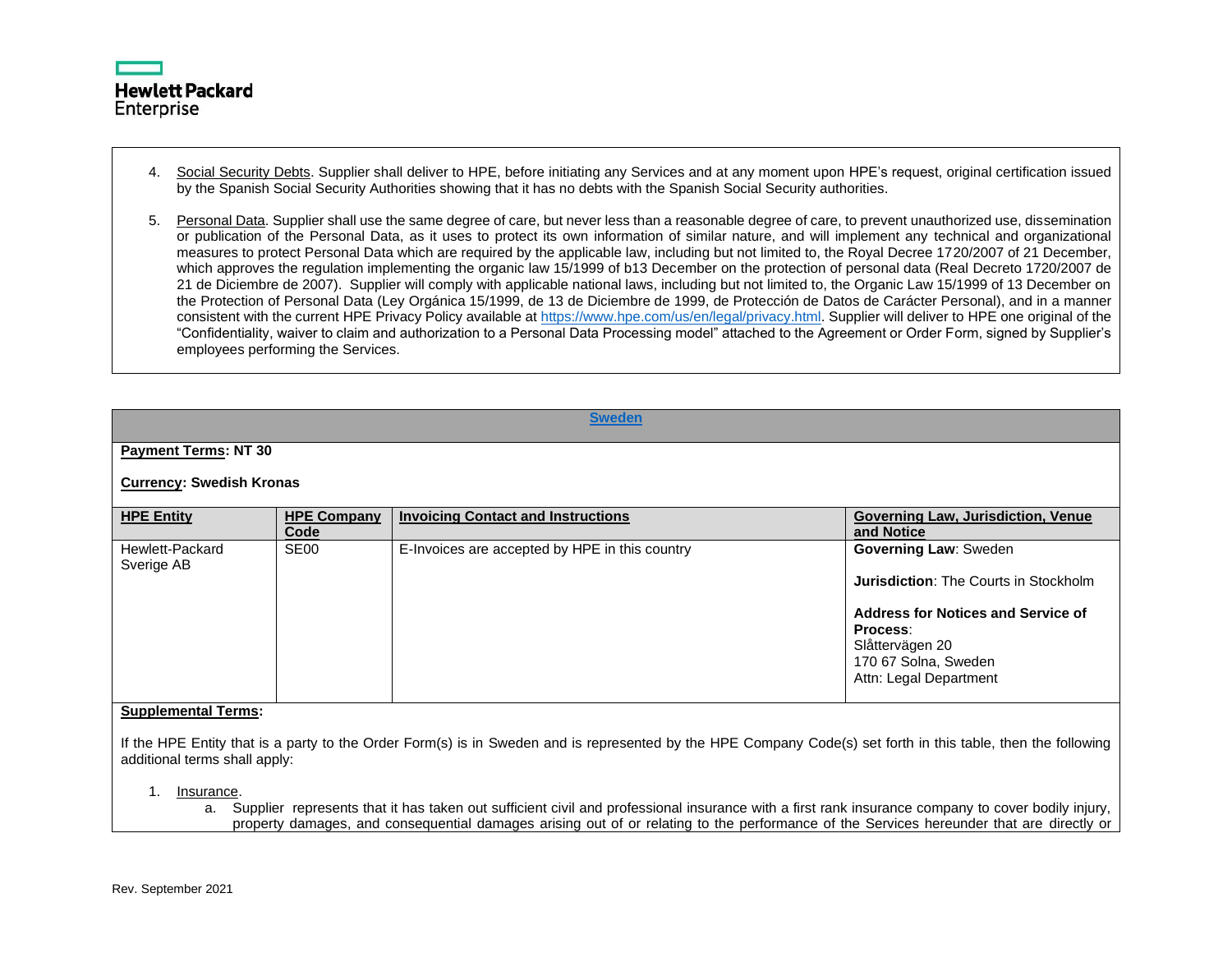4. Social Security Debts. Supplier shall deliver to HPE, before initiating any Services and at any moment upon HPE's request, original certification issued by the Spanish Social Security Authorities showing that it has no debts with the Spanish Social Security authorities.

5. Personal Data. Supplier shall use the same degree of care, but never less than a reasonable degree of care, to prevent unauthorized use, dissemination or publication of the Personal Data, as it uses to protect its own information of similar nature, and will implement any technical and organizational measures to protect Personal Data which are required by the applicable law, including but not limited to, the Royal Decree 1720/2007 of 21 December, which approves the regulation implementing the organic law 15/1999 of b13 December on the protection of personal data (Real Decreto 1720/2007 de 21 de Diciembre de 2007). Supplier will comply with applicable national laws, including but not limited to, the Organic Law 15/1999 of 13 December on the Protection of Personal Data (Ley Orgánica 15/1999, de 13 de Diciembre de 1999, de Protección de Datos de Carácter Personal), and in a manner consistent with the current HPE Privacy Policy available at https://www.hpe.com/us/en/legal/privacy.html. Supplier will deliver to HPE one original of the "Confidentiality, waiver to claim and authorization to a Personal Data Processing model" attached to the Agreement or Order Form, signed by Supplier's employees performing the Services.

## Sweden

**Payment Terms: NT 30**

**Currency: Swedish Kronas**

| HPE Entity | HPE Company Code | Invoicing Contact and Instructions | Governing Law, Jurisdiction, Venue and Notice |
|---|---|---|---|
| Hewlett-Packard Sverige AB | SE00 | E-Invoices are accepted by HPE in this country | **Governing Law**: Sweden<br><br>**Jurisdiction**: The Courts in Stockholm<br><br>**Address for Notices and Service of Process**:<br>Slåttervägen 20<br>170 67 Solna, Sweden<br>Attn: Legal Department |

**Supplemental Terms:**

If the HPE Entity that is a party to the Order Form(s) is in Sweden and is represented by the HPE Company Code(s) set forth in this table, then the following additional terms shall apply:

1. Insurance.
   a. Supplier represents that it has taken out sufficient civil and professional insurance with a first rank insurance company to cover bodily injury, property damages, and consequential damages arising out of or relating to the performance of the Services hereunder that are directly or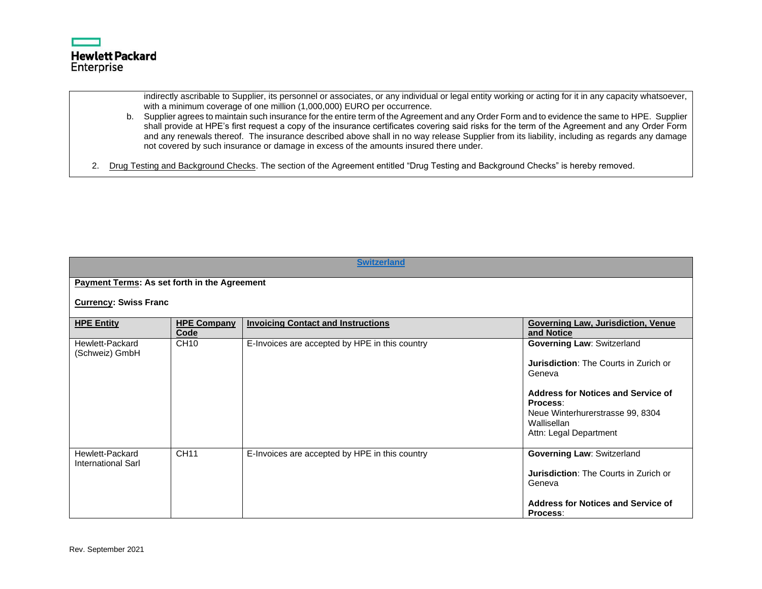indirectly ascribable to Supplier, its personnel or associates, or any individual or legal entity working or acting for it in any capacity whatsoever, with a minimum coverage of one million (1,000,000) EURO per occurrence.

b. Supplier agrees to maintain such insurance for the entire term of the Agreement and any Order Form and to evidence the same to HPE. Supplier shall provide at HPE's first request a copy of the insurance certificates covering said risks for the term of the Agreement and any Order Form and any renewals thereof. The insurance described above shall in no way release Supplier from its liability, including as regards any damage not covered by such insurance or damage in excess of the amounts insured there under.

2. Drug Testing and Background Checks. The section of the Agreement entitled "Drug Testing and Background Checks" is hereby removed.

## Switzerland

**Payment Terms: As set forth in the Agreement**

**Currency: Swiss Franc**

| HPE Entity | HPE Company Code | Invoicing Contact and Instructions | Governing Law, Jurisdiction, Venue and Notice |
|---|---|---|---|
| Hewlett-Packard (Schweiz) GmbH | CH10 | E-Invoices are accepted by HPE in this country | **Governing Law**: Switzerland<br><br>**Jurisdiction**: The Courts in Zurich or Geneva<br><br>**Address for Notices and Service of Process**:<br>Neue Winterhurerstrasse 99, 8304 Wallisellan<br>Attn: Legal Department |
| Hewlett-Packard International Sarl | CH11 | E-Invoices are accepted by HPE in this country | **Governing Law**: Switzerland<br><br>**Jurisdiction**: The Courts in Zurich or Geneva<br><br>**Address for Notices and Service of Process**: |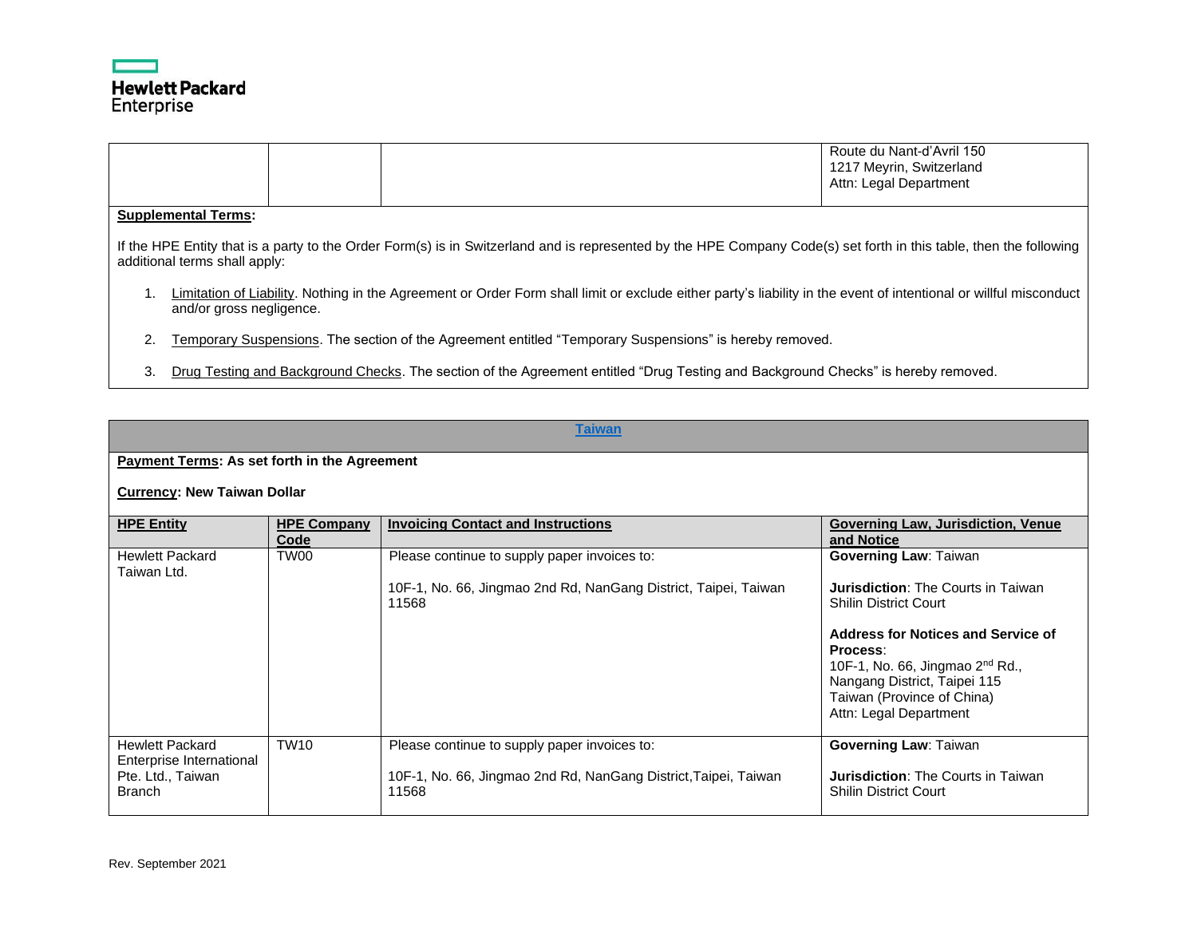| | | | Route du Nant-d'Avril 150<br>1217 Meyrin, Switzerland<br>Attn: Legal Department |
|---|---|---|---|

**Supplemental Terms:**

If the HPE Entity that is a party to the Order Form(s) is in Switzerland and is represented by the HPE Company Code(s) set forth in this table, then the following additional terms shall apply:

1. Limitation of Liability. Nothing in the Agreement or Order Form shall limit or exclude either party's liability in the event of intentional or willful misconduct and/or gross negligence.

2. Temporary Suspensions. The section of the Agreement entitled "Temporary Suspensions" is hereby removed.

3. Drug Testing and Background Checks. The section of the Agreement entitled "Drug Testing and Background Checks" is hereby removed.

## Taiwan

**Payment Terms: As set forth in the Agreement**

**Currency: New Taiwan Dollar**

| HPE Entity | HPE Company Code | Invoicing Contact and Instructions | Governing Law, Jurisdiction, Venue and Notice |
|---|---|---|---|
| Hewlett Packard Taiwan Ltd. | TW00 | Please continue to supply paper invoices to:<br><br>10F-1, No. 66, Jingmao 2nd Rd, NanGang District, Taipei, Taiwan 11568 | **Governing Law**: Taiwan<br><br>**Jurisdiction**: The Courts in Taiwan Shilin District Court<br><br>**Address for Notices and Service of Process**:<br>10F-1, No. 66, Jingmao 2nd Rd.,<br>Nangang District, Taipei 115<br>Taiwan (Province of China)<br>Attn: Legal Department |
| Hewlett Packard Enterprise International Pte. Ltd., Taiwan Branch | TW10 | Please continue to supply paper invoices to:<br><br>10F-1, No. 66, Jingmao 2nd Rd, NanGang District,Taipei, Taiwan 11568 | **Governing Law**: Taiwan<br><br>**Jurisdiction**: The Courts in Taiwan Shilin District Court |

Rev. September 2021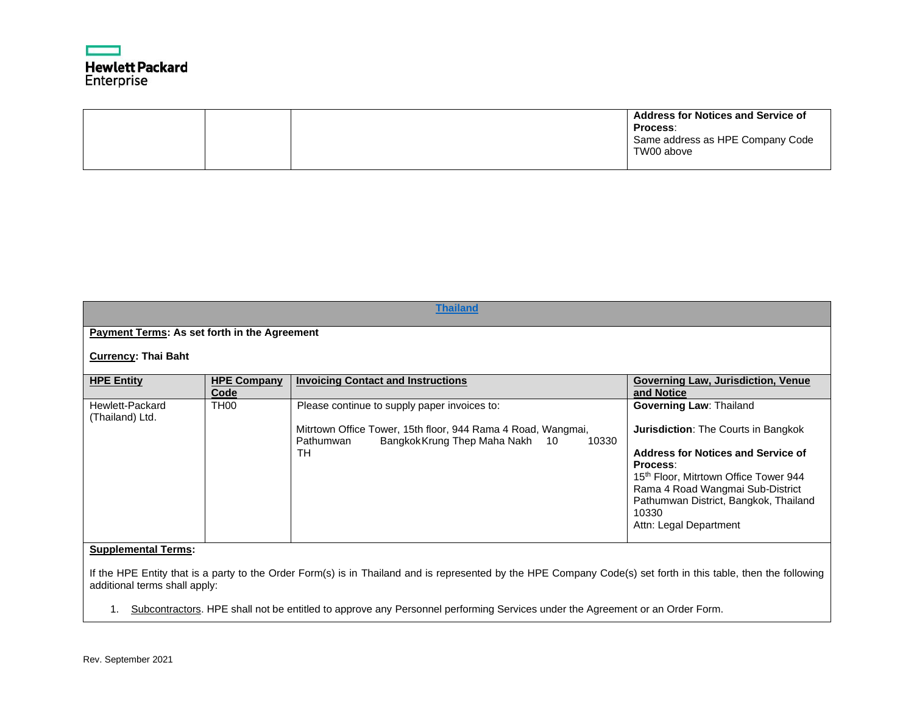| | | | **Address for Notices and Service of Process**: Same address as HPE Company Code TW00 above |
|---|---|---|---|

## Thailand

**Payment Terms: As set forth in the Agreement**

**Currency: Thai Baht**

| HPE Entity | HPE Company Code | Invoicing Contact and Instructions | Governing Law, Jurisdiction, Venue and Notice |
|---|---|---|---|
| Hewlett-Packard (Thailand) Ltd. | TH00 | Please continue to supply paper invoices to: Mitrtown Office Tower, 15th floor, 944 Rama 4 Road, Wangmai, Pathumwan Bangkok Krung Thep Maha Nakh 10 10330 TH | **Governing Law**: Thailand<br><br>**Jurisdiction**: The Courts in Bangkok<br><br>**Address for Notices and Service of Process**: 15th Floor, Mitrtown Office Tower 944 Rama 4 Road Wangmai Sub-District Pathumwan District, Bangkok, Thailand 10330<br>Attn: Legal Department |

**Supplemental Terms:**

If the HPE Entity that is a party to the Order Form(s) is in Thailand and is represented by the HPE Company Code(s) set forth in this table, then the following additional terms shall apply:

1. Subcontractors. HPE shall not be entitled to approve any Personnel performing Services under the Agreement or an Order Form.

Rev. September 2021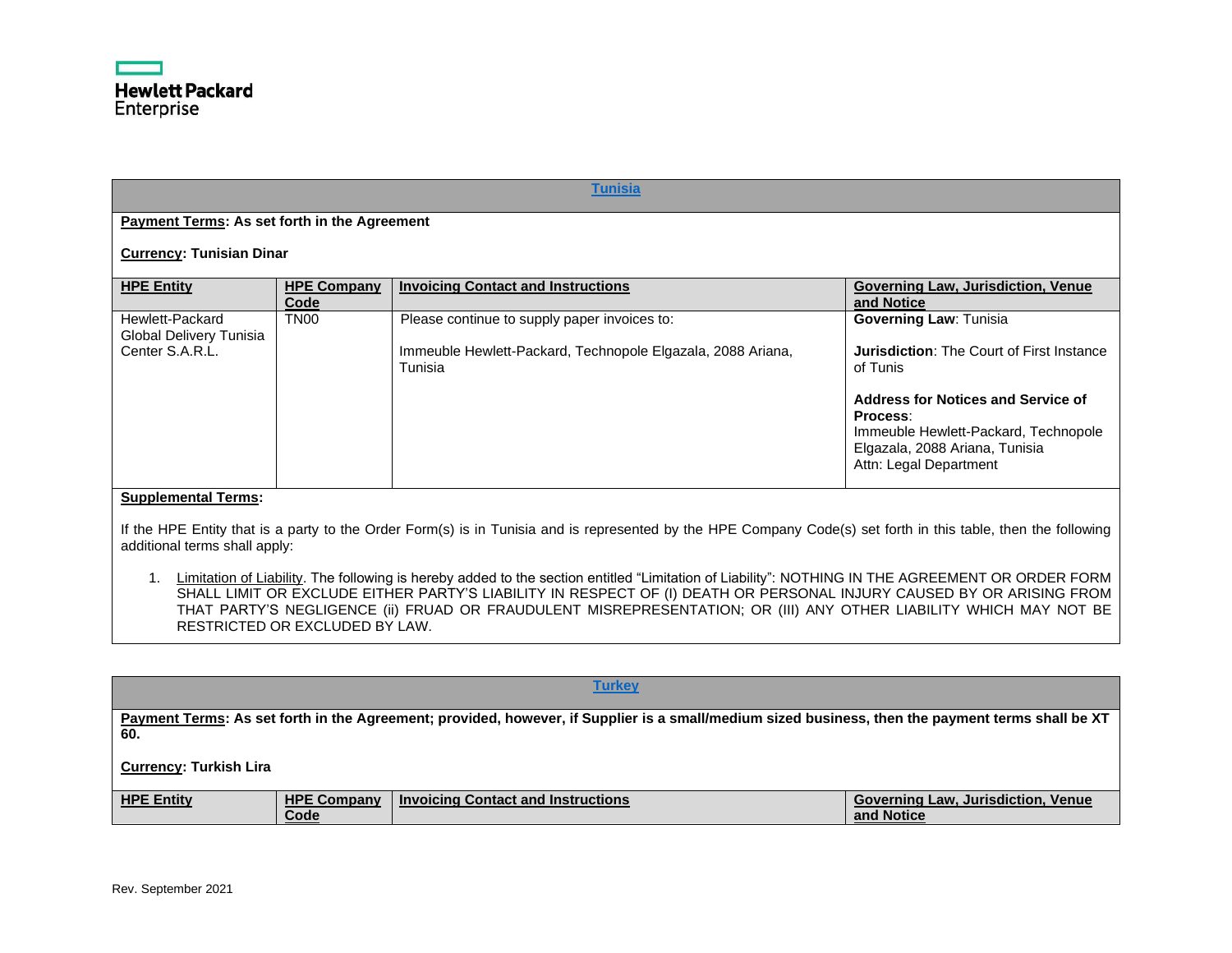## Tunisia

**Payment Terms: As set forth in the Agreement**

**Currency: Tunisian Dinar**

| HPE Entity | HPE Company Code | Invoicing Contact and Instructions | Governing Law, Jurisdiction, Venue and Notice |
|---|---|---|---|
| Hewlett-Packard Global Delivery Tunisia Center S.A.R.L. | TN00 | Please continue to supply paper invoices to:<br><br>Immeuble Hewlett-Packard, Technopole Elgazala, 2088 Ariana, Tunisia | **Governing Law**: Tunisia<br><br>**Jurisdiction**: The Court of First Instance of Tunis<br><br>**Address for Notices and Service of Process**:<br>Immeuble Hewlett-Packard, Technopole Elgazala, 2088 Ariana, Tunisia<br>Attn: Legal Department |

**Supplemental Terms:**

If the HPE Entity that is a party to the Order Form(s) is in Tunisia and is represented by the HPE Company Code(s) set forth in this table, then the following additional terms shall apply:

1. Limitation of Liability. The following is hereby added to the section entitled "Limitation of Liability": NOTHING IN THE AGREEMENT OR ORDER FORM SHALL LIMIT OR EXCLUDE EITHER PARTY'S LIABILITY IN RESPECT OF (I) DEATH OR PERSONAL INJURY CAUSED BY OR ARISING FROM THAT PARTY'S NEGLIGENCE (ii) FRUAD OR FRAUDULENT MISREPRESENTATION; OR (III) ANY OTHER LIABILITY WHICH MAY NOT BE RESTRICTED OR EXCLUDED BY LAW.

## Turkey

**Payment Terms: As set forth in the Agreement; provided, however, if Supplier is a small/medium sized business, then the payment terms shall be XT 60.**

**Currency: Turkish Lira**

| HPE Entity | HPE Company Code | Invoicing Contact and Instructions | Governing Law, Jurisdiction, Venue and Notice |
|---|---|---|---|

Rev. September 2021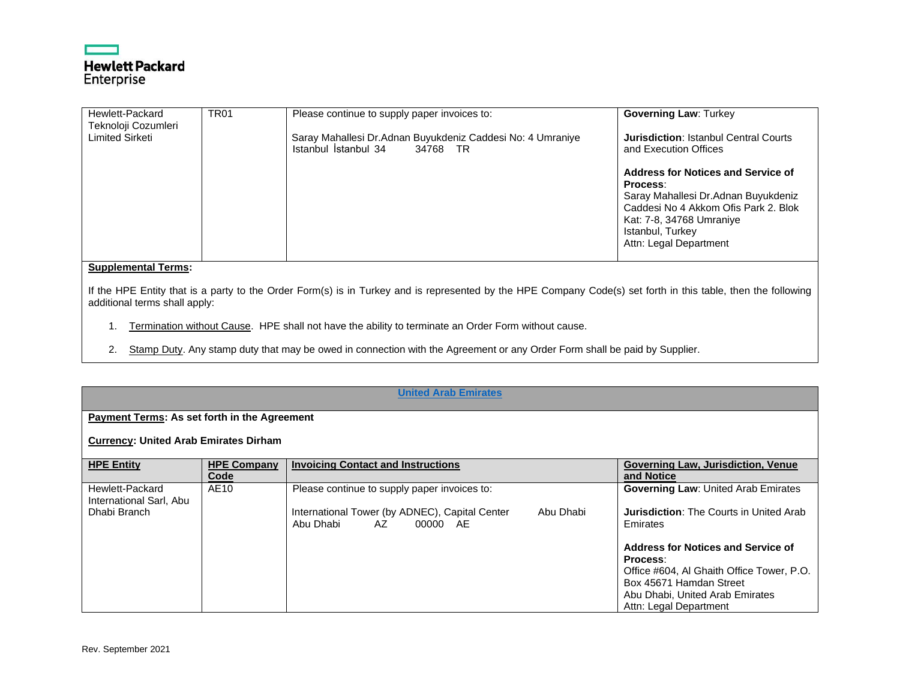| | | | |
|---|---|---|---|
| Hewlett-Packard Teknoloji Cozumleri Limited Sirketi | TR01 | Please continue to supply paper invoices to:<br><br>Saray Mahallesi Dr.Adnan Buyukdeniz Caddesi No: 4 Umraniye Istanbul İstanbul 34 34768 TR | **Governing Law**: Turkey<br><br>**Jurisdiction**: Istanbul Central Courts and Execution Offices<br><br>**Address for Notices and Service of Process**:<br>Saray Mahallesi Dr.Adnan Buyukdeniz Caddesi No 4 Akkom Ofis Park 2. Blok Kat: 7-8, 34768 Umraniye<br>Istanbul, Turkey<br>Attn: Legal Department |

**Supplemental Terms:**

If the HPE Entity that is a party to the Order Form(s) is in Turkey and is represented by the HPE Company Code(s) set forth in this table, then the following additional terms shall apply:

1. Termination without Cause. HPE shall not have the ability to terminate an Order Form without cause.
2. Stamp Duty. Any stamp duty that may be owed in connection with the Agreement or any Order Form shall be paid by Supplier.

## United Arab Emirates

**Payment Terms: As set forth in the Agreement**

**Currency: United Arab Emirates Dirham**

| HPE Entity | HPE Company Code | Invoicing Contact and Instructions | Governing Law, Jurisdiction, Venue and Notice |
|---|---|---|---|
| Hewlett-Packard International Sarl, Abu Dhabi Branch | AE10 | Please continue to supply paper invoices to:<br><br>International Tower (by ADNEC), Capital Center Abu Dhabi Abu Dhabi AZ 00000 AE | **Governing Law**: United Arab Emirates<br><br>**Jurisdiction**: The Courts in United Arab Emirates<br><br>**Address for Notices and Service of Process**:<br>Office #604, Al Ghaith Office Tower, P.O. Box 45671 Hamdan Street<br>Abu Dhabi, United Arab Emirates<br>Attn: Legal Department |

Rev. September 2021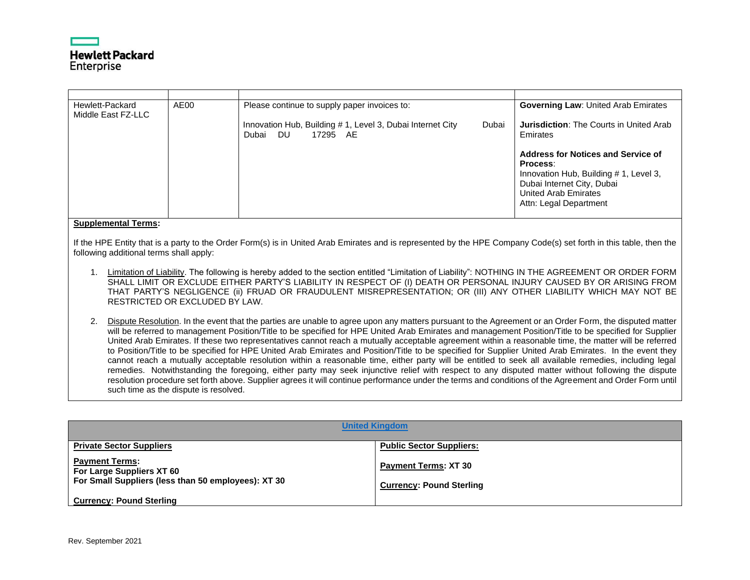| | | | |
|---|---|---|---|
| Hewlett-Packard Middle East FZ-LLC | AE00 | Please continue to supply paper invoices to:<br><br>Innovation Hub, Building # 1, Level 3, Dubai Internet City Dubai Dubai DU 17295 AE | **Governing Law**: United Arab Emirates<br><br>**Jurisdiction**: The Courts in United Arab Emirates<br><br>**Address for Notices and Service of Process**:<br>Innovation Hub, Building # 1, Level 3, Dubai Internet City, Dubai<br>United Arab Emirates<br>Attn: Legal Department |

**Supplemental Terms:**

If the HPE Entity that is a party to the Order Form(s) is in United Arab Emirates and is represented by the HPE Company Code(s) set forth in this table, then the following additional terms shall apply:

1. Limitation of Liability. The following is hereby added to the section entitled "Limitation of Liability": NOTHING IN THE AGREEMENT OR ORDER FORM SHALL LIMIT OR EXCLUDE EITHER PARTY'S LIABILITY IN RESPECT OF (I) DEATH OR PERSONAL INJURY CAUSED BY OR ARISING FROM THAT PARTY'S NEGLIGENCE (ii) FRUAD OR FRAUDULENT MISREPRESENTATION; OR (III) ANY OTHER LIABILITY WHICH MAY NOT BE RESTRICTED OR EXCLUDED BY LAW.

2. Dispute Resolution. In the event that the parties are unable to agree upon any matters pursuant to the Agreement or an Order Form, the disputed matter will be referred to management Position/Title to be specified for HPE United Arab Emirates and management Position/Title to be specified for Supplier United Arab Emirates. If these two representatives cannot reach a mutually acceptable agreement within a reasonable time, the matter will be referred to Position/Title to be specified for HPE United Arab Emirates and Position/Title to be specified for Supplier United Arab Emirates. In the event they cannot reach a mutually acceptable resolution within a reasonable time, either party will be entitled to seek all available remedies, including legal remedies. Notwithstanding the foregoing, either party may seek injunctive relief with respect to any disputed matter without following the dispute resolution procedure set forth above. Supplier agrees it will continue performance under the terms and conditions of the Agreement and Order Form until such time as the dispute is resolved.

| United Kingdom | |
|---|---|
| **Private Sector Suppliers**<br><br>**Payment Terms:**<br>**For Large Suppliers XT 60**<br>**For Small Suppliers (less than 50 employees): XT 30**<br><br>**Currency: Pound Sterling** | **Public Sector Suppliers:**<br><br>**Payment Terms: XT 30**<br><br>**Currency: Pound Sterling** |

Rev. September 2021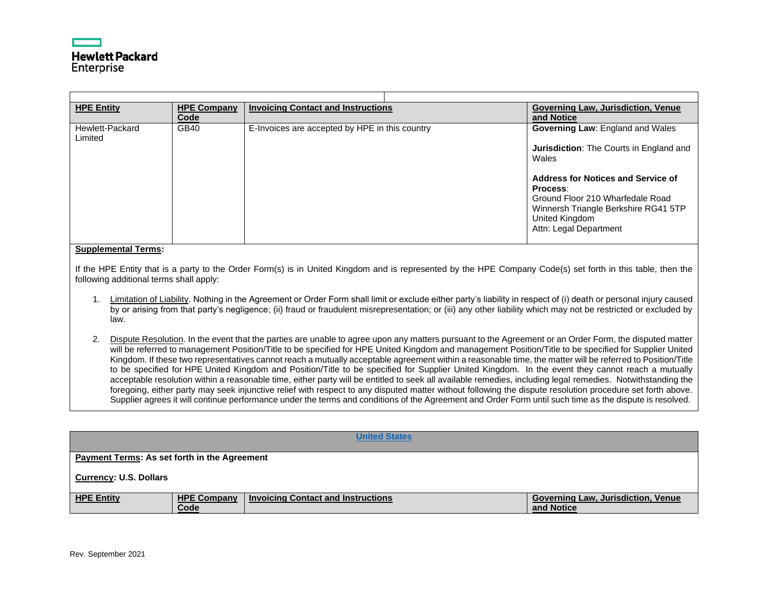| HPE Entity | HPE Company Code | Invoicing Contact and Instructions | Governing Law, Jurisdiction, Venue and Notice |
|---|---|---|---|
| Hewlett-Packard Limited | GB40 | E-Invoices are accepted by HPE in this country | **Governing Law**: England and Wales<br><br>**Jurisdiction**: The Courts in England and Wales<br><br>**Address for Notices and Service of Process**:<br>Ground Floor 210 Wharfedale Road<br>Winnersh Triangle Berkshire RG41 5TP<br>United Kingdom<br>Attn: Legal Department |

**Supplemental Terms:**

If the HPE Entity that is a party to the Order Form(s) is in United Kingdom and is represented by the HPE Company Code(s) set forth in this table, then the following additional terms shall apply:

1. Limitation of Liability. Nothing in the Agreement or Order Form shall limit or exclude either party's liability in respect of (i) death or personal injury caused by or arising from that party's negligence; (ii) fraud or fraudulent misrepresentation; or (iii) any other liability which may not be restricted or excluded by law.

2. Dispute Resolution. In the event that the parties are unable to agree upon any matters pursuant to the Agreement or an Order Form, the disputed matter will be referred to management Position/Title to be specified for HPE United Kingdom and management Position/Title to be specified for Supplier United Kingdom. If these two representatives cannot reach a mutually acceptable agreement within a reasonable time, the matter will be referred to Position/Title to be specified for HPE United Kingdom and Position/Title to be specified for Supplier United Kingdom. In the event they cannot reach a mutually acceptable resolution within a reasonable time, either party will be entitled to seek all available remedies, including legal remedies. Notwithstanding the foregoing, either party may seek injunctive relief with respect to any disputed matter without following the dispute resolution procedure set forth above. Supplier agrees it will continue performance under the terms and conditions of the Agreement and Order Form until such time as the dispute is resolved.

## United States

**Payment Terms: As set forth in the Agreement**

**Currency: U.S. Dollars**

| HPE Entity | HPE Company Code | Invoicing Contact and Instructions | Governing Law, Jurisdiction, Venue and Notice |
|---|---|---|---|

Rev. September 2021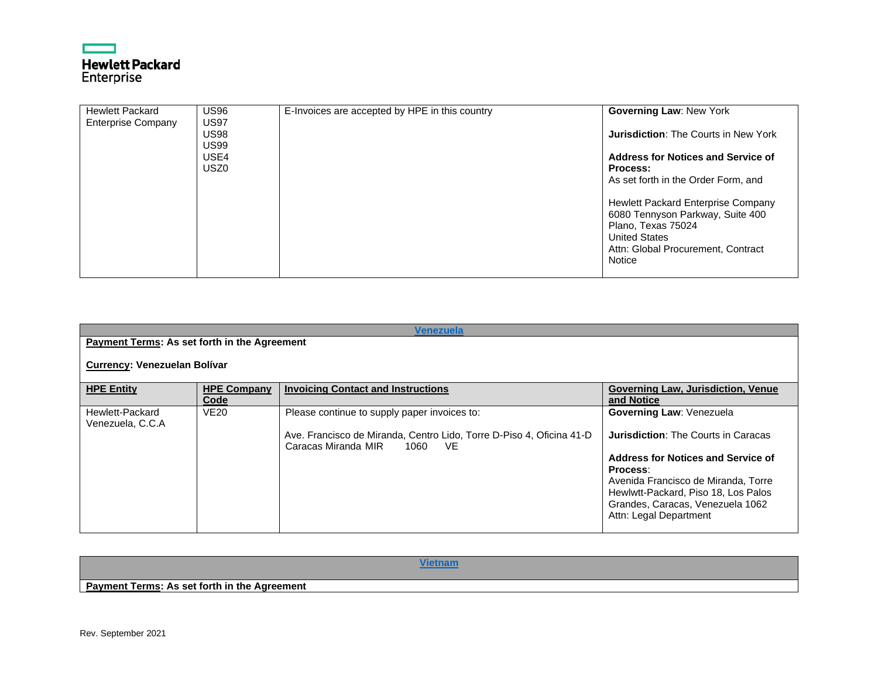| | | | |
|---|---|---|---|
| Hewlett Packard Enterprise Company | US96<br>US97<br>US98<br>US99<br>USE4<br>USZ0 | E-Invoices are accepted by HPE in this country | **Governing Law**: New York<br><br>**Jurisdiction**: The Courts in New York<br><br>**Address for Notices and Service of Process:**<br>As set forth in the Order Form, and<br><br>Hewlett Packard Enterprise Company<br>6080 Tennyson Parkway, Suite 400<br>Plano, Texas 75024<br>United States<br>Attn: Global Procurement, Contract Notice |

**Venezuela**

**Payment Terms: As set forth in the Agreement**

**Currency: Venezuelan Bolívar**

| HPE Entity | HPE Company Code | Invoicing Contact and Instructions | Governing Law, Jurisdiction, Venue and Notice |
|---|---|---|---|
| Hewlett-Packard Venezuela, C.C.A | VE20 | Please continue to supply paper invoices to:<br><br>Ave. Francisco de Miranda, Centro Lido, Torre D-Piso 4, Oficina 41-D Caracas Miranda MIR 1060 VE | **Governing Law**: Venezuela<br><br>**Jurisdiction**: The Courts in Caracas<br><br>**Address for Notices and Service of Process**:<br>Avenida Francisco de Miranda, Torre Hewlwtt-Packard, Piso 18, Los Palos Grandes, Caracas, Venezuela 1062<br>Attn: Legal Department |

**Vietnam**

**Payment Terms: As set forth in the Agreement**

Rev. September 2021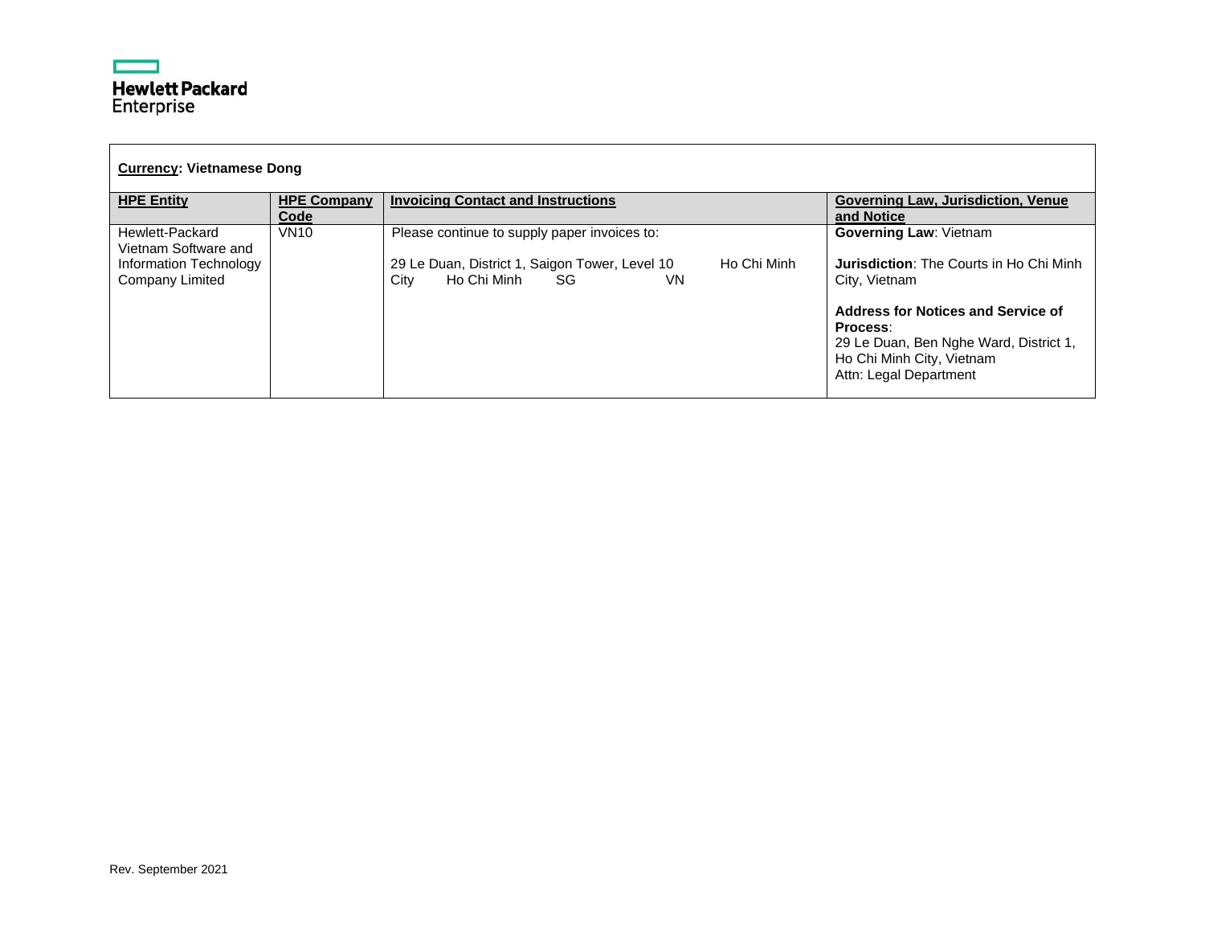**Currency: Vietnamese Dong**

| HPE Entity | HPE Company Code | Invoicing Contact and Instructions | Governing Law, Jurisdiction, Venue and Notice |
|---|---|---|---|
| Hewlett-Packard Vietnam Software and Information Technology Company Limited | VN10 | Please continue to supply paper invoices to:<br><br>29 Le Duan, District 1, Saigon Tower, Level 10 Ho Chi Minh City Ho Chi Minh SG VN | **Governing Law**: Vietnam<br><br>**Jurisdiction**: The Courts in Ho Chi Minh City, Vietnam<br><br>**Address for Notices and Service of Process**:<br>29 Le Duan, Ben Nghe Ward, District 1, Ho Chi Minh City, Vietnam<br>Attn: Legal Department |

Rev. September 2021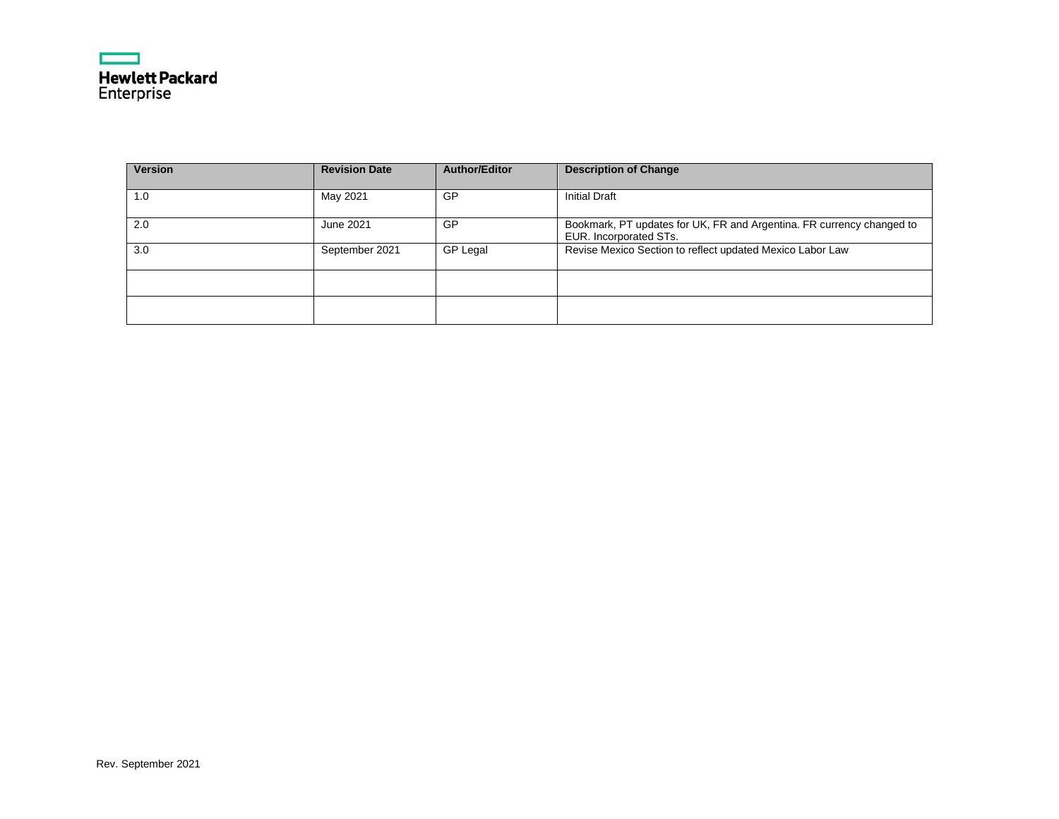Hewlett Packard Enterprise

| Version | Revision Date | Author/Editor | Description of Change |
|---|---|---|---|
| 1.0 | May 2021 | GP | Initial Draft |
| 2.0 | June 2021 | GP | Bookmark, PT updates for UK, FR and Argentina. FR currency changed to EUR. Incorporated STs. |
| 3.0 | September 2021 | GP Legal | Revise Mexico Section to reflect updated Mexico Labor Law |
| | | | |
| | | | |